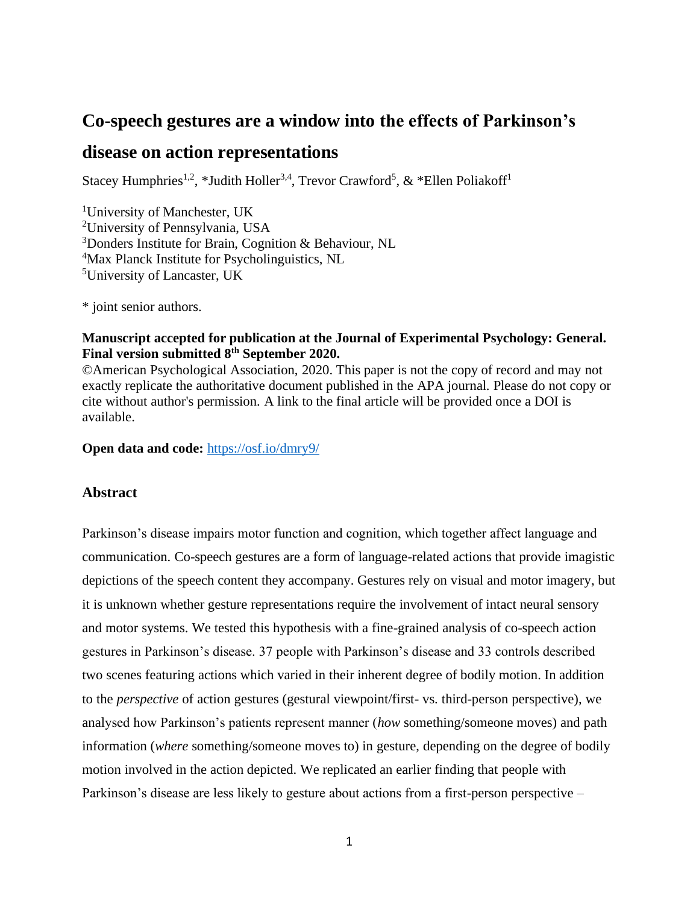# Co-speech gestures are a window into the effects of Parkinson's disease on action representations

Stacey Humphries[1,2], *Judith Holler[3,4], Trevor Crawford[5], & *Ellen Poliakoff[1]

[1]University of Manchester, UK
[2]University of Pennsylvania, USA
[3]Donders Institute for Brain, Cognition & Behaviour, NL
[4]Max Planck Institute for Psycholinguistics, NL
[5]University of Lancaster, UK

* joint senior authors.

**Manuscript accepted for publication at the Journal of Experimental Psychology: General. Final version submitted 8th September 2020.**
©American Psychological Association, 2020. This paper is not the copy of record and may not exactly replicate the authoritative document published in the APA journal. Please do not copy or cite without author's permission. A link to the final article will be provided once a DOI is available.

**Open data and code:** https://osf.io/dmry9/

## Abstract

Parkinson's disease impairs motor function and cognition, which together affect language and communication. Co-speech gestures are a form of language-related actions that provide imagistic depictions of the speech content they accompany. Gestures rely on visual and motor imagery, but it is unknown whether gesture representations require the involvement of intact neural sensory and motor systems. We tested this hypothesis with a fine-grained analysis of co-speech action gestures in Parkinson's disease. 37 people with Parkinson's disease and 33 controls described two scenes featuring actions which varied in their inherent degree of bodily motion. In addition to the *perspective* of action gestures (gestural viewpoint/first- vs. third-person perspective), we analysed how Parkinson's patients represent manner (*how* something/someone moves) and path information (*where* something/someone moves to) in gesture, depending on the degree of bodily motion involved in the action depicted. We replicated an earlier finding that people with Parkinson's disease are less likely to gesture about actions from a first-person perspective –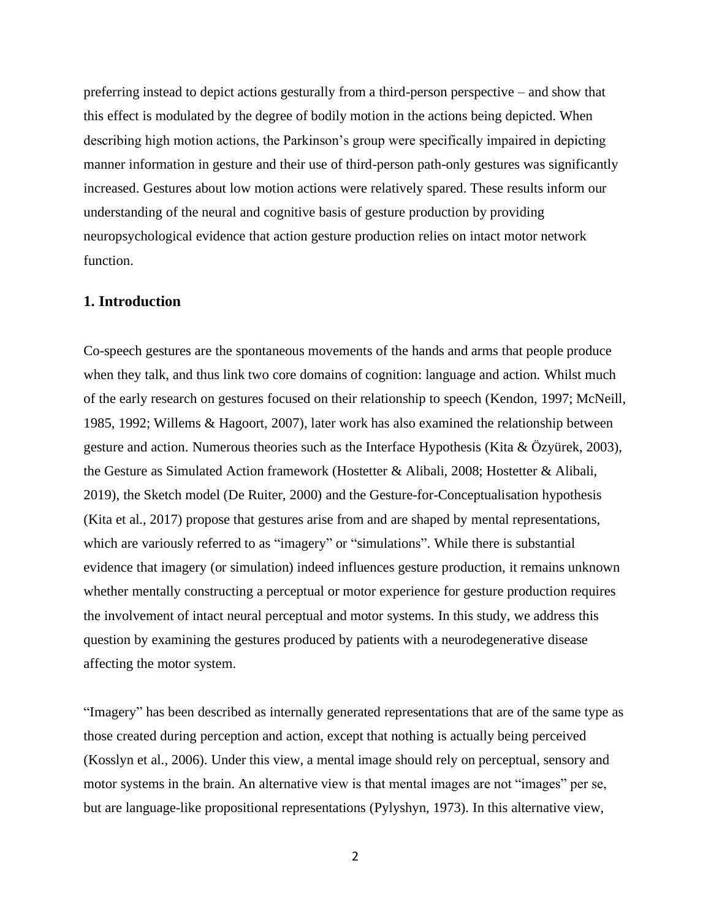preferring instead to depict actions gesturally from a third-person perspective – and show that this effect is modulated by the degree of bodily motion in the actions being depicted. When describing high motion actions, the Parkinson's group were specifically impaired in depicting manner information in gesture and their use of third-person path-only gestures was significantly increased. Gestures about low motion actions were relatively spared. These results inform our understanding of the neural and cognitive basis of gesture production by providing neuropsychological evidence that action gesture production relies on intact motor network function.

## 1. Introduction

Co-speech gestures are the spontaneous movements of the hands and arms that people produce when they talk, and thus link two core domains of cognition: language and action. Whilst much of the early research on gestures focused on their relationship to speech (Kendon, 1997; McNeill, 1985, 1992; Willems & Hagoort, 2007), later work has also examined the relationship between gesture and action. Numerous theories such as the Interface Hypothesis (Kita & Özyürek, 2003), the Gesture as Simulated Action framework (Hostetter & Alibali, 2008; Hostetter & Alibali, 2019), the Sketch model (De Ruiter, 2000) and the Gesture-for-Conceptualisation hypothesis (Kita et al., 2017) propose that gestures arise from and are shaped by mental representations, which are variously referred to as "imagery" or "simulations". While there is substantial evidence that imagery (or simulation) indeed influences gesture production, it remains unknown whether mentally constructing a perceptual or motor experience for gesture production requires the involvement of intact neural perceptual and motor systems. In this study, we address this question by examining the gestures produced by patients with a neurodegenerative disease affecting the motor system.

"Imagery" has been described as internally generated representations that are of the same type as those created during perception and action, except that nothing is actually being perceived (Kosslyn et al., 2006). Under this view, a mental image should rely on perceptual, sensory and motor systems in the brain. An alternative view is that mental images are not "images" per se, but are language-like propositional representations (Pylyshyn, 1973). In this alternative view,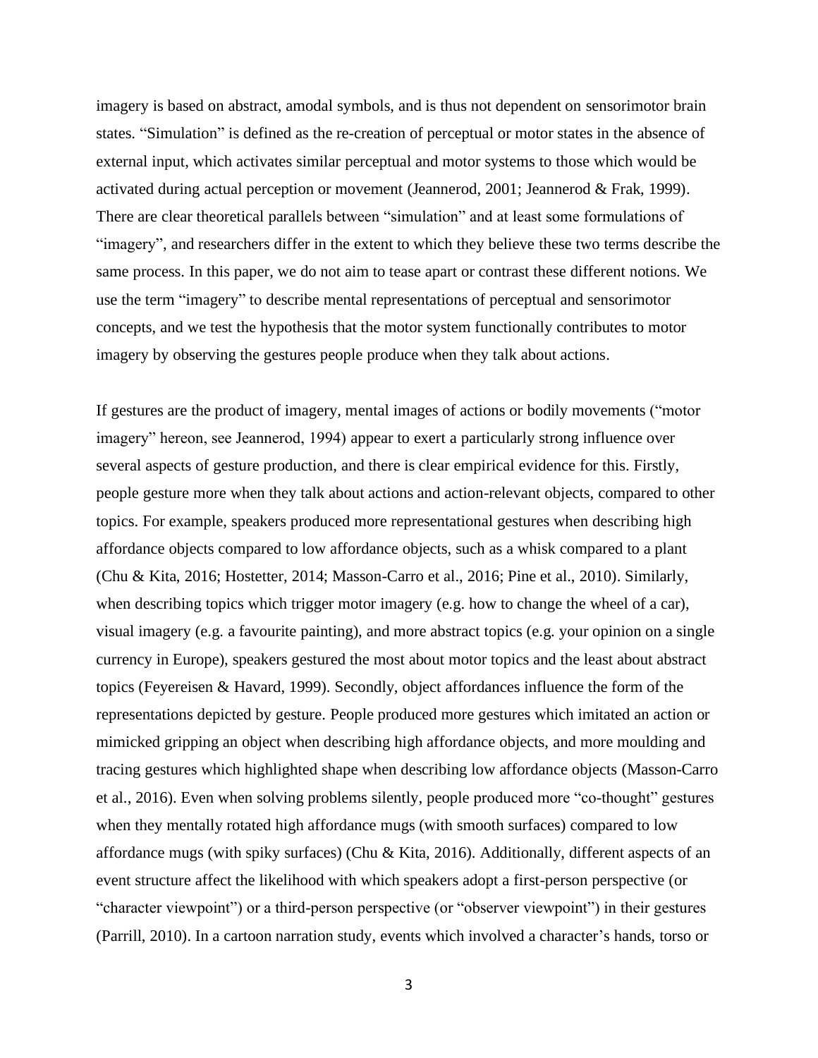imagery is based on abstract, amodal symbols, and is thus not dependent on sensorimotor brain states. "Simulation" is defined as the re-creation of perceptual or motor states in the absence of external input, which activates similar perceptual and motor systems to those which would be activated during actual perception or movement (Jeannerod, 2001; Jeannerod & Frak, 1999). There are clear theoretical parallels between "simulation" and at least some formulations of "imagery", and researchers differ in the extent to which they believe these two terms describe the same process. In this paper, we do not aim to tease apart or contrast these different notions. We use the term "imagery" to describe mental representations of perceptual and sensorimotor concepts, and we test the hypothesis that the motor system functionally contributes to motor imagery by observing the gestures people produce when they talk about actions.

If gestures are the product of imagery, mental images of actions or bodily movements ("motor imagery" hereon, see Jeannerod, 1994) appear to exert a particularly strong influence over several aspects of gesture production, and there is clear empirical evidence for this. Firstly, people gesture more when they talk about actions and action-relevant objects, compared to other topics. For example, speakers produced more representational gestures when describing high affordance objects compared to low affordance objects, such as a whisk compared to a plant (Chu & Kita, 2016; Hostetter, 2014; Masson-Carro et al., 2016; Pine et al., 2010). Similarly, when describing topics which trigger motor imagery (e.g. how to change the wheel of a car), visual imagery (e.g. a favourite painting), and more abstract topics (e.g. your opinion on a single currency in Europe), speakers gestured the most about motor topics and the least about abstract topics (Feyereisen & Havard, 1999). Secondly, object affordances influence the form of the representations depicted by gesture. People produced more gestures which imitated an action or mimicked gripping an object when describing high affordance objects, and more moulding and tracing gestures which highlighted shape when describing low affordance objects (Masson-Carro et al., 2016). Even when solving problems silently, people produced more "co-thought" gestures when they mentally rotated high affordance mugs (with smooth surfaces) compared to low affordance mugs (with spiky surfaces) (Chu & Kita, 2016). Additionally, different aspects of an event structure affect the likelihood with which speakers adopt a first-person perspective (or "character viewpoint") or a third-person perspective (or "observer viewpoint") in their gestures (Parrill, 2010). In a cartoon narration study, events which involved a character's hands, torso or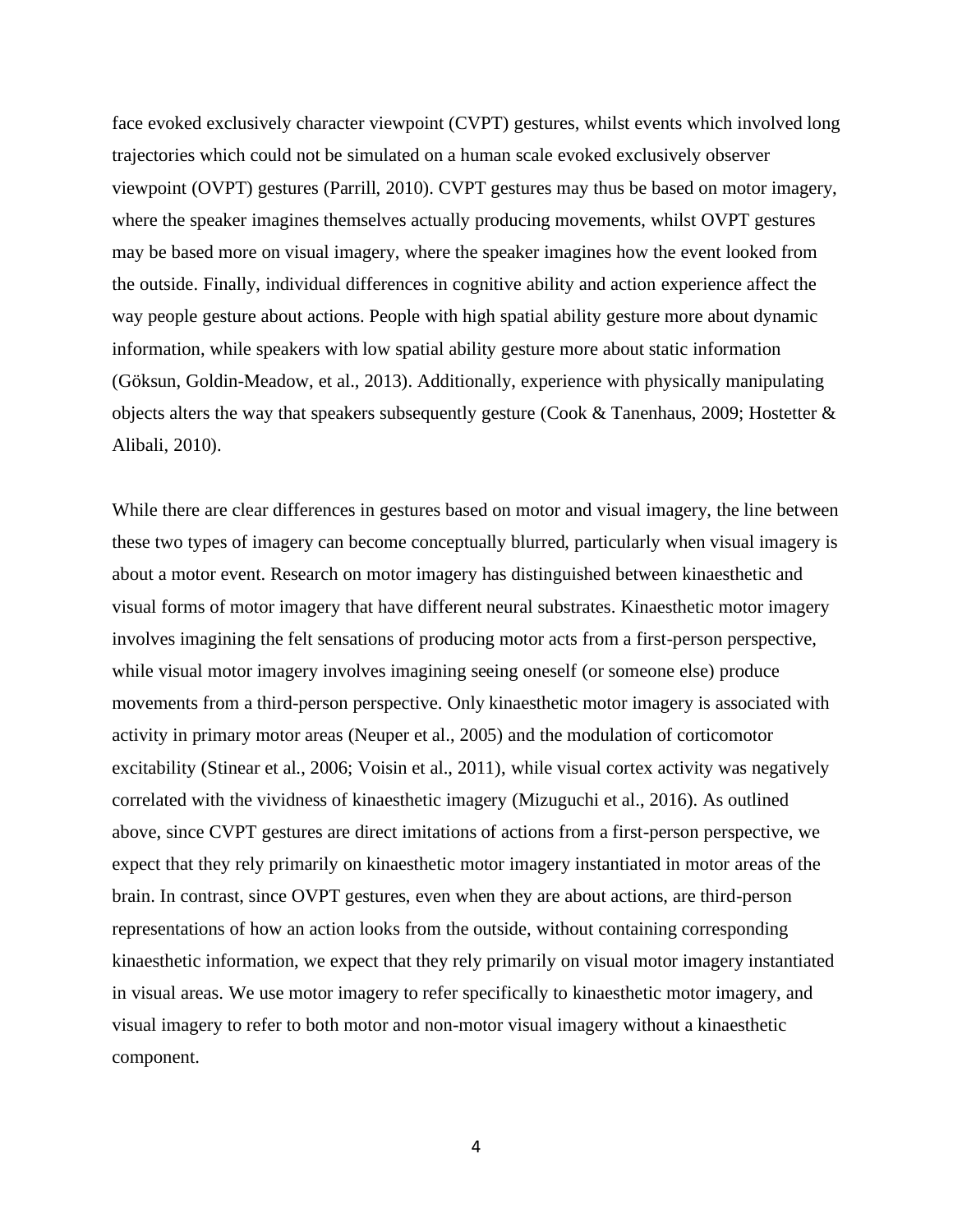face evoked exclusively character viewpoint (CVPT) gestures, whilst events which involved long trajectories which could not be simulated on a human scale evoked exclusively observer viewpoint (OVPT) gestures (Parrill, 2010). CVPT gestures may thus be based on motor imagery, where the speaker imagines themselves actually producing movements, whilst OVPT gestures may be based more on visual imagery, where the speaker imagines how the event looked from the outside. Finally, individual differences in cognitive ability and action experience affect the way people gesture about actions. People with high spatial ability gesture more about dynamic information, while speakers with low spatial ability gesture more about static information (Göksun, Goldin-Meadow, et al., 2013). Additionally, experience with physically manipulating objects alters the way that speakers subsequently gesture (Cook & Tanenhaus, 2009; Hostetter & Alibali, 2010).

While there are clear differences in gestures based on motor and visual imagery, the line between these two types of imagery can become conceptually blurred, particularly when visual imagery is about a motor event. Research on motor imagery has distinguished between kinaesthetic and visual forms of motor imagery that have different neural substrates. Kinaesthetic motor imagery involves imagining the felt sensations of producing motor acts from a first-person perspective, while visual motor imagery involves imagining seeing oneself (or someone else) produce movements from a third-person perspective. Only kinaesthetic motor imagery is associated with activity in primary motor areas (Neuper et al., 2005) and the modulation of corticomotor excitability (Stinear et al., 2006; Voisin et al., 2011), while visual cortex activity was negatively correlated with the vividness of kinaesthetic imagery (Mizuguchi et al., 2016). As outlined above, since CVPT gestures are direct imitations of actions from a first-person perspective, we expect that they rely primarily on kinaesthetic motor imagery instantiated in motor areas of the brain. In contrast, since OVPT gestures, even when they are about actions, are third-person representations of how an action looks from the outside, without containing corresponding kinaesthetic information, we expect that they rely primarily on visual motor imagery instantiated in visual areas. We use motor imagery to refer specifically to kinaesthetic motor imagery, and visual imagery to refer to both motor and non-motor visual imagery without a kinaesthetic component.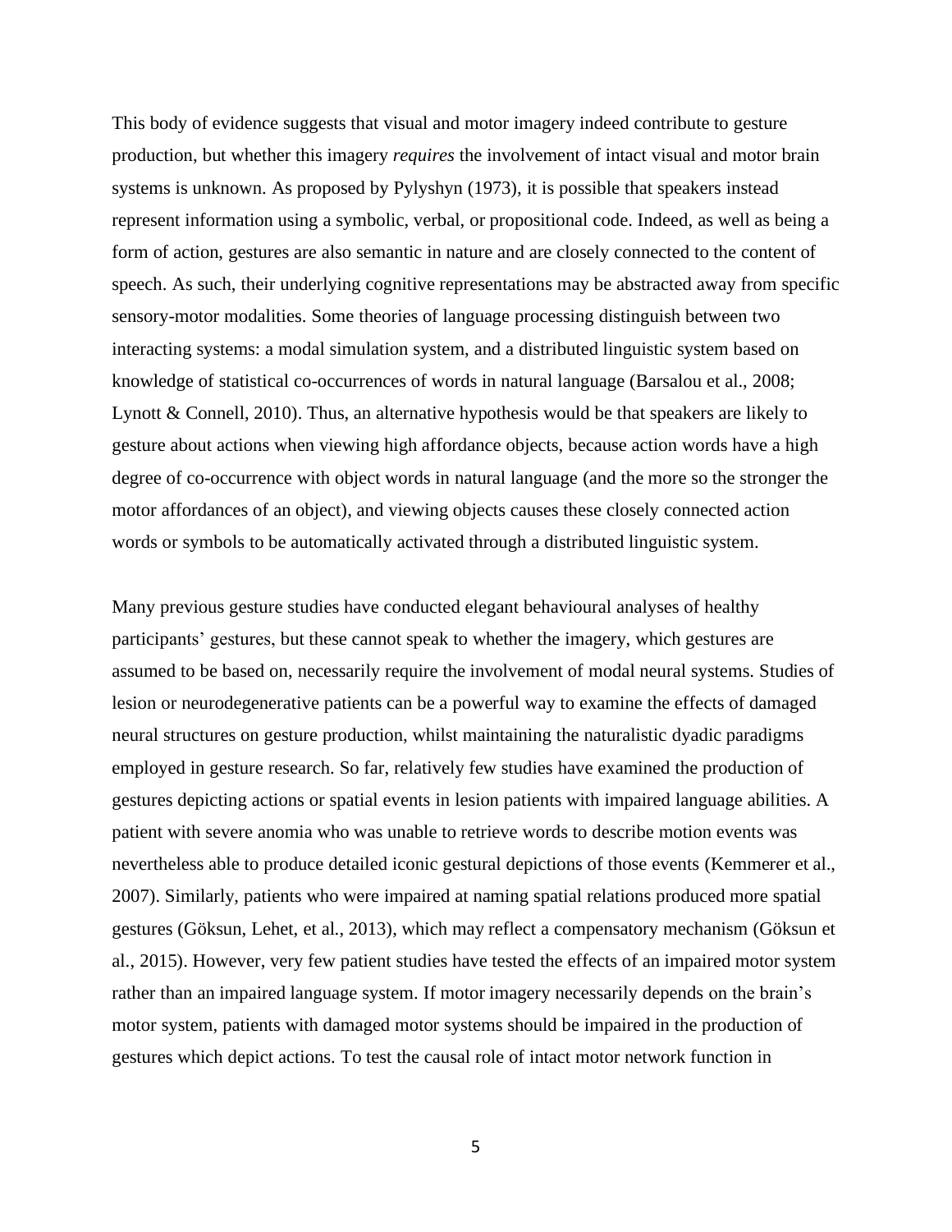This body of evidence suggests that visual and motor imagery indeed contribute to gesture production, but whether this imagery *requires* the involvement of intact visual and motor brain systems is unknown. As proposed by Pylyshyn (1973), it is possible that speakers instead represent information using a symbolic, verbal, or propositional code. Indeed, as well as being a form of action, gestures are also semantic in nature and are closely connected to the content of speech. As such, their underlying cognitive representations may be abstracted away from specific sensory-motor modalities. Some theories of language processing distinguish between two interacting systems: a modal simulation system, and a distributed linguistic system based on knowledge of statistical co-occurrences of words in natural language (Barsalou et al., 2008; Lynott & Connell, 2010). Thus, an alternative hypothesis would be that speakers are likely to gesture about actions when viewing high affordance objects, because action words have a high degree of co-occurrence with object words in natural language (and the more so the stronger the motor affordances of an object), and viewing objects causes these closely connected action words or symbols to be automatically activated through a distributed linguistic system.

Many previous gesture studies have conducted elegant behavioural analyses of healthy participants' gestures, but these cannot speak to whether the imagery, which gestures are assumed to be based on, necessarily require the involvement of modal neural systems. Studies of lesion or neurodegenerative patients can be a powerful way to examine the effects of damaged neural structures on gesture production, whilst maintaining the naturalistic dyadic paradigms employed in gesture research. So far, relatively few studies have examined the production of gestures depicting actions or spatial events in lesion patients with impaired language abilities. A patient with severe anomia who was unable to retrieve words to describe motion events was nevertheless able to produce detailed iconic gestural depictions of those events (Kemmerer et al., 2007). Similarly, patients who were impaired at naming spatial relations produced more spatial gestures (Göksun, Lehet, et al., 2013), which may reflect a compensatory mechanism (Göksun et al., 2015). However, very few patient studies have tested the effects of an impaired motor system rather than an impaired language system. If motor imagery necessarily depends on the brain's motor system, patients with damaged motor systems should be impaired in the production of gestures which depict actions. To test the causal role of intact motor network function in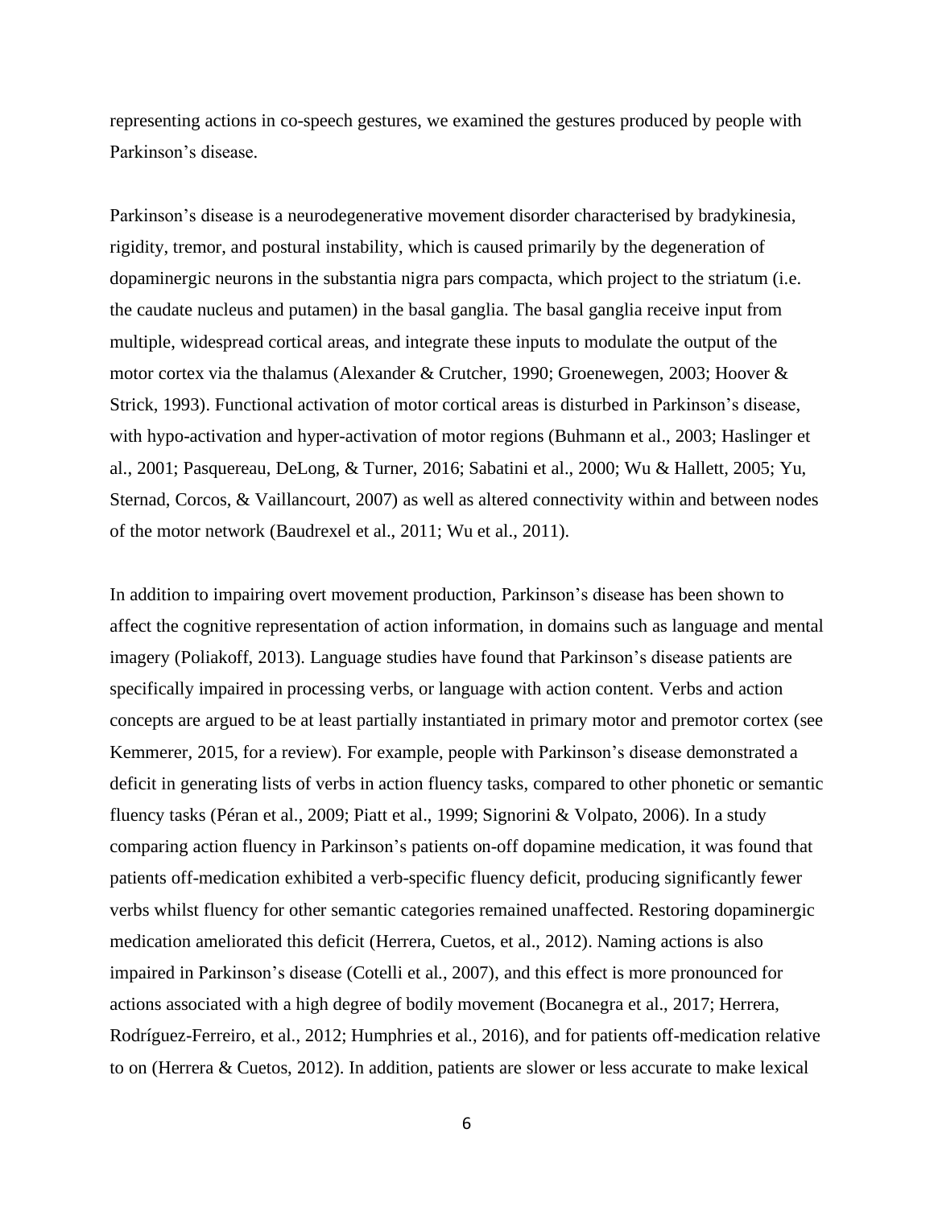representing actions in co-speech gestures, we examined the gestures produced by people with Parkinson's disease.

Parkinson's disease is a neurodegenerative movement disorder characterised by bradykinesia, rigidity, tremor, and postural instability, which is caused primarily by the degeneration of dopaminergic neurons in the substantia nigra pars compacta, which project to the striatum (i.e. the caudate nucleus and putamen) in the basal ganglia. The basal ganglia receive input from multiple, widespread cortical areas, and integrate these inputs to modulate the output of the motor cortex via the thalamus (Alexander & Crutcher, 1990; Groenewegen, 2003; Hoover & Strick, 1993). Functional activation of motor cortical areas is disturbed in Parkinson's disease, with hypo-activation and hyper-activation of motor regions (Buhmann et al., 2003; Haslinger et al., 2001; Pasquereau, DeLong, & Turner, 2016; Sabatini et al., 2000; Wu & Hallett, 2005; Yu, Sternad, Corcos, & Vaillancourt, 2007) as well as altered connectivity within and between nodes of the motor network (Baudrexel et al., 2011; Wu et al., 2011).

In addition to impairing overt movement production, Parkinson's disease has been shown to affect the cognitive representation of action information, in domains such as language and mental imagery (Poliakoff, 2013). Language studies have found that Parkinson's disease patients are specifically impaired in processing verbs, or language with action content. Verbs and action concepts are argued to be at least partially instantiated in primary motor and premotor cortex (see Kemmerer, 2015, for a review). For example, people with Parkinson's disease demonstrated a deficit in generating lists of verbs in action fluency tasks, compared to other phonetic or semantic fluency tasks (Péran et al., 2009; Piatt et al., 1999; Signorini & Volpato, 2006). In a study comparing action fluency in Parkinson's patients on-off dopamine medication, it was found that patients off-medication exhibited a verb-specific fluency deficit, producing significantly fewer verbs whilst fluency for other semantic categories remained unaffected. Restoring dopaminergic medication ameliorated this deficit (Herrera, Cuetos, et al., 2012). Naming actions is also impaired in Parkinson's disease (Cotelli et al., 2007), and this effect is more pronounced for actions associated with a high degree of bodily movement (Bocanegra et al., 2017; Herrera, Rodríguez-Ferreiro, et al., 2012; Humphries et al., 2016), and for patients off-medication relative to on (Herrera & Cuetos, 2012). In addition, patients are slower or less accurate to make lexical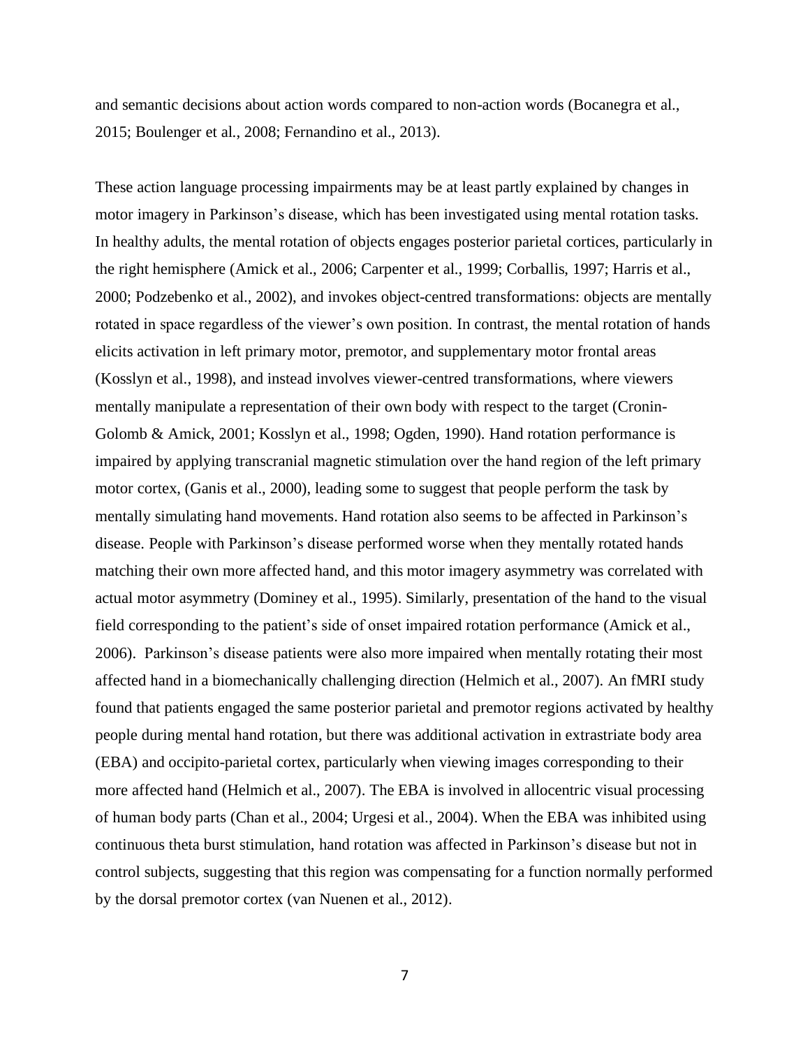and semantic decisions about action words compared to non-action words (Bocanegra et al., 2015; Boulenger et al., 2008; Fernandino et al., 2013).

These action language processing impairments may be at least partly explained by changes in motor imagery in Parkinson's disease, which has been investigated using mental rotation tasks. In healthy adults, the mental rotation of objects engages posterior parietal cortices, particularly in the right hemisphere (Amick et al., 2006; Carpenter et al., 1999; Corballis, 1997; Harris et al., 2000; Podzebenko et al., 2002), and invokes object-centred transformations: objects are mentally rotated in space regardless of the viewer's own position. In contrast, the mental rotation of hands elicits activation in left primary motor, premotor, and supplementary motor frontal areas (Kosslyn et al., 1998), and instead involves viewer-centred transformations, where viewers mentally manipulate a representation of their own body with respect to the target (Cronin-Golomb & Amick, 2001; Kosslyn et al., 1998; Ogden, 1990). Hand rotation performance is impaired by applying transcranial magnetic stimulation over the hand region of the left primary motor cortex, (Ganis et al., 2000), leading some to suggest that people perform the task by mentally simulating hand movements. Hand rotation also seems to be affected in Parkinson's disease. People with Parkinson's disease performed worse when they mentally rotated hands matching their own more affected hand, and this motor imagery asymmetry was correlated with actual motor asymmetry (Dominey et al., 1995). Similarly, presentation of the hand to the visual field corresponding to the patient's side of onset impaired rotation performance (Amick et al., 2006). Parkinson's disease patients were also more impaired when mentally rotating their most affected hand in a biomechanically challenging direction (Helmich et al., 2007). An fMRI study found that patients engaged the same posterior parietal and premotor regions activated by healthy people during mental hand rotation, but there was additional activation in extrastriate body area (EBA) and occipito-parietal cortex, particularly when viewing images corresponding to their more affected hand (Helmich et al., 2007). The EBA is involved in allocentric visual processing of human body parts (Chan et al., 2004; Urgesi et al., 2004). When the EBA was inhibited using continuous theta burst stimulation, hand rotation was affected in Parkinson's disease but not in control subjects, suggesting that this region was compensating for a function normally performed by the dorsal premotor cortex (van Nuenen et al., 2012).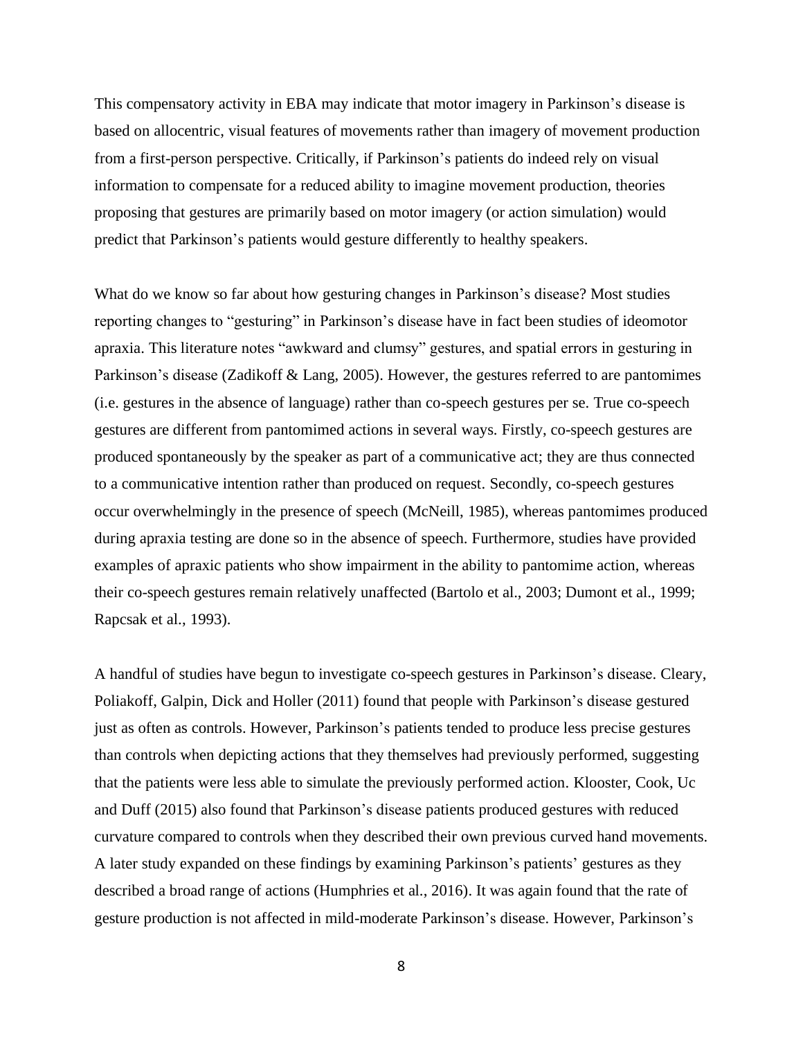This compensatory activity in EBA may indicate that motor imagery in Parkinson's disease is based on allocentric, visual features of movements rather than imagery of movement production from a first-person perspective. Critically, if Parkinson's patients do indeed rely on visual information to compensate for a reduced ability to imagine movement production, theories proposing that gestures are primarily based on motor imagery (or action simulation) would predict that Parkinson's patients would gesture differently to healthy speakers.

What do we know so far about how gesturing changes in Parkinson's disease? Most studies reporting changes to "gesturing" in Parkinson's disease have in fact been studies of ideomotor apraxia. This literature notes "awkward and clumsy" gestures, and spatial errors in gesturing in Parkinson's disease (Zadikoff & Lang, 2005). However, the gestures referred to are pantomimes (i.e. gestures in the absence of language) rather than co-speech gestures per se. True co-speech gestures are different from pantomimed actions in several ways. Firstly, co-speech gestures are produced spontaneously by the speaker as part of a communicative act; they are thus connected to a communicative intention rather than produced on request. Secondly, co-speech gestures occur overwhelmingly in the presence of speech (McNeill, 1985), whereas pantomimes produced during apraxia testing are done so in the absence of speech. Furthermore, studies have provided examples of apraxic patients who show impairment in the ability to pantomime action, whereas their co-speech gestures remain relatively unaffected (Bartolo et al., 2003; Dumont et al., 1999; Rapcsak et al., 1993).

A handful of studies have begun to investigate co-speech gestures in Parkinson's disease. Cleary, Poliakoff, Galpin, Dick and Holler (2011) found that people with Parkinson's disease gestured just as often as controls. However, Parkinson's patients tended to produce less precise gestures than controls when depicting actions that they themselves had previously performed, suggesting that the patients were less able to simulate the previously performed action. Klooster, Cook, Uc and Duff (2015) also found that Parkinson's disease patients produced gestures with reduced curvature compared to controls when they described their own previous curved hand movements. A later study expanded on these findings by examining Parkinson's patients' gestures as they described a broad range of actions (Humphries et al., 2016). It was again found that the rate of gesture production is not affected in mild-moderate Parkinson's disease. However, Parkinson's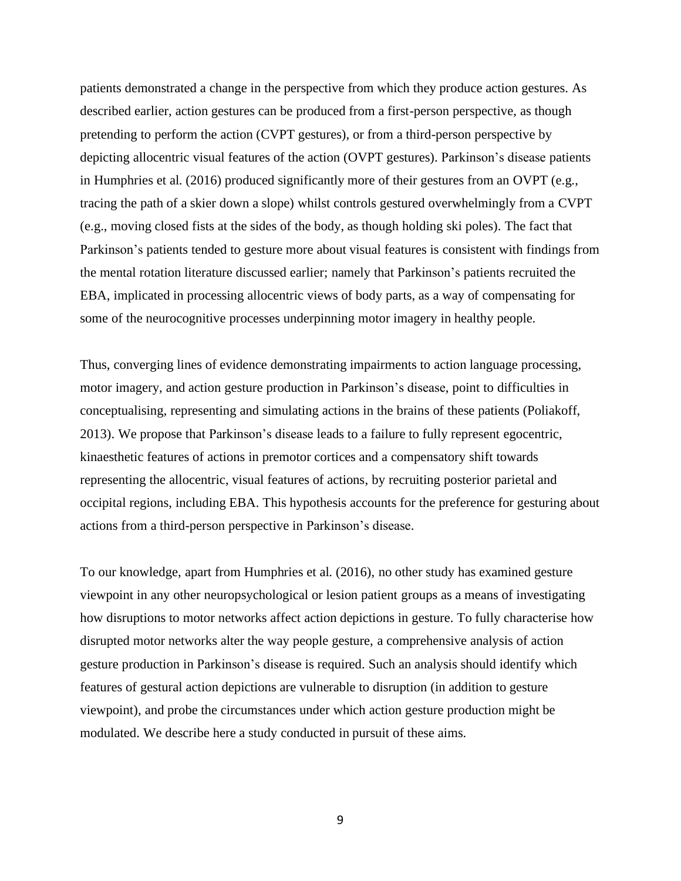patients demonstrated a change in the perspective from which they produce action gestures. As described earlier, action gestures can be produced from a first-person perspective, as though pretending to perform the action (CVPT gestures), or from a third-person perspective by depicting allocentric visual features of the action (OVPT gestures). Parkinson's disease patients in Humphries et al. (2016) produced significantly more of their gestures from an OVPT (e.g., tracing the path of a skier down a slope) whilst controls gestured overwhelmingly from a CVPT (e.g., moving closed fists at the sides of the body, as though holding ski poles). The fact that Parkinson's patients tended to gesture more about visual features is consistent with findings from the mental rotation literature discussed earlier; namely that Parkinson's patients recruited the EBA, implicated in processing allocentric views of body parts, as a way of compensating for some of the neurocognitive processes underpinning motor imagery in healthy people.

Thus, converging lines of evidence demonstrating impairments to action language processing, motor imagery, and action gesture production in Parkinson's disease, point to difficulties in conceptualising, representing and simulating actions in the brains of these patients (Poliakoff, 2013). We propose that Parkinson's disease leads to a failure to fully represent egocentric, kinaesthetic features of actions in premotor cortices and a compensatory shift towards representing the allocentric, visual features of actions, by recruiting posterior parietal and occipital regions, including EBA. This hypothesis accounts for the preference for gesturing about actions from a third-person perspective in Parkinson's disease.

To our knowledge, apart from Humphries et al. (2016), no other study has examined gesture viewpoint in any other neuropsychological or lesion patient groups as a means of investigating how disruptions to motor networks affect action depictions in gesture. To fully characterise how disrupted motor networks alter the way people gesture, a comprehensive analysis of action gesture production in Parkinson's disease is required. Such an analysis should identify which features of gestural action depictions are vulnerable to disruption (in addition to gesture viewpoint), and probe the circumstances under which action gesture production might be modulated. We describe here a study conducted in pursuit of these aims.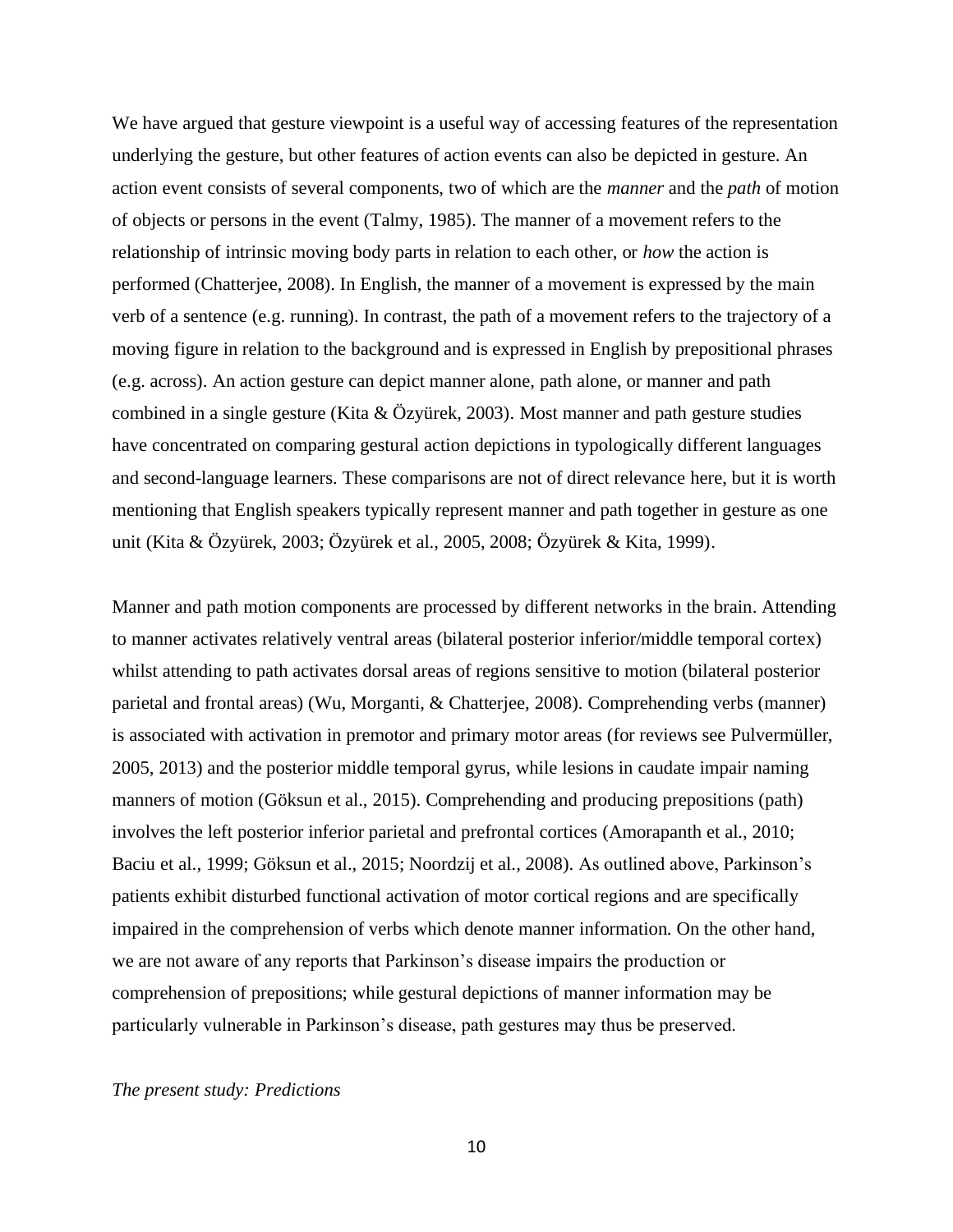We have argued that gesture viewpoint is a useful way of accessing features of the representation underlying the gesture, but other features of action events can also be depicted in gesture. An action event consists of several components, two of which are the *manner* and the *path* of motion of objects or persons in the event (Talmy, 1985). The manner of a movement refers to the relationship of intrinsic moving body parts in relation to each other, or *how* the action is performed (Chatterjee, 2008). In English, the manner of a movement is expressed by the main verb of a sentence (e.g. running). In contrast, the path of a movement refers to the trajectory of a moving figure in relation to the background and is expressed in English by prepositional phrases (e.g. across). An action gesture can depict manner alone, path alone, or manner and path combined in a single gesture (Kita & Özyürek, 2003). Most manner and path gesture studies have concentrated on comparing gestural action depictions in typologically different languages and second-language learners. These comparisons are not of direct relevance here, but it is worth mentioning that English speakers typically represent manner and path together in gesture as one unit (Kita & Özyürek, 2003; Özyürek et al., 2005, 2008; Özyürek & Kita, 1999).

Manner and path motion components are processed by different networks in the brain. Attending to manner activates relatively ventral areas (bilateral posterior inferior/middle temporal cortex) whilst attending to path activates dorsal areas of regions sensitive to motion (bilateral posterior parietal and frontal areas) (Wu, Morganti, & Chatterjee, 2008). Comprehending verbs (manner) is associated with activation in premotor and primary motor areas (for reviews see Pulvermüller, 2005, 2013) and the posterior middle temporal gyrus, while lesions in caudate impair naming manners of motion (Göksun et al., 2015). Comprehending and producing prepositions (path) involves the left posterior inferior parietal and prefrontal cortices (Amorapanth et al., 2010; Baciu et al., 1999; Göksun et al., 2015; Noordzij et al., 2008). As outlined above, Parkinson's patients exhibit disturbed functional activation of motor cortical regions and are specifically impaired in the comprehension of verbs which denote manner information. On the other hand, we are not aware of any reports that Parkinson's disease impairs the production or comprehension of prepositions; while gestural depictions of manner information may be particularly vulnerable in Parkinson's disease, path gestures may thus be preserved.

*The present study: Predictions*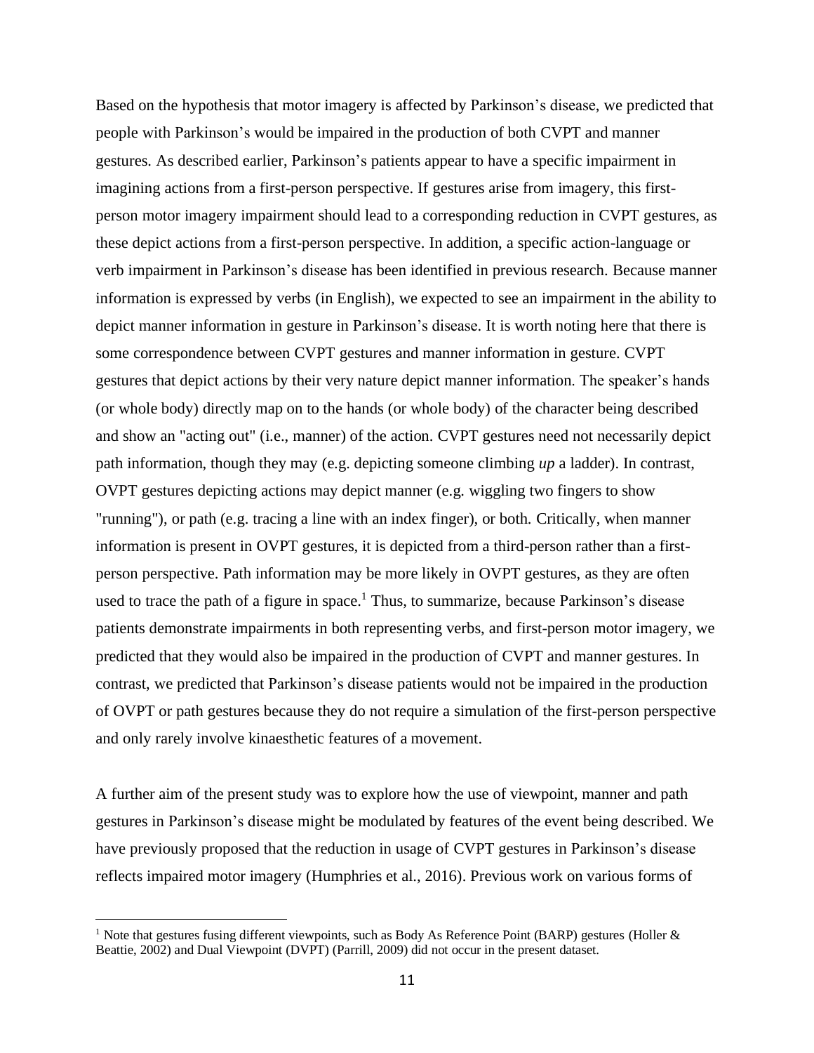Based on the hypothesis that motor imagery is affected by Parkinson's disease, we predicted that people with Parkinson's would be impaired in the production of both CVPT and manner gestures. As described earlier, Parkinson's patients appear to have a specific impairment in imagining actions from a first-person perspective. If gestures arise from imagery, this first-person motor imagery impairment should lead to a corresponding reduction in CVPT gestures, as these depict actions from a first-person perspective. In addition, a specific action-language or verb impairment in Parkinson's disease has been identified in previous research. Because manner information is expressed by verbs (in English), we expected to see an impairment in the ability to depict manner information in gesture in Parkinson's disease. It is worth noting here that there is some correspondence between CVPT gestures and manner information in gesture. CVPT gestures that depict actions by their very nature depict manner information. The speaker's hands (or whole body) directly map on to the hands (or whole body) of the character being described and show an "acting out" (i.e., manner) of the action. CVPT gestures need not necessarily depict path information, though they may (e.g. depicting someone climbing *up* a ladder). In contrast, OVPT gestures depicting actions may depict manner (e.g. wiggling two fingers to show "running"), or path (e.g. tracing a line with an index finger), or both. Critically, when manner information is present in OVPT gestures, it is depicted from a third-person rather than a first-person perspective. Path information may be more likely in OVPT gestures, as they are often used to trace the path of a figure in space.[1] Thus, to summarize, because Parkinson's disease patients demonstrate impairments in both representing verbs, and first-person motor imagery, we predicted that they would also be impaired in the production of CVPT and manner gestures. In contrast, we predicted that Parkinson's disease patients would not be impaired in the production of OVPT or path gestures because they do not require a simulation of the first-person perspective and only rarely involve kinaesthetic features of a movement.

A further aim of the present study was to explore how the use of viewpoint, manner and path gestures in Parkinson's disease might be modulated by features of the event being described. We have previously proposed that the reduction in usage of CVPT gestures in Parkinson's disease reflects impaired motor imagery (Humphries et al., 2016). Previous work on various forms of

[1] Note that gestures fusing different viewpoints, such as Body As Reference Point (BARP) gestures (Holler & Beattie, 2002) and Dual Viewpoint (DVPT) (Parrill, 2009) did not occur in the present dataset.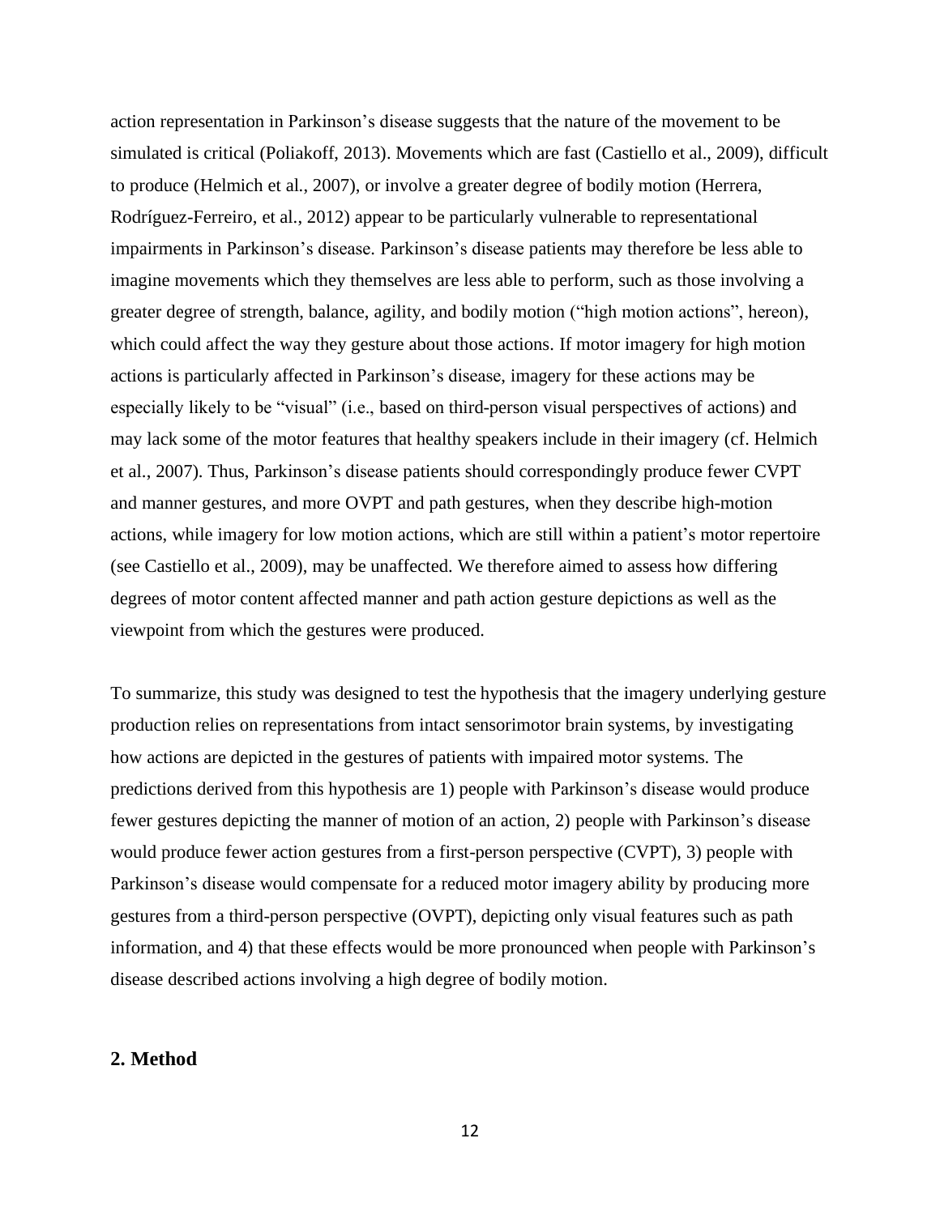action representation in Parkinson's disease suggests that the nature of the movement to be simulated is critical (Poliakoff, 2013). Movements which are fast (Castiello et al., 2009), difficult to produce (Helmich et al., 2007), or involve a greater degree of bodily motion (Herrera, Rodríguez-Ferreiro, et al., 2012) appear to be particularly vulnerable to representational impairments in Parkinson's disease. Parkinson's disease patients may therefore be less able to imagine movements which they themselves are less able to perform, such as those involving a greater degree of strength, balance, agility, and bodily motion ("high motion actions", hereon), which could affect the way they gesture about those actions. If motor imagery for high motion actions is particularly affected in Parkinson's disease, imagery for these actions may be especially likely to be "visual" (i.e., based on third-person visual perspectives of actions) and may lack some of the motor features that healthy speakers include in their imagery (cf. Helmich et al., 2007). Thus, Parkinson's disease patients should correspondingly produce fewer CVPT and manner gestures, and more OVPT and path gestures, when they describe high-motion actions, while imagery for low motion actions, which are still within a patient's motor repertoire (see Castiello et al., 2009), may be unaffected. We therefore aimed to assess how differing degrees of motor content affected manner and path action gesture depictions as well as the viewpoint from which the gestures were produced.

To summarize, this study was designed to test the hypothesis that the imagery underlying gesture production relies on representations from intact sensorimotor brain systems, by investigating how actions are depicted in the gestures of patients with impaired motor systems. The predictions derived from this hypothesis are 1) people with Parkinson's disease would produce fewer gestures depicting the manner of motion of an action, 2) people with Parkinson's disease would produce fewer action gestures from a first-person perspective (CVPT), 3) people with Parkinson's disease would compensate for a reduced motor imagery ability by producing more gestures from a third-person perspective (OVPT), depicting only visual features such as path information, and 4) that these effects would be more pronounced when people with Parkinson's disease described actions involving a high degree of bodily motion.

## 2. Method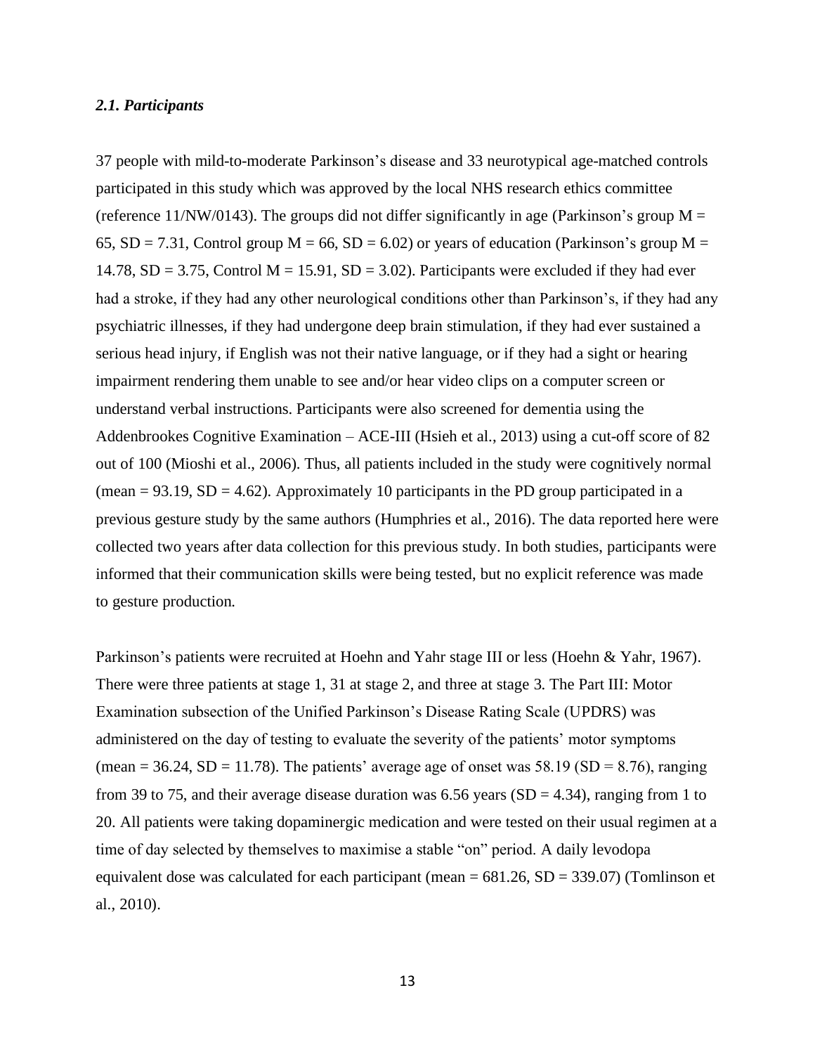### *2.1. Participants*

37 people with mild-to-moderate Parkinson's disease and 33 neurotypical age-matched controls participated in this study which was approved by the local NHS research ethics committee (reference 11/NW/0143). The groups did not differ significantly in age (Parkinson's group M = 65, SD = 7.31, Control group M = 66, SD = 6.02) or years of education (Parkinson's group M = 14.78, SD = 3.75, Control M = 15.91, SD = 3.02). Participants were excluded if they had ever had a stroke, if they had any other neurological conditions other than Parkinson's, if they had any psychiatric illnesses, if they had undergone deep brain stimulation, if they had ever sustained a serious head injury, if English was not their native language, or if they had a sight or hearing impairment rendering them unable to see and/or hear video clips on a computer screen or understand verbal instructions. Participants were also screened for dementia using the Addenbrookes Cognitive Examination – ACE-III (Hsieh et al., 2013) using a cut-off score of 82 out of 100 (Mioshi et al., 2006). Thus, all patients included in the study were cognitively normal (mean = 93.19, SD = 4.62). Approximately 10 participants in the PD group participated in a previous gesture study by the same authors (Humphries et al., 2016). The data reported here were collected two years after data collection for this previous study. In both studies, participants were informed that their communication skills were being tested, but no explicit reference was made to gesture production.

Parkinson's patients were recruited at Hoehn and Yahr stage III or less (Hoehn & Yahr, 1967). There were three patients at stage 1, 31 at stage 2, and three at stage 3. The Part III: Motor Examination subsection of the Unified Parkinson's Disease Rating Scale (UPDRS) was administered on the day of testing to evaluate the severity of the patients' motor symptoms (mean = 36.24, SD = 11.78). The patients' average age of onset was 58.19 (SD = 8.76), ranging from 39 to 75, and their average disease duration was 6.56 years (SD = 4.34), ranging from 1 to 20. All patients were taking dopaminergic medication and were tested on their usual regimen at a time of day selected by themselves to maximise a stable "on" period. A daily levodopa equivalent dose was calculated for each participant (mean = 681.26, SD = 339.07) (Tomlinson et al., 2010).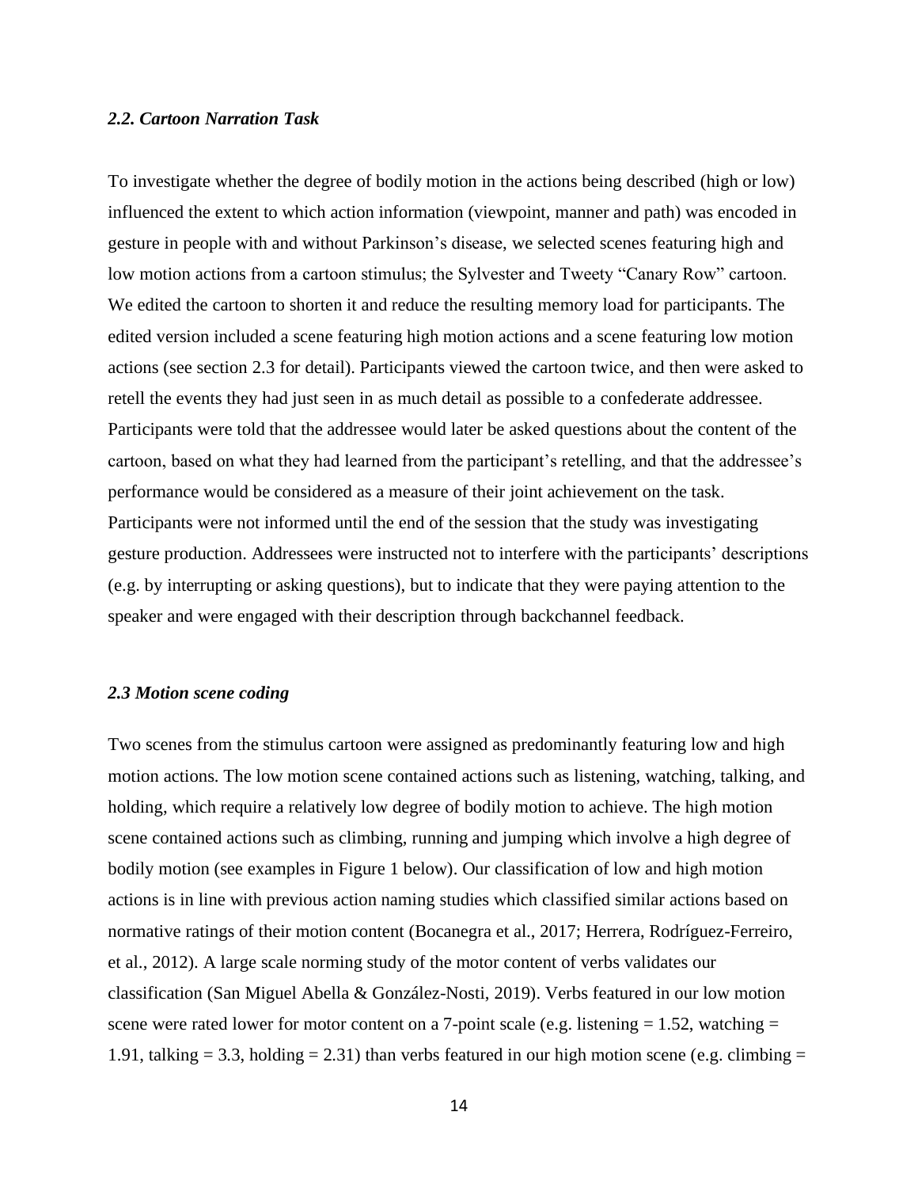### *2.2. Cartoon Narration Task*

To investigate whether the degree of bodily motion in the actions being described (high or low) influenced the extent to which action information (viewpoint, manner and path) was encoded in gesture in people with and without Parkinson's disease, we selected scenes featuring high and low motion actions from a cartoon stimulus; the Sylvester and Tweety "Canary Row" cartoon. We edited the cartoon to shorten it and reduce the resulting memory load for participants. The edited version included a scene featuring high motion actions and a scene featuring low motion actions (see section 2.3 for detail). Participants viewed the cartoon twice, and then were asked to retell the events they had just seen in as much detail as possible to a confederate addressee. Participants were told that the addressee would later be asked questions about the content of the cartoon, based on what they had learned from the participant's retelling, and that the addressee's performance would be considered as a measure of their joint achievement on the task. Participants were not informed until the end of the session that the study was investigating gesture production. Addressees were instructed not to interfere with the participants' descriptions (e.g. by interrupting or asking questions), but to indicate that they were paying attention to the speaker and were engaged with their description through backchannel feedback.

### *2.3 Motion scene coding*

Two scenes from the stimulus cartoon were assigned as predominantly featuring low and high motion actions. The low motion scene contained actions such as listening, watching, talking, and holding, which require a relatively low degree of bodily motion to achieve. The high motion scene contained actions such as climbing, running and jumping which involve a high degree of bodily motion (see examples in Figure 1 below). Our classification of low and high motion actions is in line with previous action naming studies which classified similar actions based on normative ratings of their motion content (Bocanegra et al., 2017; Herrera, Rodríguez-Ferreiro, et al., 2012). A large scale norming study of the motor content of verbs validates our classification (San Miguel Abella & González-Nosti, 2019). Verbs featured in our low motion scene were rated lower for motor content on a 7-point scale (e.g. listening = 1.52, watching = 1.91, talking = 3.3, holding = 2.31) than verbs featured in our high motion scene (e.g. climbing =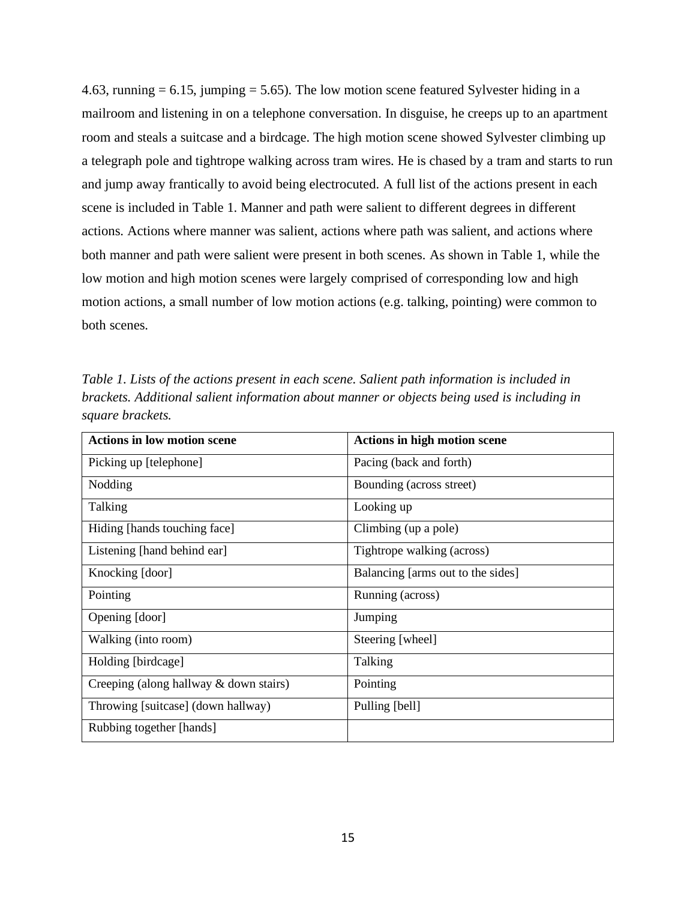4.63, running = 6.15, jumping = 5.65). The low motion scene featured Sylvester hiding in a mailroom and listening in on a telephone conversation. In disguise, he creeps up to an apartment room and steals a suitcase and a birdcage. The high motion scene showed Sylvester climbing up a telegraph pole and tightrope walking across tram wires. He is chased by a tram and starts to run and jump away frantically to avoid being electrocuted. A full list of the actions present in each scene is included in Table 1. Manner and path were salient to different degrees in different actions. Actions where manner was salient, actions where path was salient, and actions where both manner and path were salient were present in both scenes. As shown in Table 1, while the low motion and high motion scenes were largely comprised of corresponding low and high motion actions, a small number of low motion actions (e.g. talking, pointing) were common to both scenes.

*Table 1. Lists of the actions present in each scene. Salient path information is included in brackets. Additional salient information about manner or objects being used is including in square brackets.*

| **Actions in low motion scene** | **Actions in high motion scene** |
| --- | --- |
| Picking up [telephone] | Pacing (back and forth) |
| Nodding | Bounding (across street) |
| Talking | Looking up |
| Hiding [hands touching face] | Climbing (up a pole) |
| Listening [hand behind ear] | Tightrope walking (across) |
| Knocking [door] | Balancing [arms out to the sides] |
| Pointing | Running (across) |
| Opening [door] | Jumping |
| Walking (into room) | Steering [wheel] |
| Holding [birdcage] | Talking |
| Creeping (along hallway & down stairs) | Pointing |
| Throwing [suitcase] (down hallway) | Pulling [bell] |
| Rubbing together [hands] | |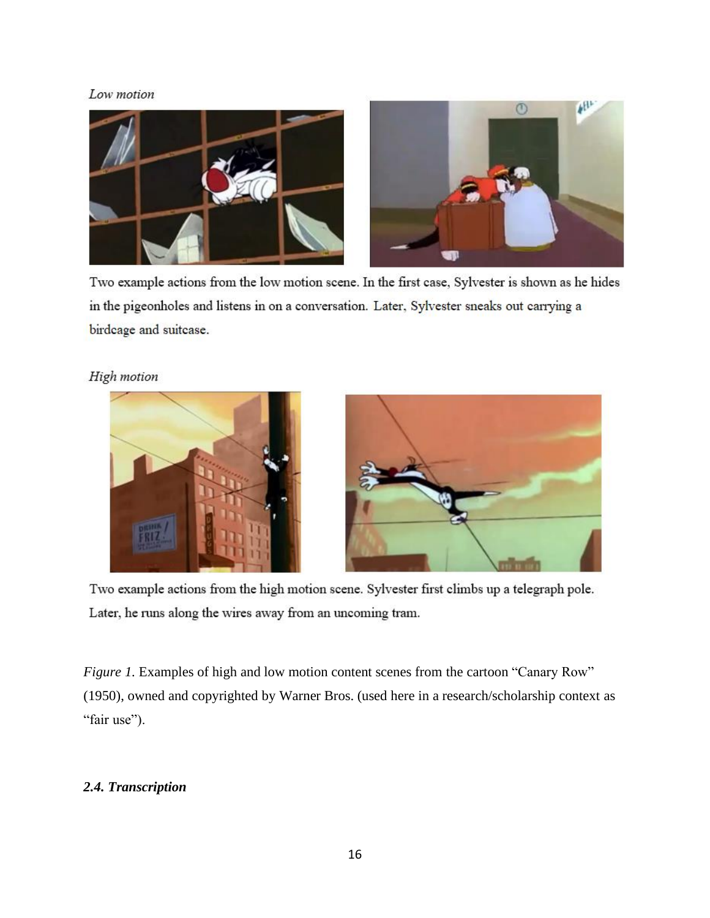*Low motion*

Two example actions from the low motion scene. In the first case, Sylvester is shown as he hides in the pigeonholes and listens in on a conversation. Later, Sylvester sneaks out carrying a birdcage and suitcase.

*High motion*

Two example actions from the high motion scene. Sylvester first climbs up a telegraph pole. Later, he runs along the wires away from an uncoming tram.

*Figure 1.* Examples of high and low motion content scenes from the cartoon "Canary Row" (1950), owned and copyrighted by Warner Bros. (used here in a research/scholarship context as "fair use").

### *2.4. Transcription*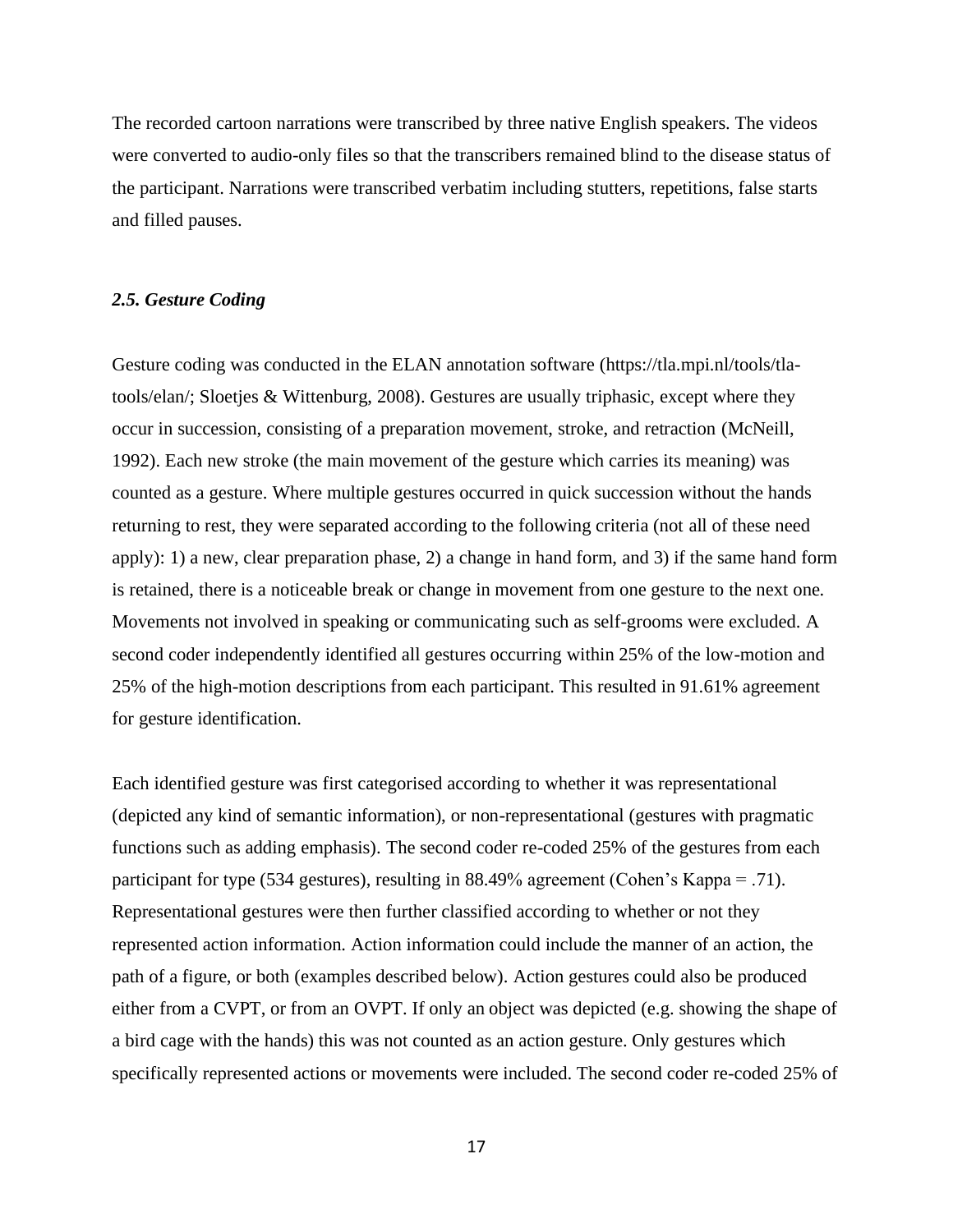The recorded cartoon narrations were transcribed by three native English speakers. The videos were converted to audio-only files so that the transcribers remained blind to the disease status of the participant. Narrations were transcribed verbatim including stutters, repetitions, false starts and filled pauses.

### *2.5. Gesture Coding*

Gesture coding was conducted in the ELAN annotation software (https://tla.mpi.nl/tools/tla-tools/elan/; Sloetjes & Wittenburg, 2008). Gestures are usually triphasic, except where they occur in succession, consisting of a preparation movement, stroke, and retraction (McNeill, 1992). Each new stroke (the main movement of the gesture which carries its meaning) was counted as a gesture. Where multiple gestures occurred in quick succession without the hands returning to rest, they were separated according to the following criteria (not all of these need apply): 1) a new, clear preparation phase, 2) a change in hand form, and 3) if the same hand form is retained, there is a noticeable break or change in movement from one gesture to the next one. Movements not involved in speaking or communicating such as self-grooms were excluded. A second coder independently identified all gestures occurring within 25% of the low-motion and 25% of the high-motion descriptions from each participant. This resulted in 91.61% agreement for gesture identification.

Each identified gesture was first categorised according to whether it was representational (depicted any kind of semantic information), or non-representational (gestures with pragmatic functions such as adding emphasis). The second coder re-coded 25% of the gestures from each participant for type (534 gestures), resulting in 88.49% agreement (Cohen's Kappa = .71). Representational gestures were then further classified according to whether or not they represented action information. Action information could include the manner of an action, the path of a figure, or both (examples described below). Action gestures could also be produced either from a CVPT, or from an OVPT. If only an object was depicted (e.g. showing the shape of a bird cage with the hands) this was not counted as an action gesture. Only gestures which specifically represented actions or movements were included. The second coder re-coded 25% of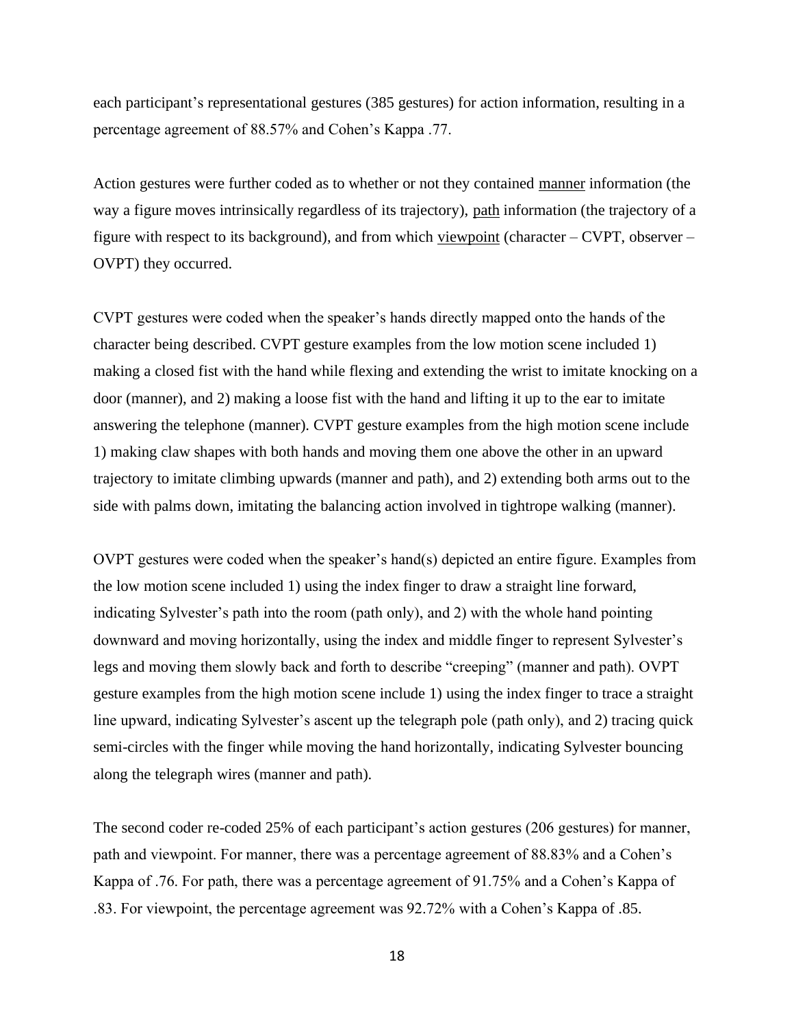each participant's representational gestures (385 gestures) for action information, resulting in a percentage agreement of 88.57% and Cohen's Kappa .77.

Action gestures were further coded as to whether or not they contained manner information (the way a figure moves intrinsically regardless of its trajectory), path information (the trajectory of a figure with respect to its background), and from which viewpoint (character – CVPT, observer – OVPT) they occurred.

CVPT gestures were coded when the speaker's hands directly mapped onto the hands of the character being described. CVPT gesture examples from the low motion scene included 1) making a closed fist with the hand while flexing and extending the wrist to imitate knocking on a door (manner), and 2) making a loose fist with the hand and lifting it up to the ear to imitate answering the telephone (manner). CVPT gesture examples from the high motion scene include 1) making claw shapes with both hands and moving them one above the other in an upward trajectory to imitate climbing upwards (manner and path), and 2) extending both arms out to the side with palms down, imitating the balancing action involved in tightrope walking (manner).

OVPT gestures were coded when the speaker's hand(s) depicted an entire figure. Examples from the low motion scene included 1) using the index finger to draw a straight line forward, indicating Sylvester's path into the room (path only), and 2) with the whole hand pointing downward and moving horizontally, using the index and middle finger to represent Sylvester's legs and moving them slowly back and forth to describe "creeping" (manner and path). OVPT gesture examples from the high motion scene include 1) using the index finger to trace a straight line upward, indicating Sylvester's ascent up the telegraph pole (path only), and 2) tracing quick semi-circles with the finger while moving the hand horizontally, indicating Sylvester bouncing along the telegraph wires (manner and path).

The second coder re-coded 25% of each participant's action gestures (206 gestures) for manner, path and viewpoint. For manner, there was a percentage agreement of 88.83% and a Cohen's Kappa of .76. For path, there was a percentage agreement of 91.75% and a Cohen's Kappa of .83. For viewpoint, the percentage agreement was 92.72% with a Cohen's Kappa of .85.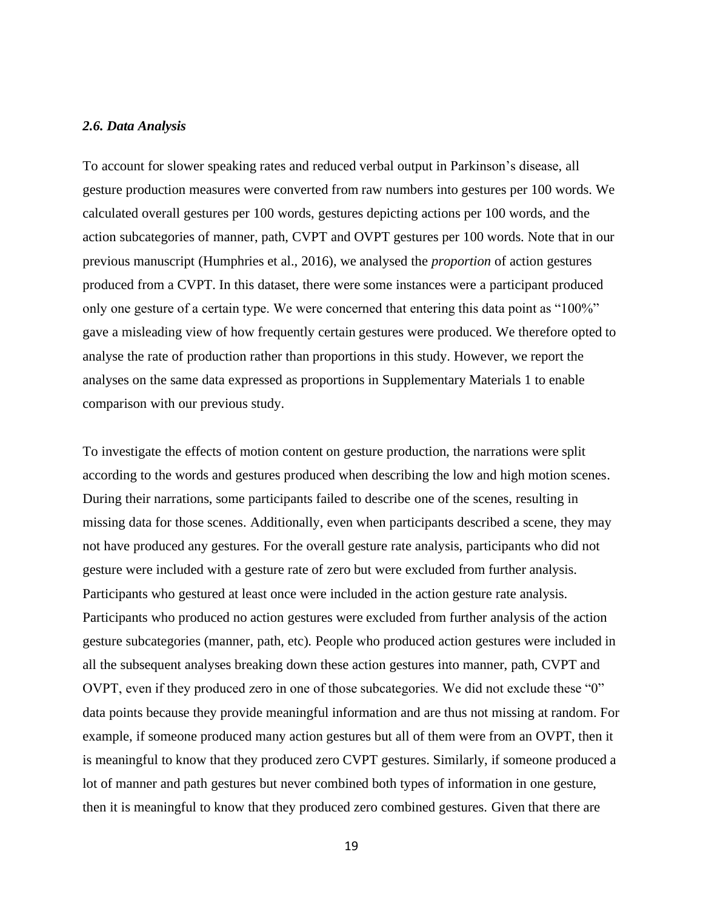### *2.6. Data Analysis*

To account for slower speaking rates and reduced verbal output in Parkinson's disease, all gesture production measures were converted from raw numbers into gestures per 100 words. We calculated overall gestures per 100 words, gestures depicting actions per 100 words, and the action subcategories of manner, path, CVPT and OVPT gestures per 100 words. Note that in our previous manuscript (Humphries et al., 2016), we analysed the *proportion* of action gestures produced from a CVPT. In this dataset, there were some instances were a participant produced only one gesture of a certain type. We were concerned that entering this data point as "100%" gave a misleading view of how frequently certain gestures were produced. We therefore opted to analyse the rate of production rather than proportions in this study. However, we report the analyses on the same data expressed as proportions in Supplementary Materials 1 to enable comparison with our previous study.

To investigate the effects of motion content on gesture production, the narrations were split according to the words and gestures produced when describing the low and high motion scenes. During their narrations, some participants failed to describe one of the scenes, resulting in missing data for those scenes. Additionally, even when participants described a scene, they may not have produced any gestures. For the overall gesture rate analysis, participants who did not gesture were included with a gesture rate of zero but were excluded from further analysis. Participants who gestured at least once were included in the action gesture rate analysis. Participants who produced no action gestures were excluded from further analysis of the action gesture subcategories (manner, path, etc). People who produced action gestures were included in all the subsequent analyses breaking down these action gestures into manner, path, CVPT and OVPT, even if they produced zero in one of those subcategories. We did not exclude these "0" data points because they provide meaningful information and are thus not missing at random. For example, if someone produced many action gestures but all of them were from an OVPT, then it is meaningful to know that they produced zero CVPT gestures. Similarly, if someone produced a lot of manner and path gestures but never combined both types of information in one gesture, then it is meaningful to know that they produced zero combined gestures. Given that there are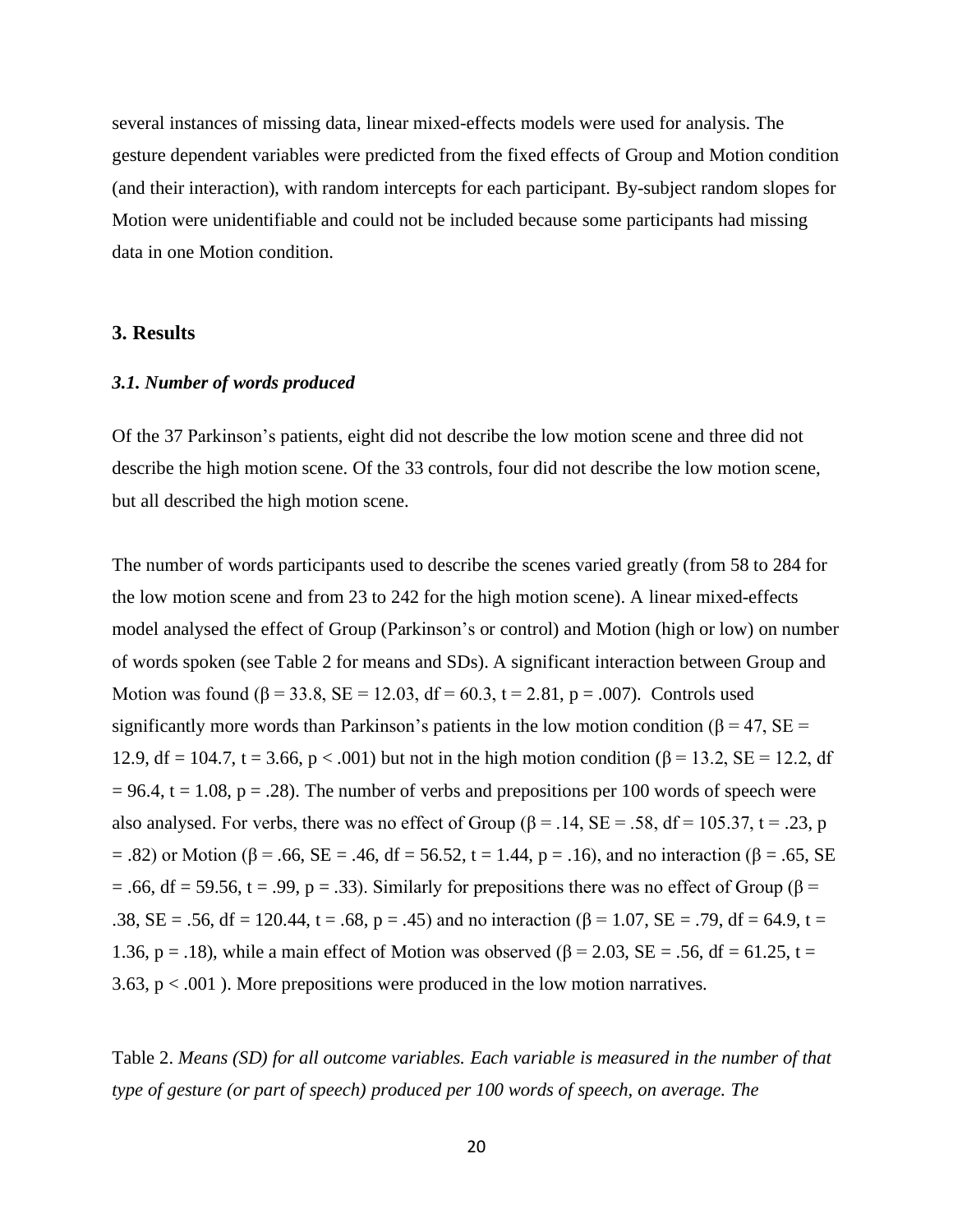several instances of missing data, linear mixed-effects models were used for analysis. The gesture dependent variables were predicted from the fixed effects of Group and Motion condition (and their interaction), with random intercepts for each participant. By-subject random slopes for Motion were unidentifiable and could not be included because some participants had missing data in one Motion condition.

## 3. Results

### *3.1. Number of words produced*

Of the 37 Parkinson's patients, eight did not describe the low motion scene and three did not describe the high motion scene. Of the 33 controls, four did not describe the low motion scene, but all described the high motion scene.

The number of words participants used to describe the scenes varied greatly (from 58 to 284 for the low motion scene and from 23 to 242 for the high motion scene). A linear mixed-effects model analysed the effect of Group (Parkinson's or control) and Motion (high or low) on number of words spoken (see Table 2 for means and SDs). A significant interaction between Group and Motion was found ($\beta = 33.8$, SE = 12.03, df = 60.3, $t = 2.81$, $p = .007$). Controls used significantly more words than Parkinson's patients in the low motion condition ($\beta = 47$, SE = 12.9, df = 104.7, $t = 3.66$, $p < .001$) but not in the high motion condition ($\beta = 13.2$, SE = 12.2, df = 96.4, $t = 1.08$, $p = .28$). The number of verbs and prepositions per 100 words of speech were also analysed. For verbs, there was no effect of Group ($\beta = .14$, SE = .58, df = 105.37, $t = .23$, $p = .82$) or Motion ($\beta = .66$, SE = .46, df = 56.52, $t = 1.44$, $p = .16$), and no interaction ($\beta = .65$, SE = .66, df = 59.56, $t = .99$, $p = .33$). Similarly for prepositions there was no effect of Group ($\beta = .38$, SE = .56, df = 120.44, $t = .68$, $p = .45$) and no interaction ($\beta = 1.07$, SE = .79, df = 64.9, $t = 1.36$, $p = .18$), while a main effect of Motion was observed ($\beta = 2.03$, SE = .56, df = 61.25, $t = 3.63$, $p < .001$ ). More prepositions were produced in the low motion narratives.

Table 2. *Means (SD) for all outcome variables. Each variable is measured in the number of that type of gesture (or part of speech) produced per 100 words of speech, on average. The*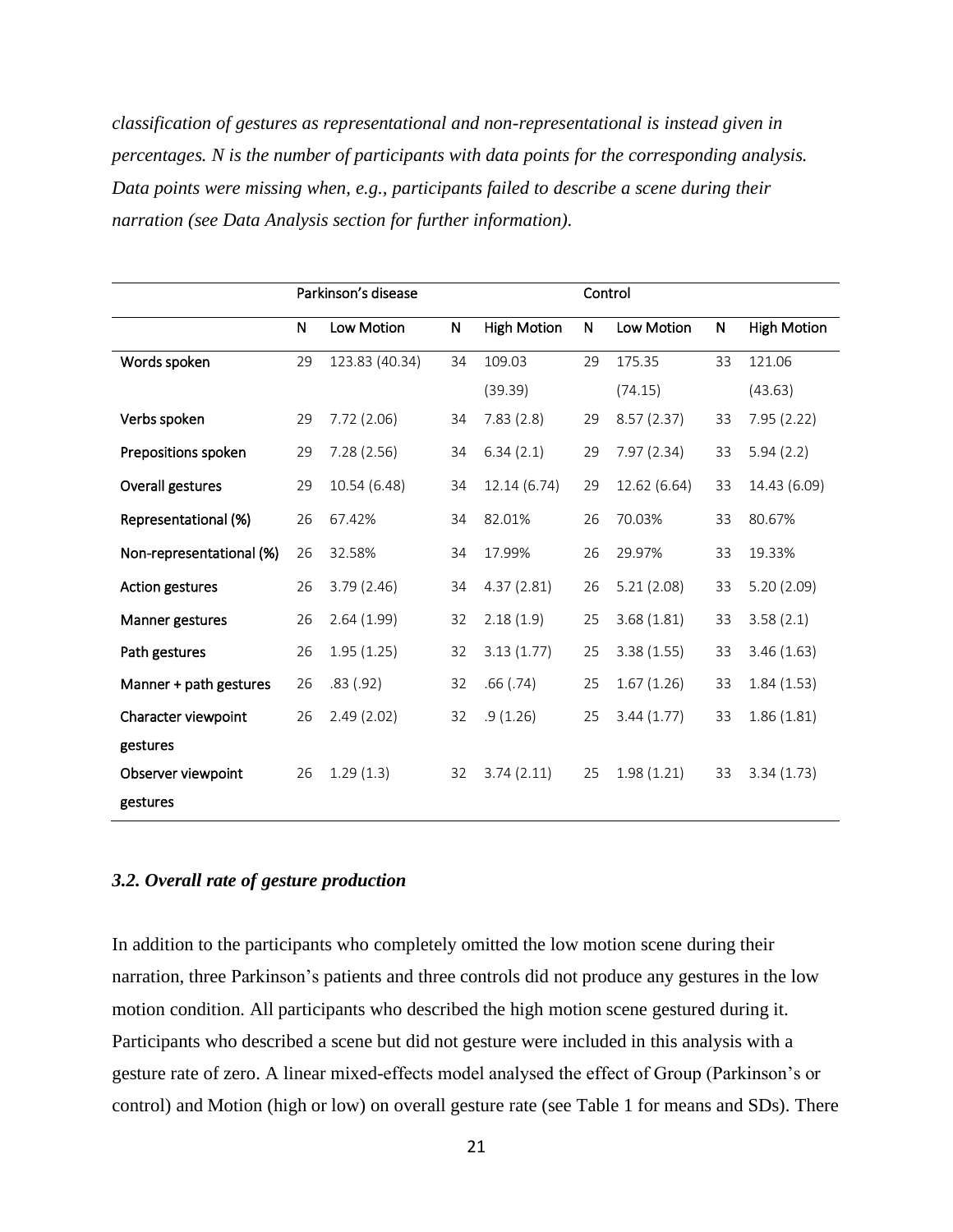*classification of gestures as representational and non-representational is instead given in percentages. N is the number of participants with data points for the corresponding analysis. Data points were missing when, e.g., participants failed to describe a scene during their narration (see Data Analysis section for further information).*

| | Parkinson's disease | | | | Control | | | |
|---|---|---|---|---|---|---|---|---|
| | N | Low Motion | N | High Motion | N | Low Motion | N | High Motion |
| Words spoken | 29 | 123.83 (40.34) | 34 | 109.03 (39.39) | 29 | 175.35 (74.15) | 33 | 121.06 (43.63) |
| Verbs spoken | 29 | 7.72 (2.06) | 34 | 7.83 (2.8) | 29 | 8.57 (2.37) | 33 | 7.95 (2.22) |
| Prepositions spoken | 29 | 7.28 (2.56) | 34 | 6.34 (2.1) | 29 | 7.97 (2.34) | 33 | 5.94 (2.2) |
| Overall gestures | 29 | 10.54 (6.48) | 34 | 12.14 (6.74) | 29 | 12.62 (6.64) | 33 | 14.43 (6.09) |
| Representational (%) | 26 | 67.42% | 34 | 82.01% | 26 | 70.03% | 33 | 80.67% |
| Non-representational (%) | 26 | 32.58% | 34 | 17.99% | 26 | 29.97% | 33 | 19.33% |
| Action gestures | 26 | 3.79 (2.46) | 34 | 4.37 (2.81) | 26 | 5.21 (2.08) | 33 | 5.20 (2.09) |
| Manner gestures | 26 | 2.64 (1.99) | 32 | 2.18 (1.9) | 25 | 3.68 (1.81) | 33 | 3.58 (2.1) |
| Path gestures | 26 | 1.95 (1.25) | 32 | 3.13 (1.77) | 25 | 3.38 (1.55) | 33 | 3.46 (1.63) |
| Manner + path gestures | 26 | .83 (.92) | 32 | .66 (.74) | 25 | 1.67 (1.26) | 33 | 1.84 (1.53) |
| Character viewpoint gestures | 26 | 2.49 (2.02) | 32 | .9 (1.26) | 25 | 3.44 (1.77) | 33 | 1.86 (1.81) |
| Observer viewpoint gestures | 26 | 1.29 (1.3) | 32 | 3.74 (2.11) | 25 | 1.98 (1.21) | 33 | 3.34 (1.73) |

### *3.2. Overall rate of gesture production*

In addition to the participants who completely omitted the low motion scene during their narration, three Parkinson's patients and three controls did not produce any gestures in the low motion condition. All participants who described the high motion scene gestured during it. Participants who described a scene but did not gesture were included in this analysis with a gesture rate of zero. A linear mixed-effects model analysed the effect of Group (Parkinson's or control) and Motion (high or low) on overall gesture rate (see Table 1 for means and SDs). There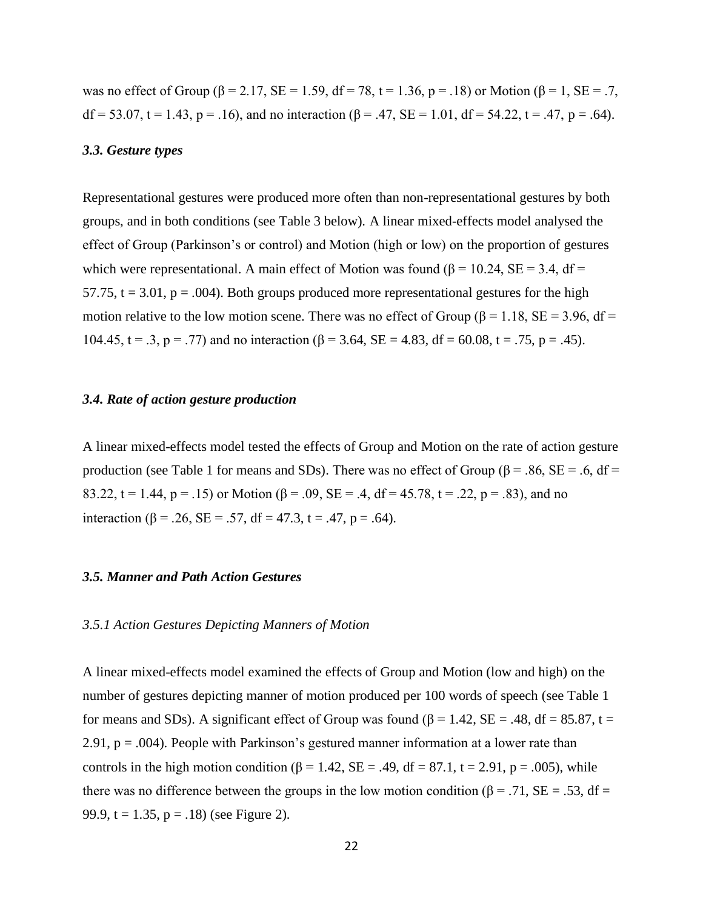was no effect of Group (β = 2.17, SE = 1.59, df = 78, t = 1.36, p = .18) or Motion (β = 1, SE = .7, df = 53.07, t = 1.43, p = .16), and no interaction (β = .47, SE = 1.01, df = 54.22, t = .47, p = .64).

### *3.3. Gesture types*

Representational gestures were produced more often than non-representational gestures by both groups, and in both conditions (see Table 3 below). A linear mixed-effects model analysed the effect of Group (Parkinson's or control) and Motion (high or low) on the proportion of gestures which were representational. A main effect of Motion was found (β = 10.24, SE = 3.4, df = 57.75, t = 3.01, p = .004). Both groups produced more representational gestures for the high motion relative to the low motion scene. There was no effect of Group (β = 1.18, SE = 3.96, df = 104.45, t = .3, p = .77) and no interaction (β = 3.64, SE = 4.83, df = 60.08, t = .75, p = .45).

### *3.4. Rate of action gesture production*

A linear mixed-effects model tested the effects of Group and Motion on the rate of action gesture production (see Table 1 for means and SDs). There was no effect of Group (β = .86, SE = .6, df = 83.22, t = 1.44, p = .15) or Motion (β = .09, SE = .4, df = 45.78, t = .22, p = .83), and no interaction (β = .26, SE = .57, df = 47.3, t = .47, p = .64).

### *3.5. Manner and Path Action Gestures*

#### *3.5.1 Action Gestures Depicting Manners of Motion*

A linear mixed-effects model examined the effects of Group and Motion (low and high) on the number of gestures depicting manner of motion produced per 100 words of speech (see Table 1 for means and SDs). A significant effect of Group was found (β = 1.42, SE = .48, df = 85.87, t = 2.91, p = .004). People with Parkinson's gestured manner information at a lower rate than controls in the high motion condition (β = 1.42, SE = .49, df = 87.1, t = 2.91, p = .005), while there was no difference between the groups in the low motion condition (β = .71, SE = .53, df = 99.9, t = 1.35, p = .18) (see Figure 2).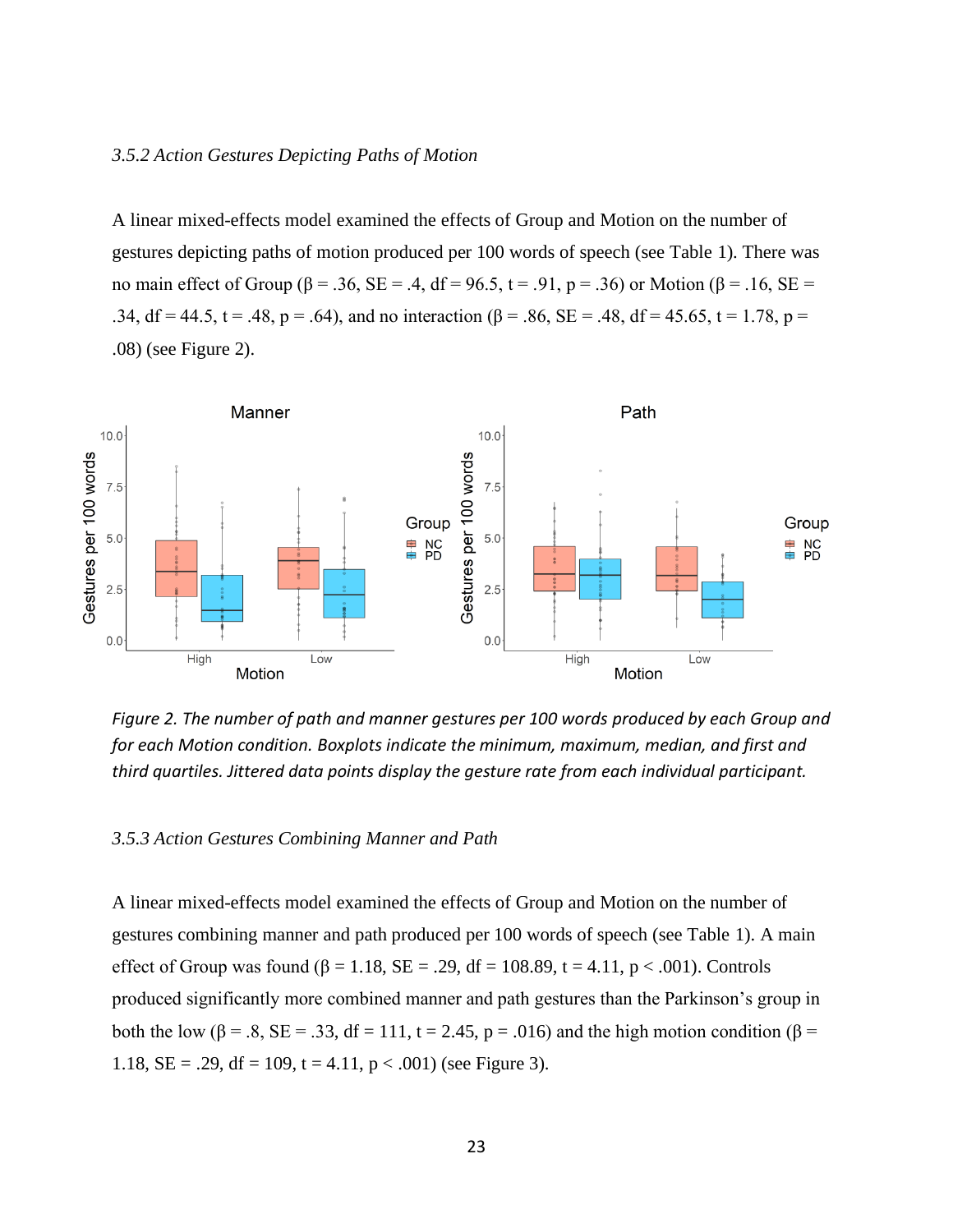### *3.5.2 Action Gestures Depicting Paths of Motion*

A linear mixed-effects model examined the effects of Group and Motion on the number of gestures depicting paths of motion produced per 100 words of speech (see Table 1). There was no main effect of Group ($\beta = .36$, $SE = .4$, $df = 96.5$, $t = .91$, $p = .36$) or Motion ($\beta = .16$, $SE = .34$, $df = 44.5$, $t = .48$, $p = .64$), and no interaction ($\beta = .86$, $SE = .48$, $df = 45.65$, $t = 1.78$, $p = .08$) (see Figure 2).

*Figure 2. The number of path and manner gestures per 100 words produced by each Group and for each Motion condition. Boxplots indicate the minimum, maximum, median, and first and third quartiles. Jittered data points display the gesture rate from each individual participant.*

### *3.5.3 Action Gestures Combining Manner and Path*

A linear mixed-effects model examined the effects of Group and Motion on the number of gestures combining manner and path produced per 100 words of speech (see Table 1). A main effect of Group was found ($\beta = 1.18$, $SE = .29$, $df = 108.89$, $t = 4.11$, $p < .001$). Controls produced significantly more combined manner and path gestures than the Parkinson's group in both the low ($\beta = .8$, $SE = .33$, $df = 111$, $t = 2.45$, $p = .016$) and the high motion condition ($\beta = 1.18$, $SE = .29$, $df = 109$, $t = 4.11$, $p < .001$) (see Figure 3).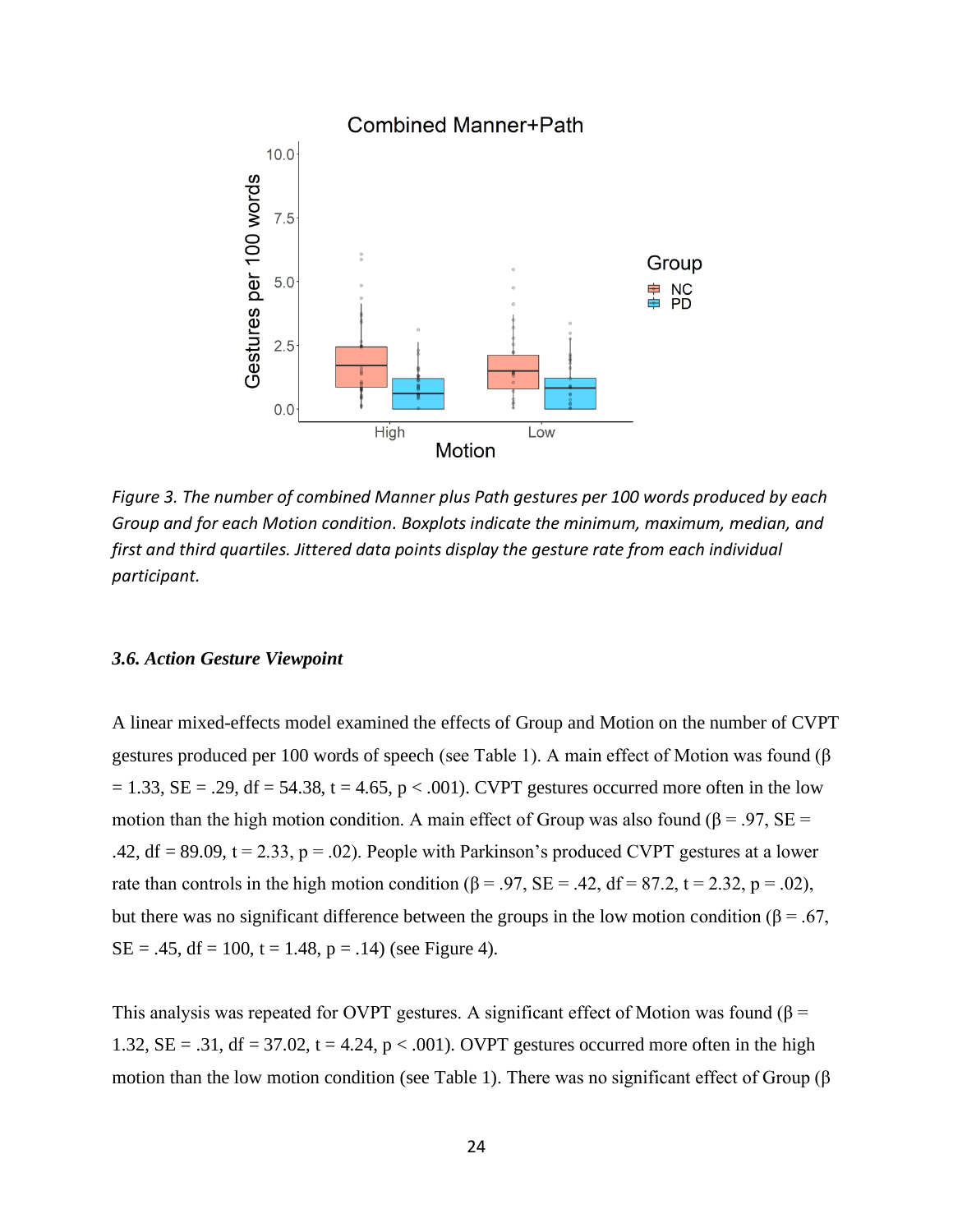*Figure 3. The number of combined Manner plus Path gestures per 100 words produced by each Group and for each Motion condition. Boxplots indicate the minimum, maximum, median, and first and third quartiles. Jittered data points display the gesture rate from each individual participant.*

### *3.6. Action Gesture Viewpoint*

A linear mixed-effects model examined the effects of Group and Motion on the number of CVPT gestures produced per 100 words of speech (see Table 1). A main effect of Motion was found ($\beta = 1.33$, SE = .29, df = 54.38, t = 4.65, $p < .001$). CVPT gestures occurred more often in the low motion than the high motion condition. A main effect of Group was also found ($\beta = .97$, SE = .42, df = 89.09, t = 2.33, $p = .02$). People with Parkinson's produced CVPT gestures at a lower rate than controls in the high motion condition ($\beta = .97$, SE = .42, df = 87.2, t = 2.32, $p = .02$), but there was no significant difference between the groups in the low motion condition ($\beta = .67$, SE = .45, df = 100, t = 1.48, $p = .14$) (see Figure 4).

This analysis was repeated for OVPT gestures. A significant effect of Motion was found ($\beta = 1.32$, SE = .31, df = 37.02, t = 4.24, $p < .001$). OVPT gestures occurred more often in the high motion than the low motion condition (see Table 1). There was no significant effect of Group ($\beta$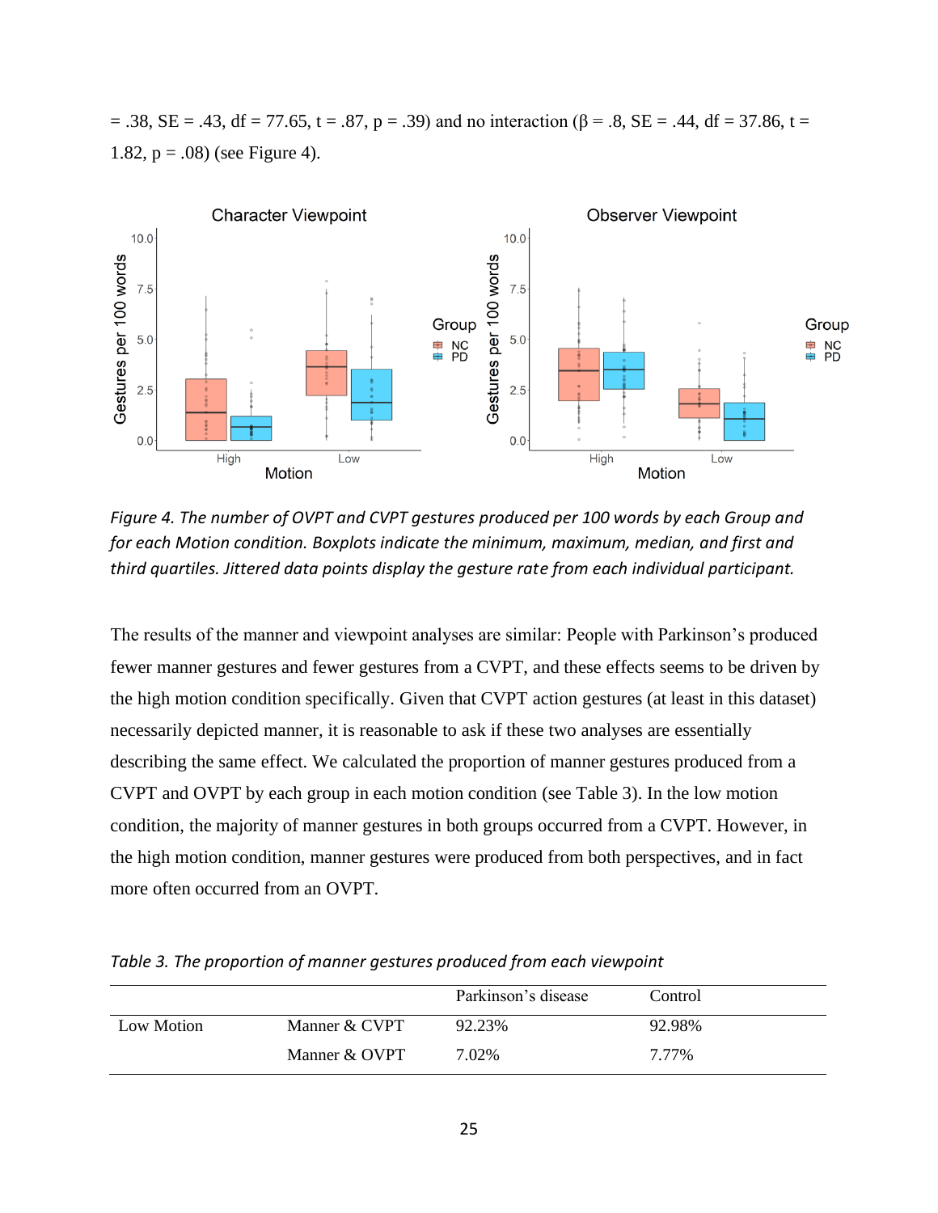= .38, SE = .43, df = 77.65, t = .87, p = .39) and no interaction (β = .8, SE = .44, df = 37.86, t = 1.82, p = .08) (see Figure 4).

*Figure 4. The number of OVPT and CVPT gestures produced per 100 words by each Group and for each Motion condition. Boxplots indicate the minimum, maximum, median, and first and third quartiles. Jittered data points display the gesture rate from each individual participant.*

The results of the manner and viewpoint analyses are similar: People with Parkinson's produced fewer manner gestures and fewer gestures from a CVPT, and these effects seems to be driven by the high motion condition specifically. Given that CVPT action gestures (at least in this dataset) necessarily depicted manner, it is reasonable to ask if these two analyses are essentially describing the same effect. We calculated the proportion of manner gestures produced from a CVPT and OVPT by each group in each motion condition (see Table 3). In the low motion condition, the majority of manner gestures in both groups occurred from a CVPT. However, in the high motion condition, manner gestures were produced from both perspectives, and in fact more often occurred from an OVPT.

*Table 3. The proportion of manner gestures produced from each viewpoint*

| | | Parkinson's disease | Control |
|---|---|---|---|
| Low Motion | Manner & CVPT | 92.23% | 92.98% |
| | Manner & OVPT | 7.02% | 7.77% |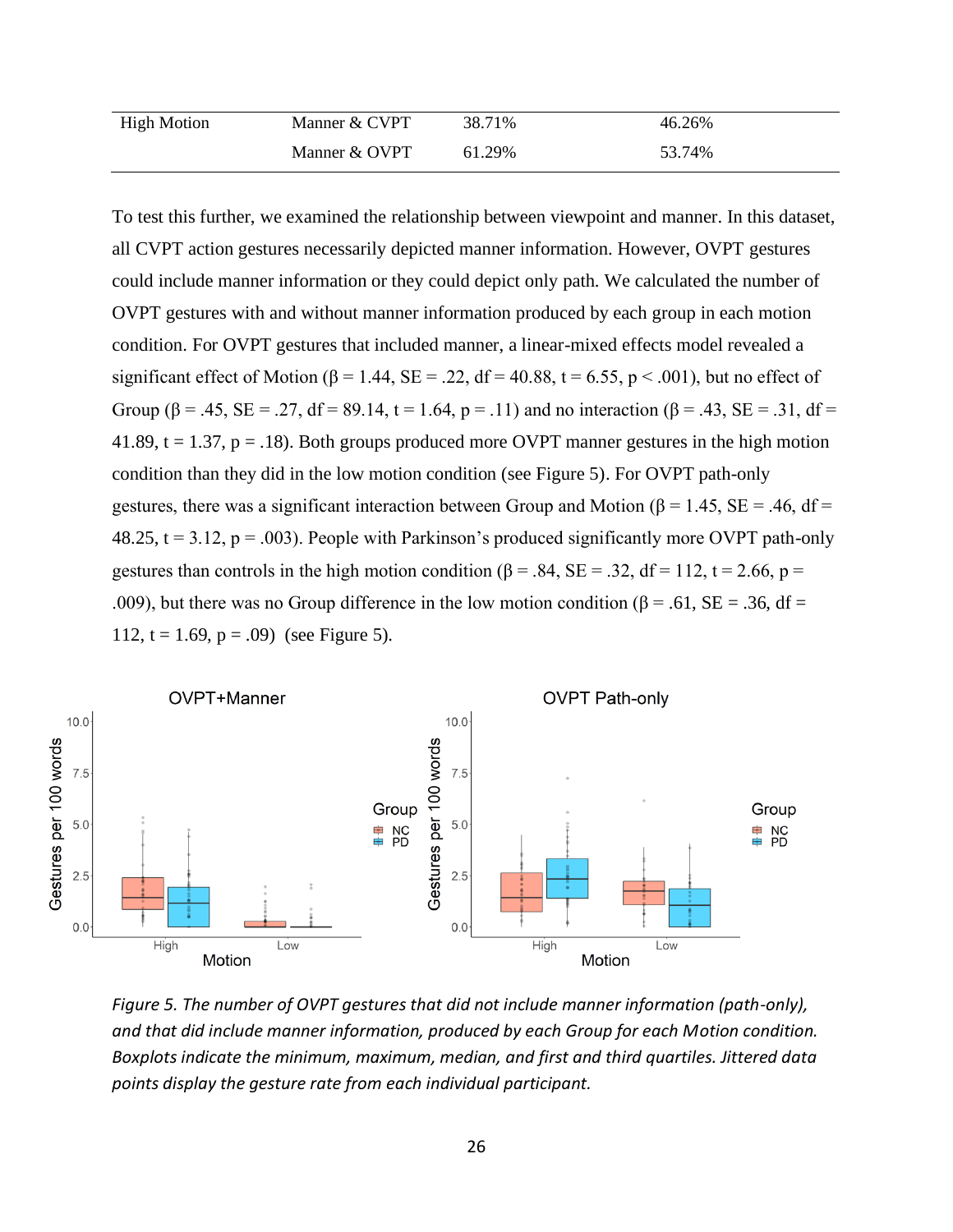| High Motion | Manner & CVPT | 38.71% | 46.26% |
|---|---|---|---|
| | Manner & OVPT | 61.29% | 53.74% |

To test this further, we examined the relationship between viewpoint and manner. In this dataset, all CVPT action gestures necessarily depicted manner information. However, OVPT gestures could include manner information or they could depict only path. We calculated the number of OVPT gestures with and without manner information produced by each group in each motion condition. For OVPT gestures that included manner, a linear-mixed effects model revealed a significant effect of Motion ($\beta = 1.44$, $SE = .22$, $df = 40.88$, $t = 6.55$, $p < .001$), but no effect of Group ($\beta = .45$, $SE = .27$, $df = 89.14$, $t = 1.64$, $p = .11$) and no interaction ($\beta = .43$, $SE = .31$, $df = 41.89$, $t = 1.37$, $p = .18$). Both groups produced more OVPT manner gestures in the high motion condition than they did in the low motion condition (see Figure 5). For OVPT path-only gestures, there was a significant interaction between Group and Motion ($\beta = 1.45$, $SE = .46$, $df = 48.25$, $t = 3.12$, $p = .003$). People with Parkinson's produced significantly more OVPT path-only gestures than controls in the high motion condition ($\beta = .84$, $SE = .32$, $df = 112$, $t = 2.66$, $p = .009$), but there was no Group difference in the low motion condition ($\beta = .61$, $SE = .36$, $df = 112$, $t = 1.69$, $p = .09$) (see Figure 5).

*Figure 5. The number of OVPT gestures that did not include manner information (path-only), and that did include manner information, produced by each Group for each Motion condition. Boxplots indicate the minimum, maximum, median, and first and third quartiles. Jittered data points display the gesture rate from each individual participant.*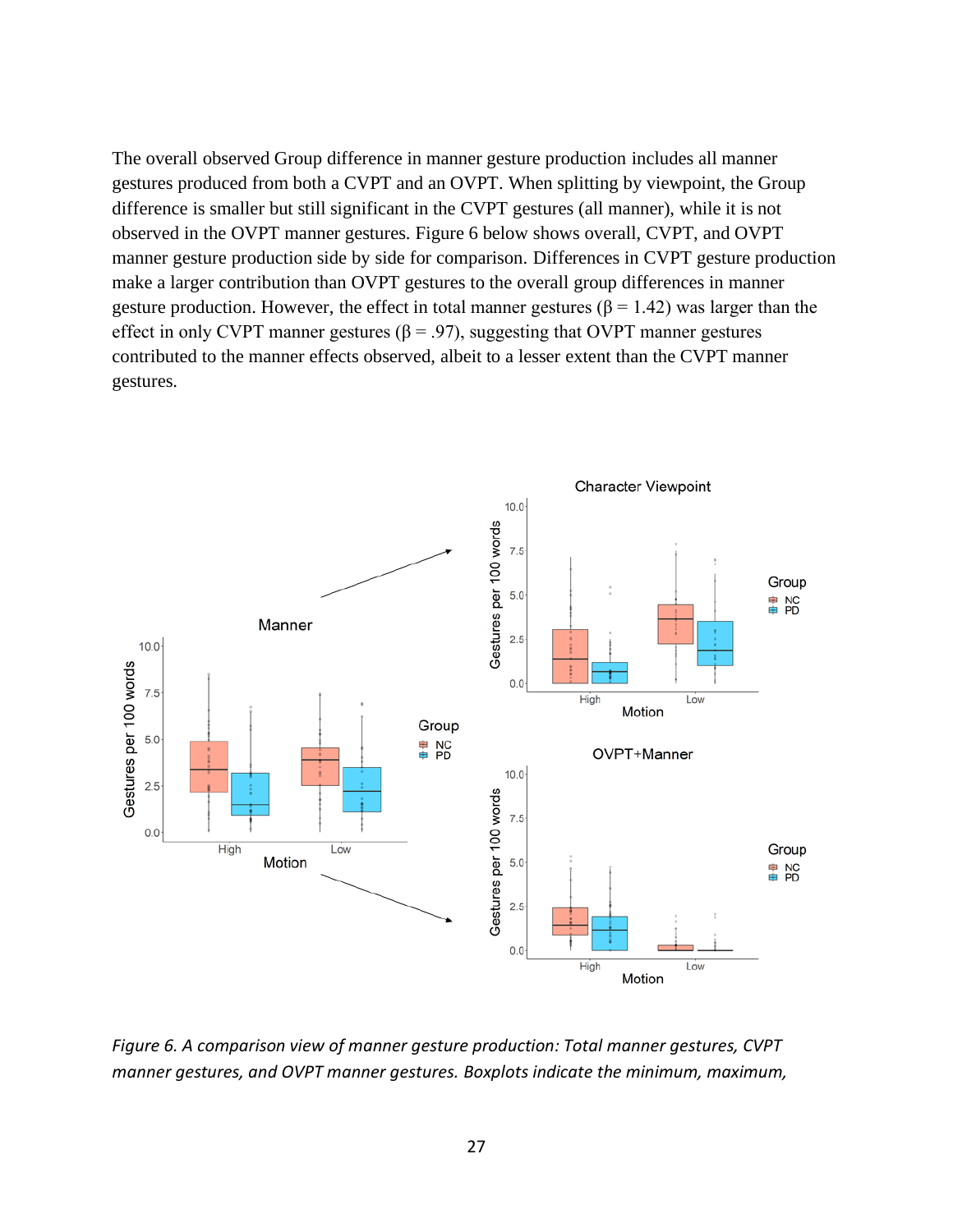The overall observed Group difference in manner gesture production includes all manner gestures produced from both a CVPT and an OVPT. When splitting by viewpoint, the Group difference is smaller but still significant in the CVPT gestures (all manner), while it is not observed in the OVPT manner gestures. Figure 6 below shows overall, CVPT, and OVPT manner gesture production side by side for comparison. Differences in CVPT gesture production make a larger contribution than OVPT gestures to the overall group differences in manner gesture production. However, the effect in total manner gestures ($\beta = 1.42$) was larger than the effect in only CVPT manner gestures ($\beta = .97$), suggesting that OVPT manner gestures contributed to the manner effects observed, albeit to a lesser extent than the CVPT manner gestures.

*Figure 6. A comparison view of manner gesture production: Total manner gestures, CVPT manner gestures, and OVPT manner gestures. Boxplots indicate the minimum, maximum,*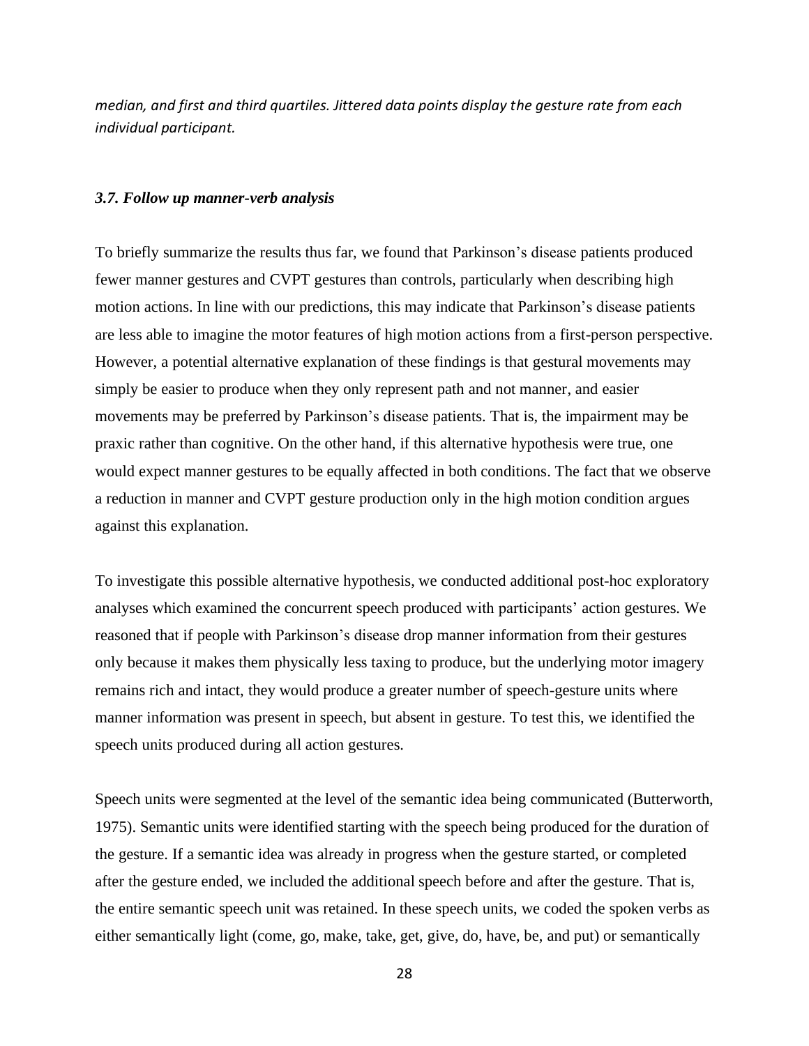*median, and first and third quartiles. Jittered data points display the gesture rate from each individual participant.*

### *3.7. Follow up manner-verb analysis*

To briefly summarize the results thus far, we found that Parkinson's disease patients produced fewer manner gestures and CVPT gestures than controls, particularly when describing high motion actions. In line with our predictions, this may indicate that Parkinson's disease patients are less able to imagine the motor features of high motion actions from a first-person perspective. However, a potential alternative explanation of these findings is that gestural movements may simply be easier to produce when they only represent path and not manner, and easier movements may be preferred by Parkinson's disease patients. That is, the impairment may be praxic rather than cognitive. On the other hand, if this alternative hypothesis were true, one would expect manner gestures to be equally affected in both conditions. The fact that we observe a reduction in manner and CVPT gesture production only in the high motion condition argues against this explanation.

To investigate this possible alternative hypothesis, we conducted additional post-hoc exploratory analyses which examined the concurrent speech produced with participants' action gestures. We reasoned that if people with Parkinson's disease drop manner information from their gestures only because it makes them physically less taxing to produce, but the underlying motor imagery remains rich and intact, they would produce a greater number of speech-gesture units where manner information was present in speech, but absent in gesture. To test this, we identified the speech units produced during all action gestures.

Speech units were segmented at the level of the semantic idea being communicated (Butterworth, 1975). Semantic units were identified starting with the speech being produced for the duration of the gesture. If a semantic idea was already in progress when the gesture started, or completed after the gesture ended, we included the additional speech before and after the gesture. That is, the entire semantic speech unit was retained. In these speech units, we coded the spoken verbs as either semantically light (come, go, make, take, get, give, do, have, be, and put) or semantically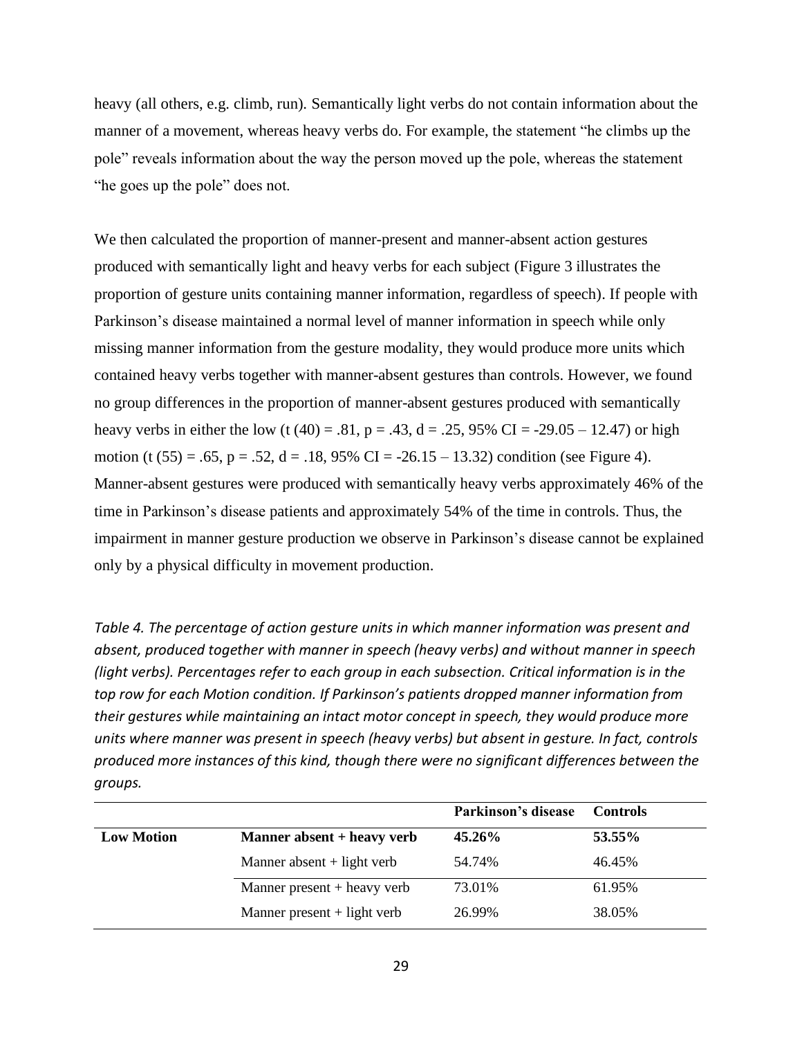heavy (all others, e.g. climb, run). Semantically light verbs do not contain information about the manner of a movement, whereas heavy verbs do. For example, the statement "he climbs up the pole" reveals information about the way the person moved up the pole, whereas the statement "he goes up the pole" does not.

We then calculated the proportion of manner-present and manner-absent action gestures produced with semantically light and heavy verbs for each subject (Figure 3 illustrates the proportion of gesture units containing manner information, regardless of speech). If people with Parkinson's disease maintained a normal level of manner information in speech while only missing manner information from the gesture modality, they would produce more units which contained heavy verbs together with manner-absent gestures than controls. However, we found no group differences in the proportion of manner-absent gestures produced with semantically heavy verbs in either the low ($t(40) = .81$, $p = .43$, $d = .25$, 95% CI = -29.05 – 12.47) or high motion ($t(55) = .65$, $p = .52$, $d = .18$, 95% CI = -26.15 – 13.32) condition (see Figure 4). Manner-absent gestures were produced with semantically heavy verbs approximately 46% of the time in Parkinson's disease patients and approximately 54% of the time in controls. Thus, the impairment in manner gesture production we observe in Parkinson's disease cannot be explained only by a physical difficulty in movement production.

*Table 4. The percentage of action gesture units in which manner information was present and absent, produced together with manner in speech (heavy verbs) and without manner in speech (light verbs). Percentages refer to each group in each subsection. Critical information is in the top row for each Motion condition. If Parkinson's patients dropped manner information from their gestures while maintaining an intact motor concept in speech, they would produce more units where manner was present in speech (heavy verbs) but absent in gesture. In fact, controls produced more instances of this kind, though there were no significant differences between the groups.*

| | | Parkinson's disease | Controls |
|---|---|---|---|
| **Low Motion** | **Manner absent + heavy verb** | **45.26%** | **53.55%** |
| | Manner absent + light verb | 54.74% | 46.45% |
| | Manner present + heavy verb | 73.01% | 61.95% |
| | Manner present + light verb | 26.99% | 38.05% |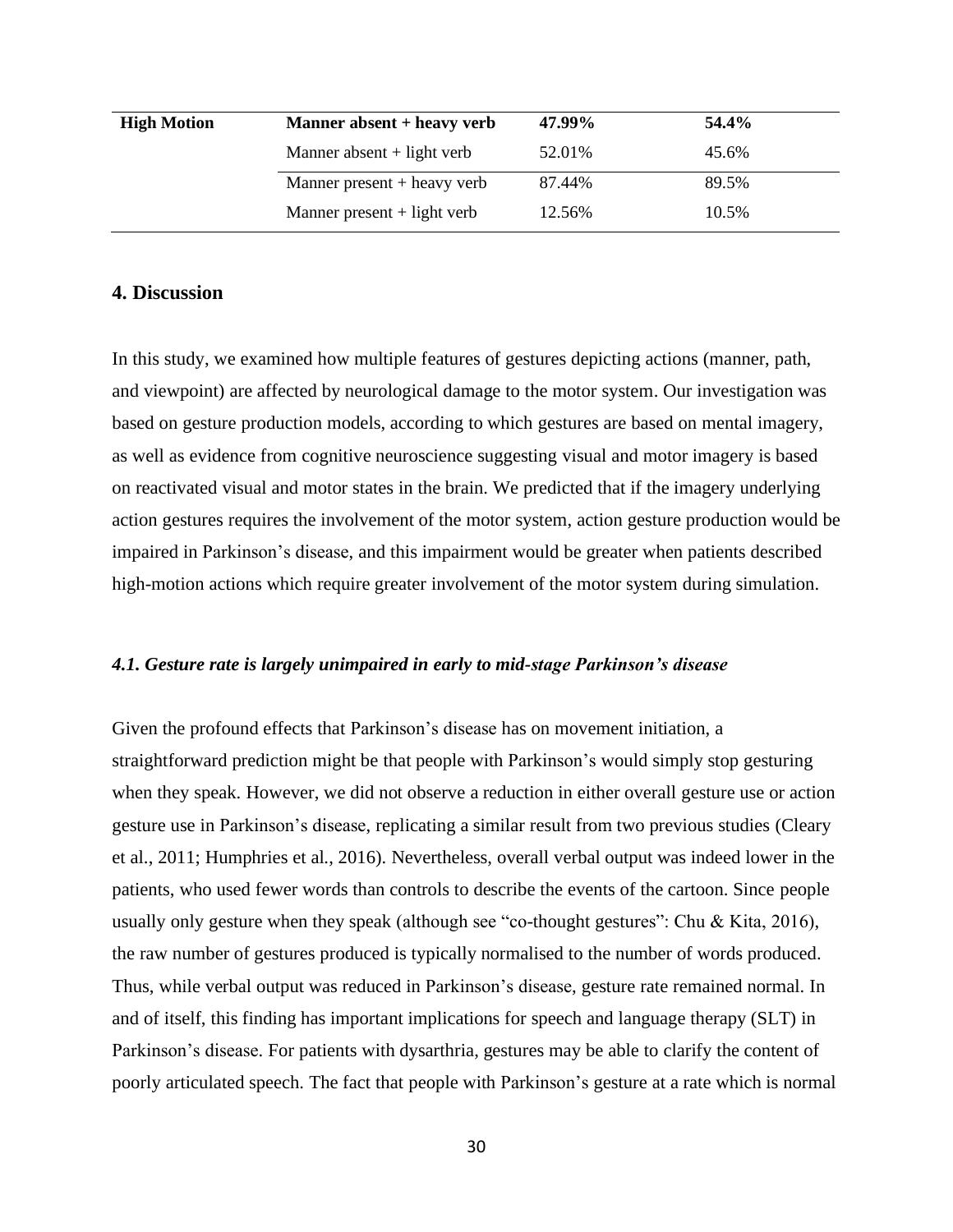| | | | |
|---|---|---|---|
| **High Motion** | **Manner absent + heavy verb** | **47.99%** | **54.4%** |
| | Manner absent + light verb | 52.01% | 45.6% |
| | Manner present + heavy verb | 87.44% | 89.5% |
| | Manner present + light verb | 12.56% | 10.5% |

## 4. Discussion

In this study, we examined how multiple features of gestures depicting actions (manner, path, and viewpoint) are affected by neurological damage to the motor system. Our investigation was based on gesture production models, according to which gestures are based on mental imagery, as well as evidence from cognitive neuroscience suggesting visual and motor imagery is based on reactivated visual and motor states in the brain. We predicted that if the imagery underlying action gestures requires the involvement of the motor system, action gesture production would be impaired in Parkinson's disease, and this impairment would be greater when patients described high-motion actions which require greater involvement of the motor system during simulation.

### *4.1. Gesture rate is largely unimpaired in early to mid-stage Parkinson's disease*

Given the profound effects that Parkinson's disease has on movement initiation, a straightforward prediction might be that people with Parkinson's would simply stop gesturing when they speak. However, we did not observe a reduction in either overall gesture use or action gesture use in Parkinson's disease, replicating a similar result from two previous studies (Cleary et al., 2011; Humphries et al., 2016). Nevertheless, overall verbal output was indeed lower in the patients, who used fewer words than controls to describe the events of the cartoon. Since people usually only gesture when they speak (although see "co-thought gestures": Chu & Kita, 2016), the raw number of gestures produced is typically normalised to the number of words produced. Thus, while verbal output was reduced in Parkinson's disease, gesture rate remained normal. In and of itself, this finding has important implications for speech and language therapy (SLT) in Parkinson's disease. For patients with dysarthria, gestures may be able to clarify the content of poorly articulated speech. The fact that people with Parkinson's gesture at a rate which is normal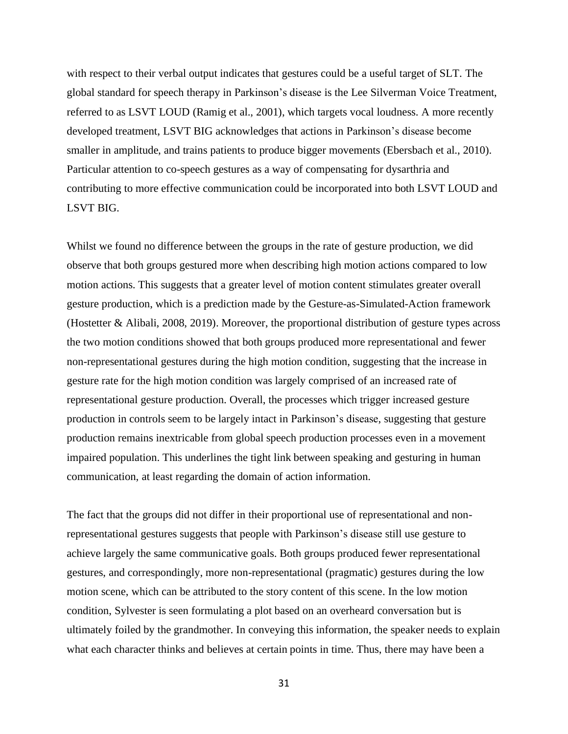with respect to their verbal output indicates that gestures could be a useful target of SLT. The global standard for speech therapy in Parkinson's disease is the Lee Silverman Voice Treatment, referred to as LSVT LOUD (Ramig et al., 2001), which targets vocal loudness. A more recently developed treatment, LSVT BIG acknowledges that actions in Parkinson's disease become smaller in amplitude, and trains patients to produce bigger movements (Ebersbach et al., 2010). Particular attention to co-speech gestures as a way of compensating for dysarthria and contributing to more effective communication could be incorporated into both LSVT LOUD and LSVT BIG.

Whilst we found no difference between the groups in the rate of gesture production, we did observe that both groups gestured more when describing high motion actions compared to low motion actions. This suggests that a greater level of motion content stimulates greater overall gesture production, which is a prediction made by the Gesture-as-Simulated-Action framework (Hostetter & Alibali, 2008, 2019). Moreover, the proportional distribution of gesture types across the two motion conditions showed that both groups produced more representational and fewer non-representational gestures during the high motion condition, suggesting that the increase in gesture rate for the high motion condition was largely comprised of an increased rate of representational gesture production. Overall, the processes which trigger increased gesture production in controls seem to be largely intact in Parkinson's disease, suggesting that gesture production remains inextricable from global speech production processes even in a movement impaired population. This underlines the tight link between speaking and gesturing in human communication, at least regarding the domain of action information.

The fact that the groups did not differ in their proportional use of representational and non-representational gestures suggests that people with Parkinson's disease still use gesture to achieve largely the same communicative goals. Both groups produced fewer representational gestures, and correspondingly, more non-representational (pragmatic) gestures during the low motion scene, which can be attributed to the story content of this scene. In the low motion condition, Sylvester is seen formulating a plot based on an overheard conversation but is ultimately foiled by the grandmother. In conveying this information, the speaker needs to explain what each character thinks and believes at certain points in time. Thus, there may have been a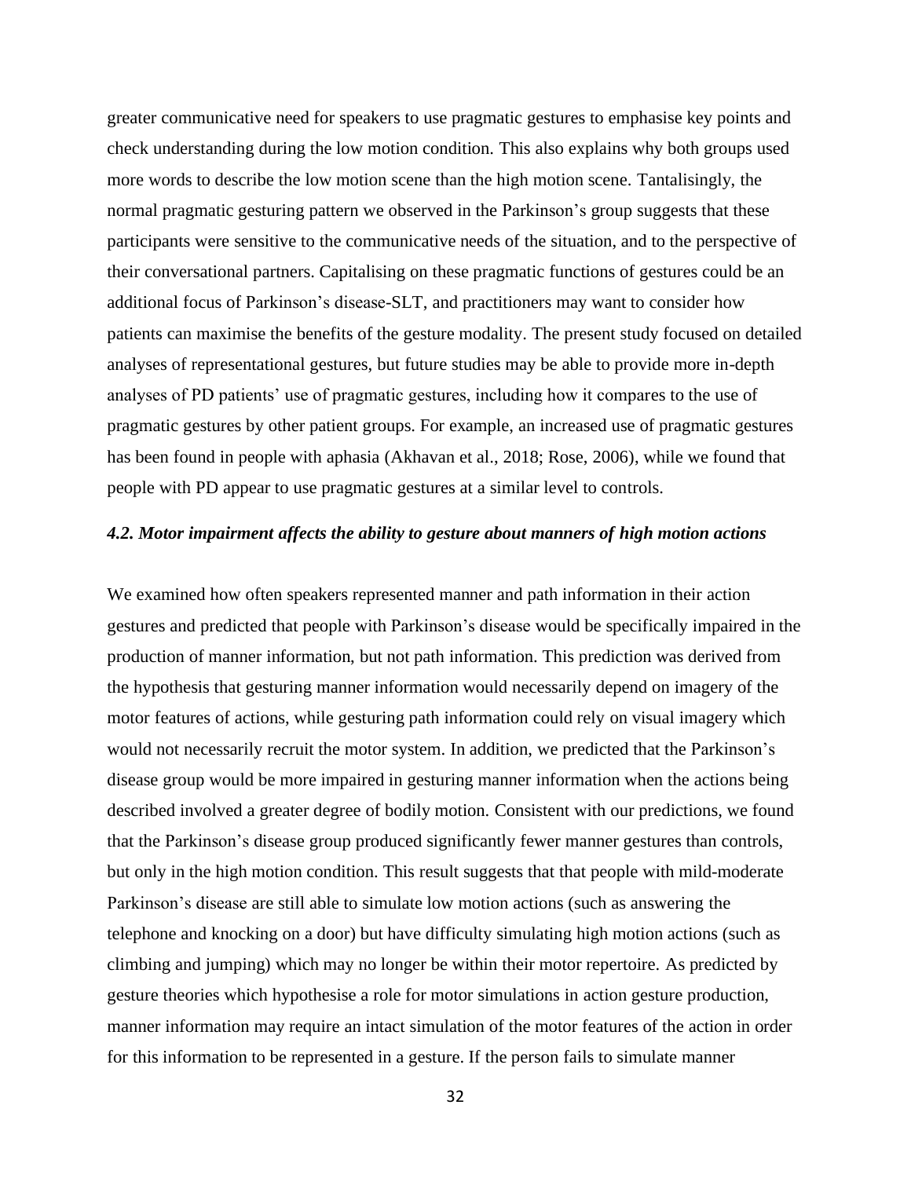greater communicative need for speakers to use pragmatic gestures to emphasise key points and check understanding during the low motion condition. This also explains why both groups used more words to describe the low motion scene than the high motion scene. Tantalisingly, the normal pragmatic gesturing pattern we observed in the Parkinson's group suggests that these participants were sensitive to the communicative needs of the situation, and to the perspective of their conversational partners. Capitalising on these pragmatic functions of gestures could be an additional focus of Parkinson's disease-SLT, and practitioners may want to consider how patients can maximise the benefits of the gesture modality. The present study focused on detailed analyses of representational gestures, but future studies may be able to provide more in-depth analyses of PD patients' use of pragmatic gestures, including how it compares to the use of pragmatic gestures by other patient groups. For example, an increased use of pragmatic gestures has been found in people with aphasia (Akhavan et al., 2018; Rose, 2006), while we found that people with PD appear to use pragmatic gestures at a similar level to controls.

### *4.2. Motor impairment affects the ability to gesture about manners of high motion actions*

We examined how often speakers represented manner and path information in their action gestures and predicted that people with Parkinson's disease would be specifically impaired in the production of manner information, but not path information. This prediction was derived from the hypothesis that gesturing manner information would necessarily depend on imagery of the motor features of actions, while gesturing path information could rely on visual imagery which would not necessarily recruit the motor system. In addition, we predicted that the Parkinson's disease group would be more impaired in gesturing manner information when the actions being described involved a greater degree of bodily motion. Consistent with our predictions, we found that the Parkinson's disease group produced significantly fewer manner gestures than controls, but only in the high motion condition. This result suggests that that people with mild-moderate Parkinson's disease are still able to simulate low motion actions (such as answering the telephone and knocking on a door) but have difficulty simulating high motion actions (such as climbing and jumping) which may no longer be within their motor repertoire. As predicted by gesture theories which hypothesise a role for motor simulations in action gesture production, manner information may require an intact simulation of the motor features of the action in order for this information to be represented in a gesture. If the person fails to simulate manner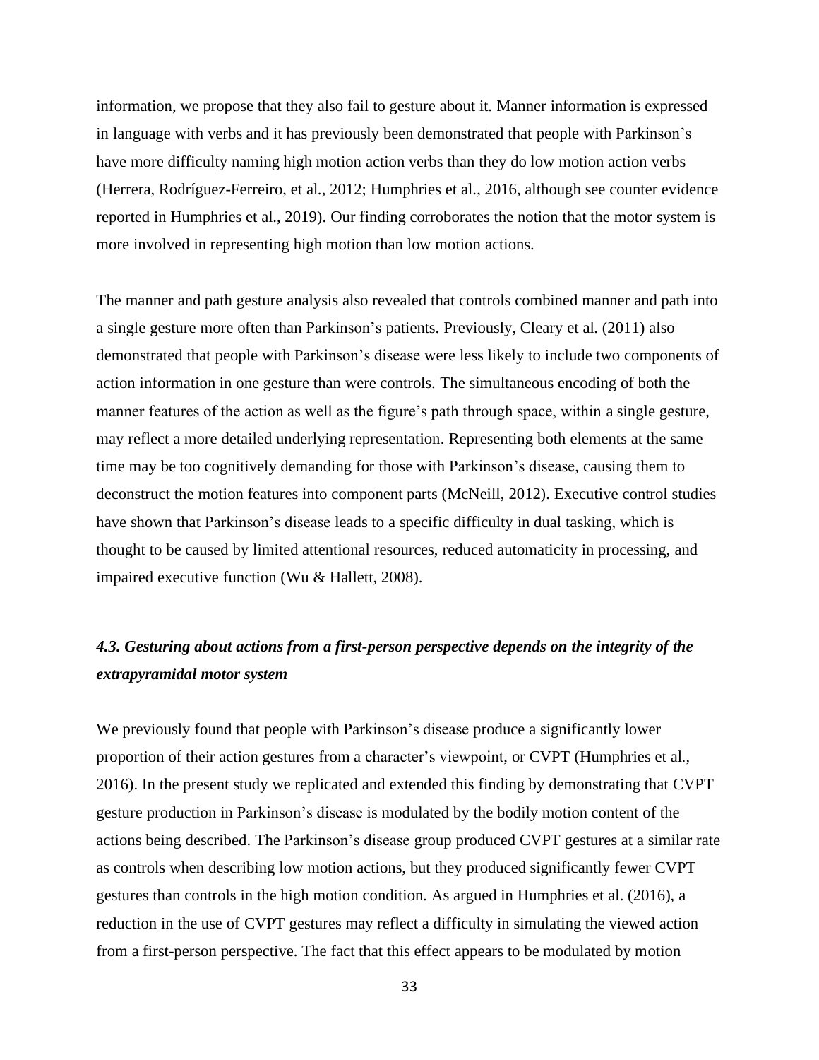information, we propose that they also fail to gesture about it. Manner information is expressed in language with verbs and it has previously been demonstrated that people with Parkinson's have more difficulty naming high motion action verbs than they do low motion action verbs (Herrera, Rodríguez-Ferreiro, et al., 2012; Humphries et al., 2016, although see counter evidence reported in Humphries et al., 2019). Our finding corroborates the notion that the motor system is more involved in representing high motion than low motion actions.

The manner and path gesture analysis also revealed that controls combined manner and path into a single gesture more often than Parkinson's patients. Previously, Cleary et al. (2011) also demonstrated that people with Parkinson's disease were less likely to include two components of action information in one gesture than were controls. The simultaneous encoding of both the manner features of the action as well as the figure's path through space, within a single gesture, may reflect a more detailed underlying representation. Representing both elements at the same time may be too cognitively demanding for those with Parkinson's disease, causing them to deconstruct the motion features into component parts (McNeill, 2012). Executive control studies have shown that Parkinson's disease leads to a specific difficulty in dual tasking, which is thought to be caused by limited attentional resources, reduced automaticity in processing, and impaired executive function (Wu & Hallett, 2008).

### *4.3. Gesturing about actions from a first-person perspective depends on the integrity of the extrapyramidal motor system*

We previously found that people with Parkinson's disease produce a significantly lower proportion of their action gestures from a character's viewpoint, or CVPT (Humphries et al., 2016). In the present study we replicated and extended this finding by demonstrating that CVPT gesture production in Parkinson's disease is modulated by the bodily motion content of the actions being described. The Parkinson's disease group produced CVPT gestures at a similar rate as controls when describing low motion actions, but they produced significantly fewer CVPT gestures than controls in the high motion condition. As argued in Humphries et al. (2016), a reduction in the use of CVPT gestures may reflect a difficulty in simulating the viewed action from a first-person perspective. The fact that this effect appears to be modulated by motion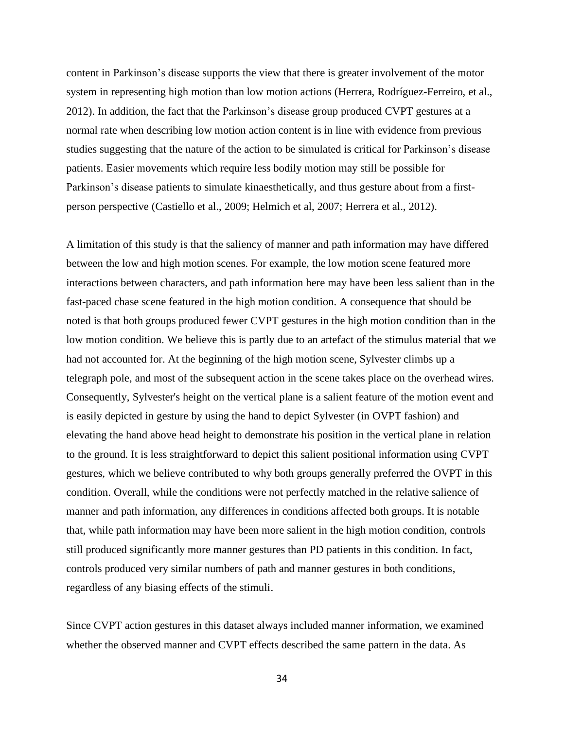content in Parkinson's disease supports the view that there is greater involvement of the motor system in representing high motion than low motion actions (Herrera, Rodríguez-Ferreiro, et al., 2012). In addition, the fact that the Parkinson's disease group produced CVPT gestures at a normal rate when describing low motion action content is in line with evidence from previous studies suggesting that the nature of the action to be simulated is critical for Parkinson's disease patients. Easier movements which require less bodily motion may still be possible for Parkinson's disease patients to simulate kinaesthetically, and thus gesture about from a first-person perspective (Castiello et al., 2009; Helmich et al, 2007; Herrera et al., 2012).

A limitation of this study is that the saliency of manner and path information may have differed between the low and high motion scenes. For example, the low motion scene featured more interactions between characters, and path information here may have been less salient than in the fast-paced chase scene featured in the high motion condition. A consequence that should be noted is that both groups produced fewer CVPT gestures in the high motion condition than in the low motion condition. We believe this is partly due to an artefact of the stimulus material that we had not accounted for. At the beginning of the high motion scene, Sylvester climbs up a telegraph pole, and most of the subsequent action in the scene takes place on the overhead wires. Consequently, Sylvester's height on the vertical plane is a salient feature of the motion event and is easily depicted in gesture by using the hand to depict Sylvester (in OVPT fashion) and elevating the hand above head height to demonstrate his position in the vertical plane in relation to the ground. It is less straightforward to depict this salient positional information using CVPT gestures, which we believe contributed to why both groups generally preferred the OVPT in this condition. Overall, while the conditions were not perfectly matched in the relative salience of manner and path information, any differences in conditions affected both groups. It is notable that, while path information may have been more salient in the high motion condition, controls still produced significantly more manner gestures than PD patients in this condition. In fact, controls produced very similar numbers of path and manner gestures in both conditions, regardless of any biasing effects of the stimuli.

Since CVPT action gestures in this dataset always included manner information, we examined whether the observed manner and CVPT effects described the same pattern in the data. As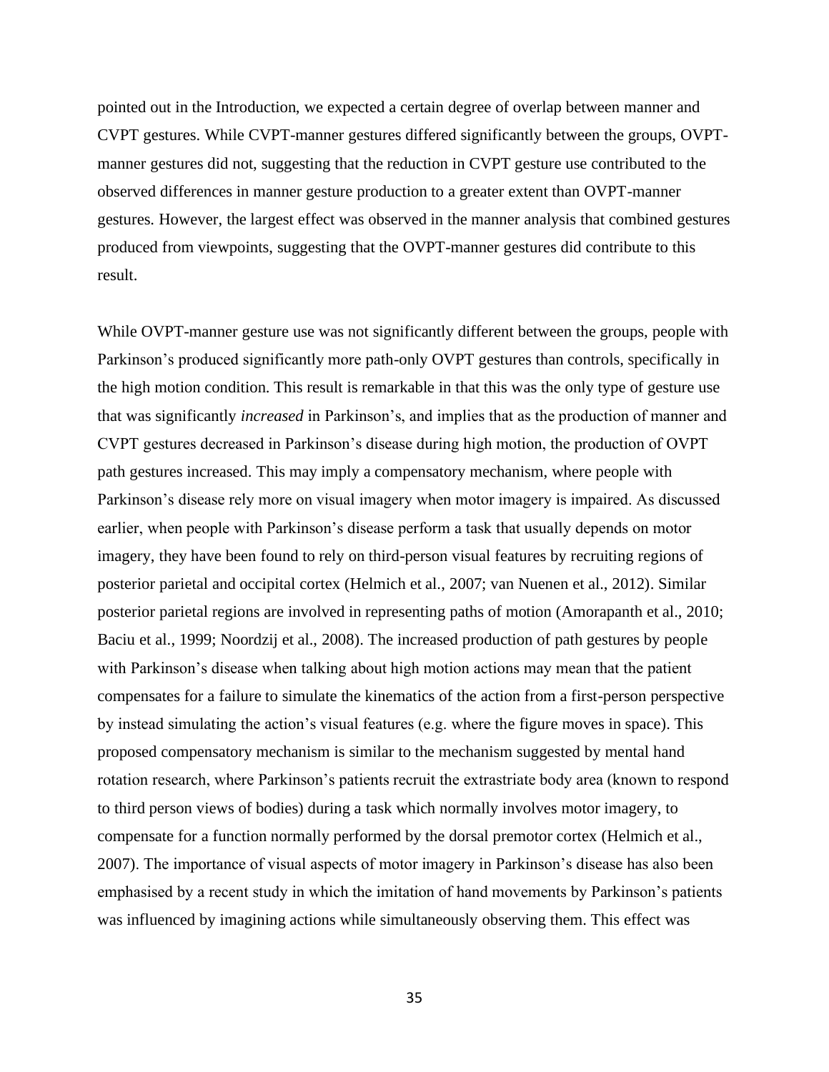pointed out in the Introduction, we expected a certain degree of overlap between manner and CVPT gestures. While CVPT-manner gestures differed significantly between the groups, OVPT-manner gestures did not, suggesting that the reduction in CVPT gesture use contributed to the observed differences in manner gesture production to a greater extent than OVPT-manner gestures. However, the largest effect was observed in the manner analysis that combined gestures produced from viewpoints, suggesting that the OVPT-manner gestures did contribute to this result.

While OVPT-manner gesture use was not significantly different between the groups, people with Parkinson's produced significantly more path-only OVPT gestures than controls, specifically in the high motion condition. This result is remarkable in that this was the only type of gesture use that was significantly *increased* in Parkinson's, and implies that as the production of manner and CVPT gestures decreased in Parkinson's disease during high motion, the production of OVPT path gestures increased. This may imply a compensatory mechanism, where people with Parkinson's disease rely more on visual imagery when motor imagery is impaired. As discussed earlier, when people with Parkinson's disease perform a task that usually depends on motor imagery, they have been found to rely on third-person visual features by recruiting regions of posterior parietal and occipital cortex (Helmich et al., 2007; van Nuenen et al., 2012). Similar posterior parietal regions are involved in representing paths of motion (Amorapanth et al., 2010; Baciu et al., 1999; Noordzij et al., 2008). The increased production of path gestures by people with Parkinson's disease when talking about high motion actions may mean that the patient compensates for a failure to simulate the kinematics of the action from a first-person perspective by instead simulating the action's visual features (e.g. where the figure moves in space). This proposed compensatory mechanism is similar to the mechanism suggested by mental hand rotation research, where Parkinson's patients recruit the extrastriate body area (known to respond to third person views of bodies) during a task which normally involves motor imagery, to compensate for a function normally performed by the dorsal premotor cortex (Helmich et al., 2007). The importance of visual aspects of motor imagery in Parkinson's disease has also been emphasised by a recent study in which the imitation of hand movements by Parkinson's patients was influenced by imagining actions while simultaneously observing them. This effect was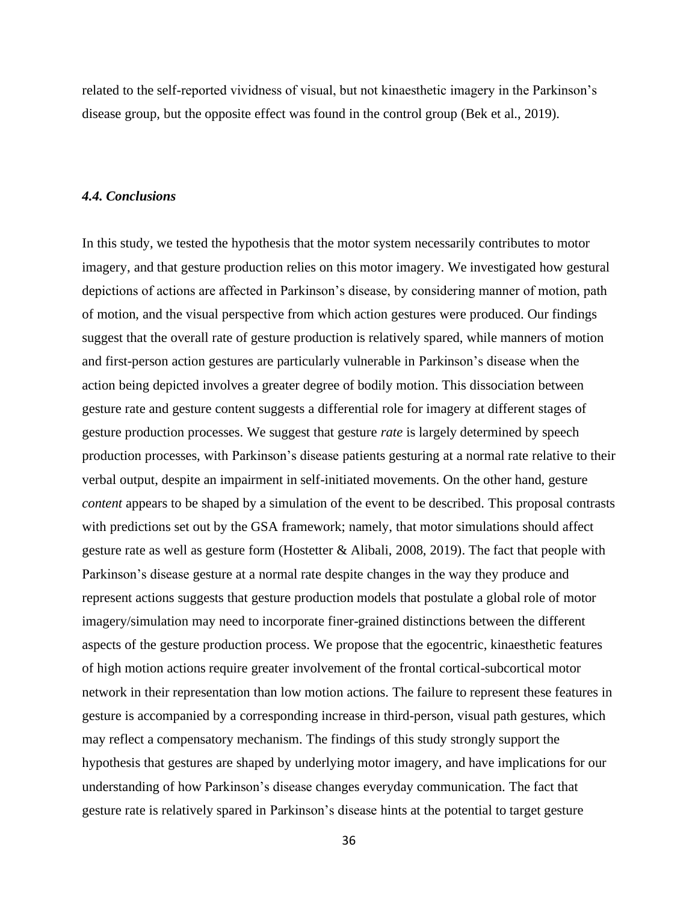related to the self-reported vividness of visual, but not kinaesthetic imagery in the Parkinson's disease group, but the opposite effect was found in the control group (Bek et al., 2019).

### *4.4. Conclusions*

In this study, we tested the hypothesis that the motor system necessarily contributes to motor imagery, and that gesture production relies on this motor imagery. We investigated how gestural depictions of actions are affected in Parkinson's disease, by considering manner of motion, path of motion, and the visual perspective from which action gestures were produced. Our findings suggest that the overall rate of gesture production is relatively spared, while manners of motion and first-person action gestures are particularly vulnerable in Parkinson's disease when the action being depicted involves a greater degree of bodily motion. This dissociation between gesture rate and gesture content suggests a differential role for imagery at different stages of gesture production processes. We suggest that gesture *rate* is largely determined by speech production processes, with Parkinson's disease patients gesturing at a normal rate relative to their verbal output, despite an impairment in self-initiated movements. On the other hand, gesture *content* appears to be shaped by a simulation of the event to be described. This proposal contrasts with predictions set out by the GSA framework; namely, that motor simulations should affect gesture rate as well as gesture form (Hostetter & Alibali, 2008, 2019). The fact that people with Parkinson's disease gesture at a normal rate despite changes in the way they produce and represent actions suggests that gesture production models that postulate a global role of motor imagery/simulation may need to incorporate finer-grained distinctions between the different aspects of the gesture production process. We propose that the egocentric, kinaesthetic features of high motion actions require greater involvement of the frontal cortical-subcortical motor network in their representation than low motion actions. The failure to represent these features in gesture is accompanied by a corresponding increase in third-person, visual path gestures, which may reflect a compensatory mechanism. The findings of this study strongly support the hypothesis that gestures are shaped by underlying motor imagery, and have implications for our understanding of how Parkinson's disease changes everyday communication. The fact that gesture rate is relatively spared in Parkinson's disease hints at the potential to target gesture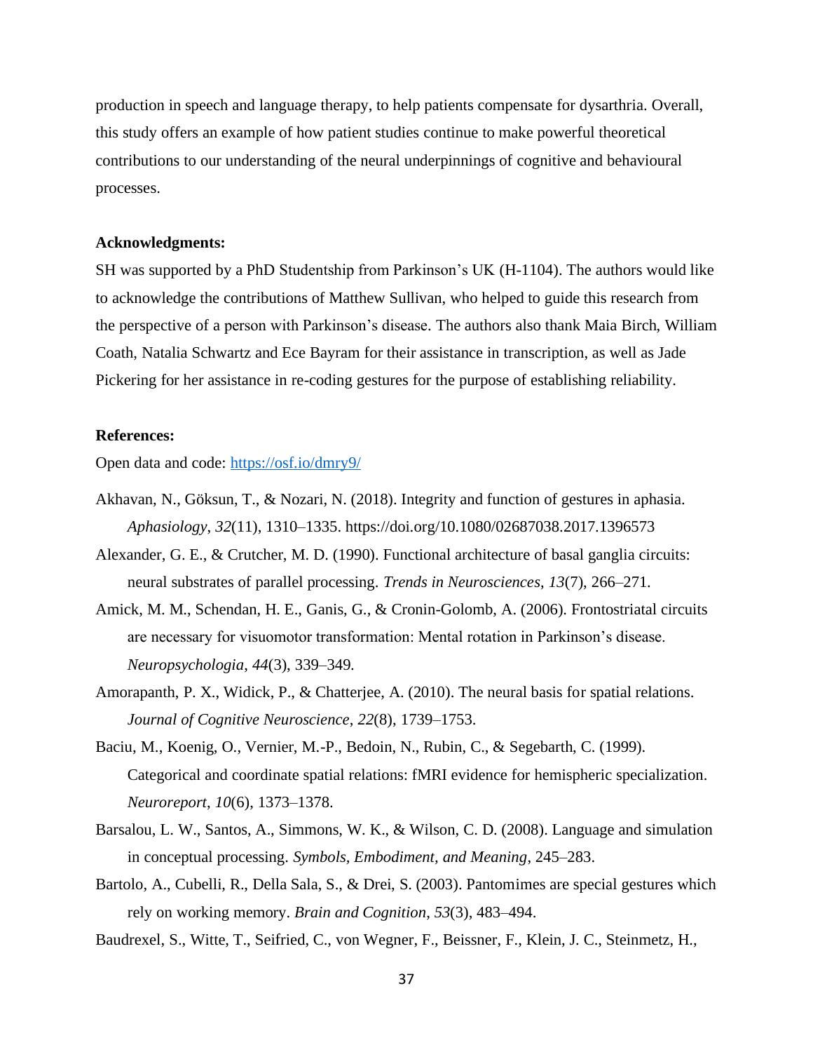production in speech and language therapy, to help patients compensate for dysarthria. Overall, this study offers an example of how patient studies continue to make powerful theoretical contributions to our understanding of the neural underpinnings of cognitive and behavioural processes.

**Acknowledgments:**

SH was supported by a PhD Studentship from Parkinson's UK (H-1104). The authors would like to acknowledge the contributions of Matthew Sullivan, who helped to guide this research from the perspective of a person with Parkinson's disease. The authors also thank Maia Birch, William Coath, Natalia Schwartz and Ece Bayram for their assistance in transcription, as well as Jade Pickering for her assistance in re-coding gestures for the purpose of establishing reliability.

**References:**

Open data and code: https://osf.io/dmry9/

Akhavan, N., Göksun, T., & Nozari, N. (2018). Integrity and function of gestures in aphasia. *Aphasiology*, *32*(11), 1310–1335. https://doi.org/10.1080/02687038.2017.1396573

Alexander, G. E., & Crutcher, M. D. (1990). Functional architecture of basal ganglia circuits: neural substrates of parallel processing. *Trends in Neurosciences*, *13*(7), 266–271.

Amick, M. M., Schendan, H. E., Ganis, G., & Cronin-Golomb, A. (2006). Frontostriatal circuits are necessary for visuomotor transformation: Mental rotation in Parkinson's disease. *Neuropsychologia*, *44*(3), 339–349.

Amorapanth, P. X., Widick, P., & Chatterjee, A. (2010). The neural basis for spatial relations. *Journal of Cognitive Neuroscience*, *22*(8), 1739–1753.

Baciu, M., Koenig, O., Vernier, M.-P., Bedoin, N., Rubin, C., & Segebarth, C. (1999). Categorical and coordinate spatial relations: fMRI evidence for hemispheric specialization. *Neuroreport*, *10*(6), 1373–1378.

Barsalou, L. W., Santos, A., Simmons, W. K., & Wilson, C. D. (2008). Language and simulation in conceptual processing. *Symbols, Embodiment, and Meaning*, 245–283.

Bartolo, A., Cubelli, R., Della Sala, S., & Drei, S. (2003). Pantomimes are special gestures which rely on working memory. *Brain and Cognition*, *53*(3), 483–494.

Baudrexel, S., Witte, T., Seifried, C., von Wegner, F., Beissner, F., Klein, J. C., Steinmetz, H.,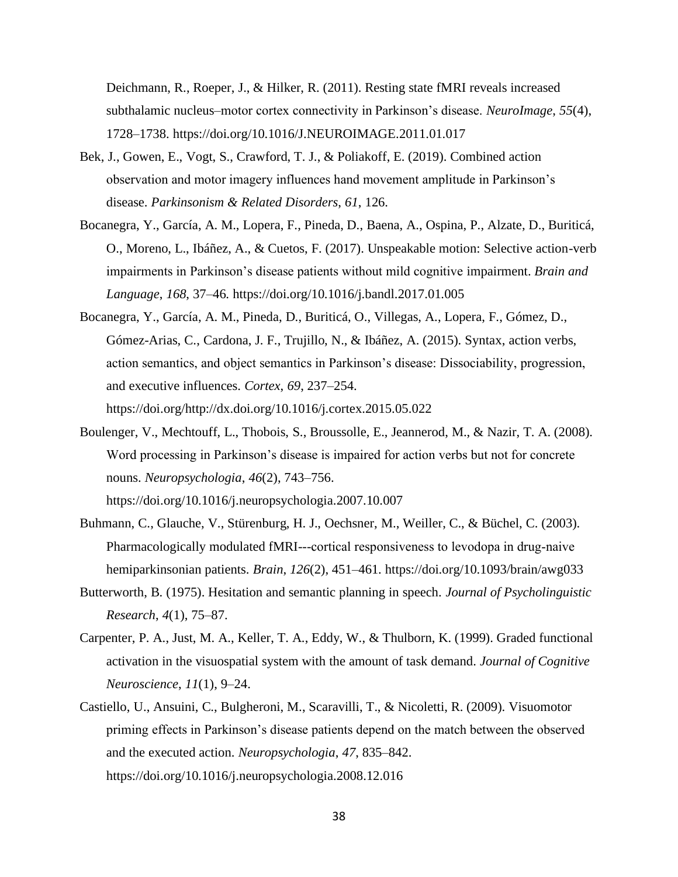Deichmann, R., Roeper, J., & Hilker, R. (2011). Resting state fMRI reveals increased subthalamic nucleus–motor cortex connectivity in Parkinson's disease. *NeuroImage*, *55*(4), 1728–1738. https://doi.org/10.1016/J.NEUROIMAGE.2011.01.017

Bek, J., Gowen, E., Vogt, S., Crawford, T. J., & Poliakoff, E. (2019). Combined action observation and motor imagery influences hand movement amplitude in Parkinson's disease. *Parkinsonism & Related Disorders*, *61*, 126.

Bocanegra, Y., García, A. M., Lopera, F., Pineda, D., Baena, A., Ospina, P., Alzate, D., Buriticá, O., Moreno, L., Ibáñez, A., & Cuetos, F. (2017). Unspeakable motion: Selective action-verb impairments in Parkinson's disease patients without mild cognitive impairment. *Brain and Language*, *168*, 37–46. https://doi.org/10.1016/j.bandl.2017.01.005

Bocanegra, Y., García, A. M., Pineda, D., Buriticá, O., Villegas, A., Lopera, F., Gómez, D., Gómez-Arias, C., Cardona, J. F., Trujillo, N., & Ibáñez, A. (2015). Syntax, action verbs, action semantics, and object semantics in Parkinson's disease: Dissociability, progression, and executive influences. *Cortex*, *69*, 237–254. https://doi.org/http://dx.doi.org/10.1016/j.cortex.2015.05.022

Boulenger, V., Mechtouff, L., Thobois, S., Broussolle, E., Jeannerod, M., & Nazir, T. A. (2008). Word processing in Parkinson's disease is impaired for action verbs but not for concrete nouns. *Neuropsychologia*, *46*(2), 743–756. https://doi.org/10.1016/j.neuropsychologia.2007.10.007

Buhmann, C., Glauche, V., Stürenburg, H. J., Oechsner, M., Weiller, C., & Büchel, C. (2003). Pharmacologically modulated fMRI---cortical responsiveness to levodopa in drug-naive hemiparkinsonian patients. *Brain*, *126*(2), 451–461. https://doi.org/10.1093/brain/awg033

Butterworth, B. (1975). Hesitation and semantic planning in speech. *Journal of Psycholinguistic Research*, *4*(1), 75–87.

Carpenter, P. A., Just, M. A., Keller, T. A., Eddy, W., & Thulborn, K. (1999). Graded functional activation in the visuospatial system with the amount of task demand. *Journal of Cognitive Neuroscience*, *11*(1), 9–24.

Castiello, U., Ansuini, C., Bulgheroni, M., Scaravilli, T., & Nicoletti, R. (2009). Visuomotor priming effects in Parkinson's disease patients depend on the match between the observed and the executed action. *Neuropsychologia*, *47*, 835–842. https://doi.org/10.1016/j.neuropsychologia.2008.12.016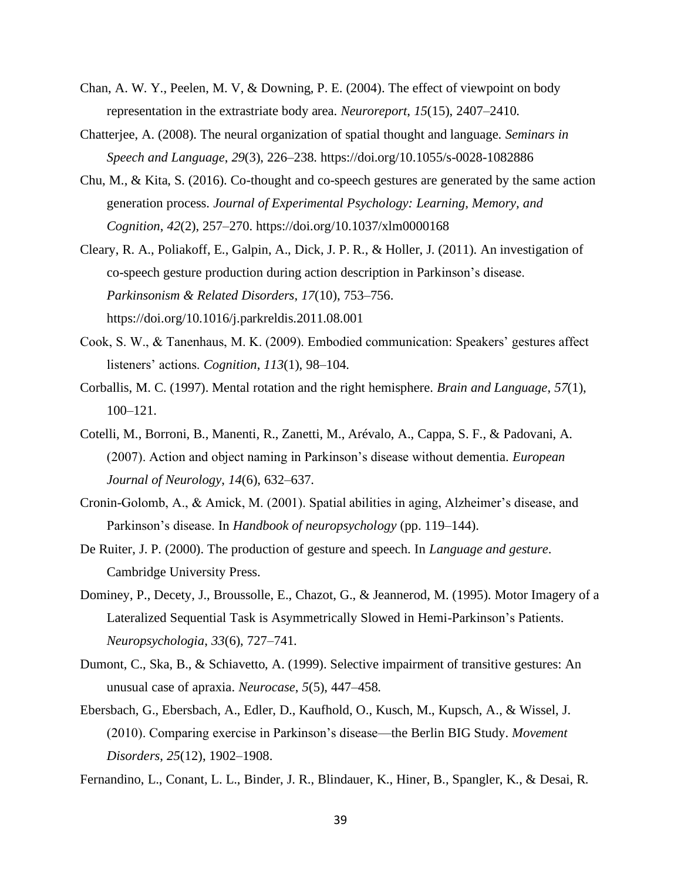Chan, A. W. Y., Peelen, M. V, & Downing, P. E. (2004). The effect of viewpoint on body representation in the extrastriate body area. *Neuroreport*, *15*(15), 2407–2410.

Chatterjee, A. (2008). The neural organization of spatial thought and language. *Seminars in Speech and Language*, *29*(3), 226–238. https://doi.org/10.1055/s-0028-1082886

Chu, M., & Kita, S. (2016). Co-thought and co-speech gestures are generated by the same action generation process. *Journal of Experimental Psychology: Learning, Memory, and Cognition*, *42*(2), 257–270. https://doi.org/10.1037/xlm0000168

Cleary, R. A., Poliakoff, E., Galpin, A., Dick, J. P. R., & Holler, J. (2011). An investigation of co-speech gesture production during action description in Parkinson's disease. *Parkinsonism & Related Disorders*, *17*(10), 753–756. https://doi.org/10.1016/j.parkreldis.2011.08.001

Cook, S. W., & Tanenhaus, M. K. (2009). Embodied communication: Speakers' gestures affect listeners' actions. *Cognition*, *113*(1), 98–104.

Corballis, M. C. (1997). Mental rotation and the right hemisphere. *Brain and Language*, *57*(1), 100–121.

Cotelli, M., Borroni, B., Manenti, R., Zanetti, M., Arévalo, A., Cappa, S. F., & Padovani, A. (2007). Action and object naming in Parkinson's disease without dementia. *European Journal of Neurology*, *14*(6), 632–637.

Cronin-Golomb, A., & Amick, M. (2001). Spatial abilities in aging, Alzheimer's disease, and Parkinson's disease. In *Handbook of neuropsychology* (pp. 119–144).

De Ruiter, J. P. (2000). The production of gesture and speech. In *Language and gesture*. Cambridge University Press.

Dominey, P., Decety, J., Broussolle, E., Chazot, G., & Jeannerod, M. (1995). Motor Imagery of a Lateralized Sequential Task is Asymmetrically Slowed in Hemi-Parkinson's Patients. *Neuropsychologia*, *33*(6), 727–741.

Dumont, C., Ska, B., & Schiavetto, A. (1999). Selective impairment of transitive gestures: An unusual case of apraxia. *Neurocase*, *5*(5), 447–458.

Ebersbach, G., Ebersbach, A., Edler, D., Kaufhold, O., Kusch, M., Kupsch, A., & Wissel, J. (2010). Comparing exercise in Parkinson's disease—the Berlin BIG Study. *Movement Disorders*, *25*(12), 1902–1908.

Fernandino, L., Conant, L. L., Binder, J. R., Blindauer, K., Hiner, B., Spangler, K., & Desai, R.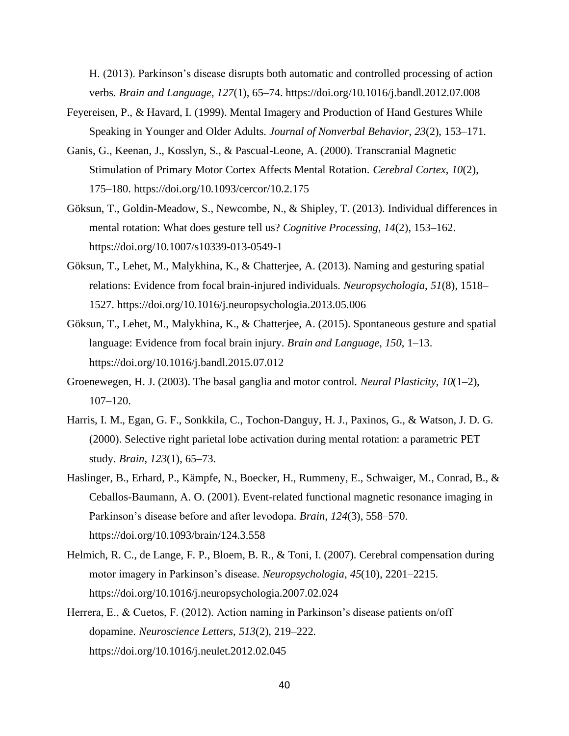H. (2013). Parkinson's disease disrupts both automatic and controlled processing of action verbs. *Brain and Language*, *127*(1), 65–74. https://doi.org/10.1016/j.bandl.2012.07.008

Feyereisen, P., & Havard, I. (1999). Mental Imagery and Production of Hand Gestures While Speaking in Younger and Older Adults. *Journal of Nonverbal Behavior*, *23*(2), 153–171.

Ganis, G., Keenan, J., Kosslyn, S., & Pascual-Leone, A. (2000). Transcranial Magnetic Stimulation of Primary Motor Cortex Affects Mental Rotation. *Cerebral Cortex*, *10*(2), 175–180. https://doi.org/10.1093/cercor/10.2.175

Göksun, T., Goldin-Meadow, S., Newcombe, N., & Shipley, T. (2013). Individual differences in mental rotation: What does gesture tell us? *Cognitive Processing*, *14*(2), 153–162. https://doi.org/10.1007/s10339-013-0549-1

Göksun, T., Lehet, M., Malykhina, K., & Chatterjee, A. (2013). Naming and gesturing spatial relations: Evidence from focal brain-injured individuals. *Neuropsychologia*, *51*(8), 1518–1527. https://doi.org/10.1016/j.neuropsychologia.2013.05.006

Göksun, T., Lehet, M., Malykhina, K., & Chatterjee, A. (2015). Spontaneous gesture and spatial language: Evidence from focal brain injury. *Brain and Language*, *150*, 1–13. https://doi.org/10.1016/j.bandl.2015.07.012

Groenewegen, H. J. (2003). The basal ganglia and motor control. *Neural Plasticity*, *10*(1–2), 107–120.

Harris, I. M., Egan, G. F., Sonkkila, C., Tochon-Danguy, H. J., Paxinos, G., & Watson, J. D. G. (2000). Selective right parietal lobe activation during mental rotation: a parametric PET study. *Brain*, *123*(1), 65–73.

Haslinger, B., Erhard, P., Kämpfe, N., Boecker, H., Rummeny, E., Schwaiger, M., Conrad, B., & Ceballos-Baumann, A. O. (2001). Event-related functional magnetic resonance imaging in Parkinson's disease before and after levodopa. *Brain*, *124*(3), 558–570. https://doi.org/10.1093/brain/124.3.558

Helmich, R. C., de Lange, F. P., Bloem, B. R., & Toni, I. (2007). Cerebral compensation during motor imagery in Parkinson's disease. *Neuropsychologia*, *45*(10), 2201–2215. https://doi.org/10.1016/j.neuropsychologia.2007.02.024

Herrera, E., & Cuetos, F. (2012). Action naming in Parkinson's disease patients on/off dopamine. *Neuroscience Letters*, *513*(2), 219–222. https://doi.org/10.1016/j.neulet.2012.02.045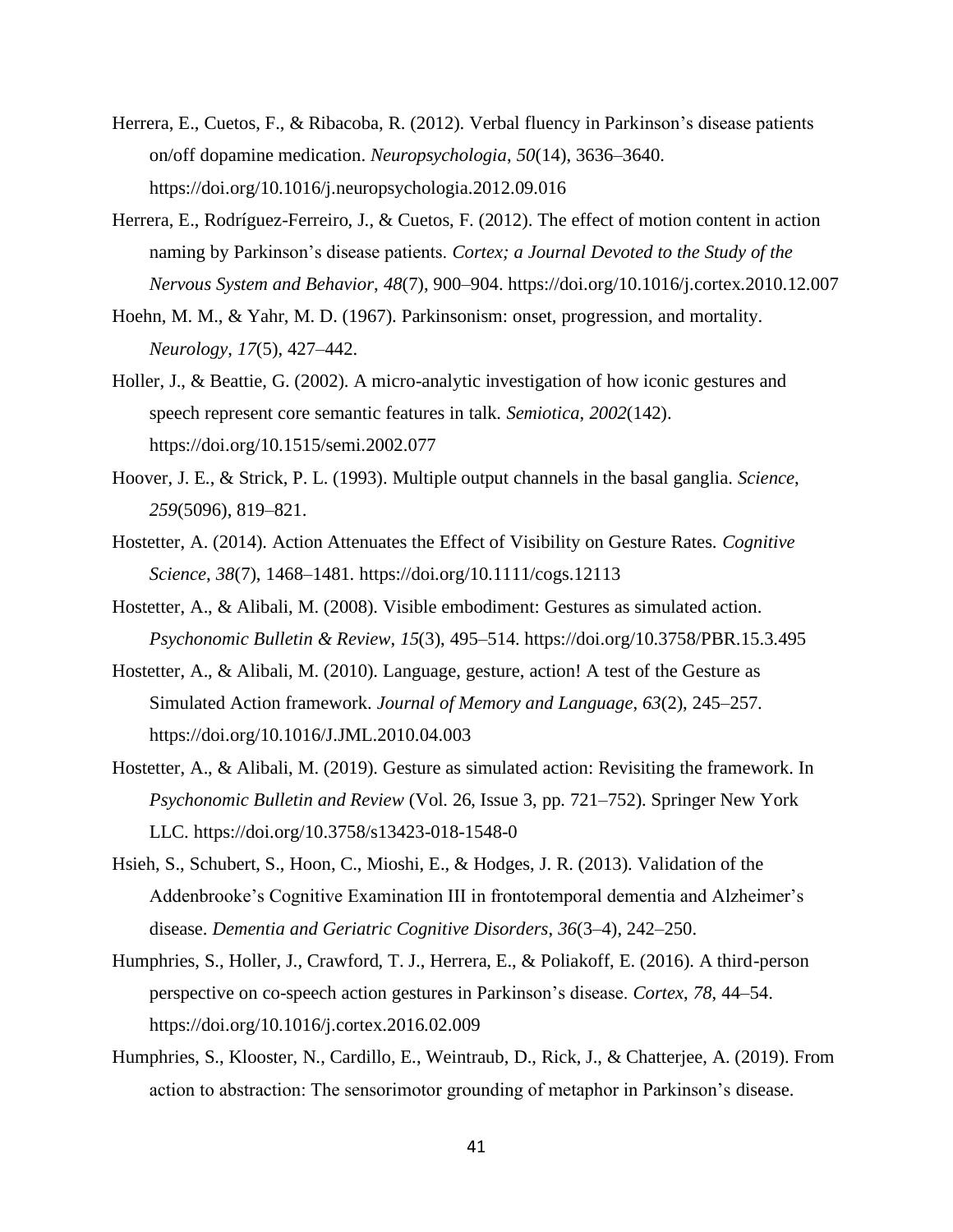Herrera, E., Cuetos, F., & Ribacoba, R. (2012). Verbal fluency in Parkinson's disease patients on/off dopamine medication. *Neuropsychologia*, *50*(14), 3636–3640. https://doi.org/10.1016/j.neuropsychologia.2012.09.016

Herrera, E., Rodríguez-Ferreiro, J., & Cuetos, F. (2012). The effect of motion content in action naming by Parkinson's disease patients. *Cortex; a Journal Devoted to the Study of the Nervous System and Behavior*, *48*(7), 900–904. https://doi.org/10.1016/j.cortex.2010.12.007

Hoehn, M. M., & Yahr, M. D. (1967). Parkinsonism: onset, progression, and mortality. *Neurology*, *17*(5), 427–442.

Holler, J., & Beattie, G. (2002). A micro-analytic investigation of how iconic gestures and speech represent core semantic features in talk. *Semiotica*, *2002*(142). https://doi.org/10.1515/semi.2002.077

Hoover, J. E., & Strick, P. L. (1993). Multiple output channels in the basal ganglia. *Science*, *259*(5096), 819–821.

Hostetter, A. (2014). Action Attenuates the Effect of Visibility on Gesture Rates. *Cognitive Science*, *38*(7), 1468–1481. https://doi.org/10.1111/cogs.12113

Hostetter, A., & Alibali, M. (2008). Visible embodiment: Gestures as simulated action. *Psychonomic Bulletin & Review*, *15*(3), 495–514. https://doi.org/10.3758/PBR.15.3.495

Hostetter, A., & Alibali, M. (2010). Language, gesture, action! A test of the Gesture as Simulated Action framework. *Journal of Memory and Language*, *63*(2), 245–257. https://doi.org/10.1016/J.JML.2010.04.003

Hostetter, A., & Alibali, M. (2019). Gesture as simulated action: Revisiting the framework. In *Psychonomic Bulletin and Review* (Vol. 26, Issue 3, pp. 721–752). Springer New York LLC. https://doi.org/10.3758/s13423-018-1548-0

Hsieh, S., Schubert, S., Hoon, C., Mioshi, E., & Hodges, J. R. (2013). Validation of the Addenbrooke's Cognitive Examination III in frontotemporal dementia and Alzheimer's disease. *Dementia and Geriatric Cognitive Disorders*, *36*(3–4), 242–250.

Humphries, S., Holler, J., Crawford, T. J., Herrera, E., & Poliakoff, E. (2016). A third-person perspective on co-speech action gestures in Parkinson's disease. *Cortex*, *78*, 44–54. https://doi.org/10.1016/j.cortex.2016.02.009

Humphries, S., Klooster, N., Cardillo, E., Weintraub, D., Rick, J., & Chatterjee, A. (2019). From action to abstraction: The sensorimotor grounding of metaphor in Parkinson's disease.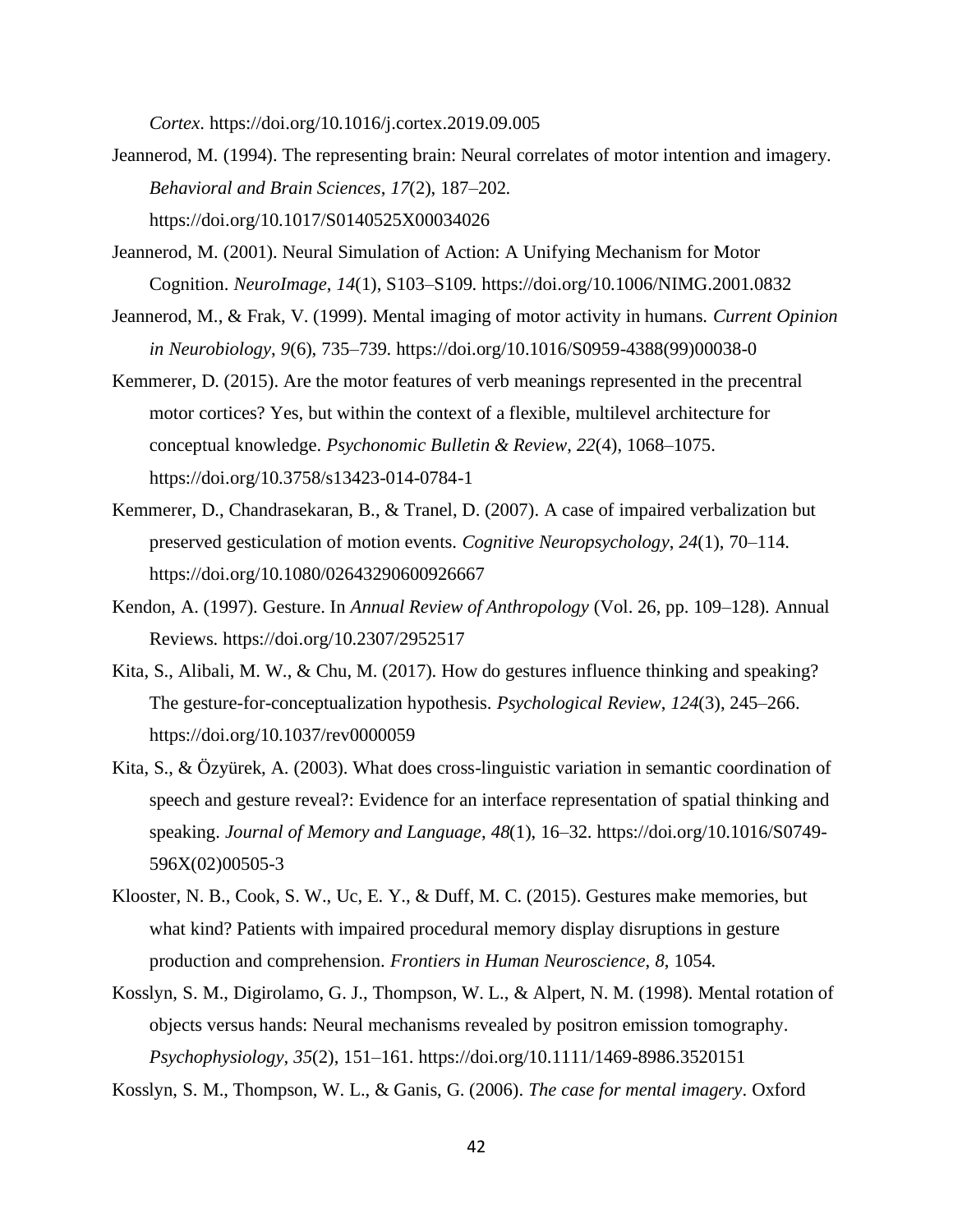*Cortex*. https://doi.org/10.1016/j.cortex.2019.09.005

Jeannerod, M. (1994). The representing brain: Neural correlates of motor intention and imagery. *Behavioral and Brain Sciences*, *17*(2), 187–202. https://doi.org/10.1017/S0140525X00034026

Jeannerod, M. (2001). Neural Simulation of Action: A Unifying Mechanism for Motor Cognition. *NeuroImage*, *14*(1), S103–S109. https://doi.org/10.1006/NIMG.2001.0832

Jeannerod, M., & Frak, V. (1999). Mental imaging of motor activity in humans. *Current Opinion in Neurobiology*, *9*(6), 735–739. https://doi.org/10.1016/S0959-4388(99)00038-0

Kemmerer, D. (2015). Are the motor features of verb meanings represented in the precentral motor cortices? Yes, but within the context of a flexible, multilevel architecture for conceptual knowledge. *Psychonomic Bulletin & Review*, *22*(4), 1068–1075. https://doi.org/10.3758/s13423-014-0784-1

Kemmerer, D., Chandrasekaran, B., & Tranel, D. (2007). A case of impaired verbalization but preserved gesticulation of motion events. *Cognitive Neuropsychology*, *24*(1), 70–114. https://doi.org/10.1080/02643290600926667

Kendon, A. (1997). Gesture. In *Annual Review of Anthropology* (Vol. 26, pp. 109–128). Annual Reviews. https://doi.org/10.2307/2952517

Kita, S., Alibali, M. W., & Chu, M. (2017). How do gestures influence thinking and speaking? The gesture-for-conceptualization hypothesis. *Psychological Review*, *124*(3), 245–266. https://doi.org/10.1037/rev0000059

Kita, S., & Özyürek, A. (2003). What does cross-linguistic variation in semantic coordination of speech and gesture reveal?: Evidence for an interface representation of spatial thinking and speaking. *Journal of Memory and Language*, *48*(1), 16–32. https://doi.org/10.1016/S0749-596X(02)00505-3

Klooster, N. B., Cook, S. W., Uc, E. Y., & Duff, M. C. (2015). Gestures make memories, but what kind? Patients with impaired procedural memory display disruptions in gesture production and comprehension. *Frontiers in Human Neuroscience*, *8*, 1054.

Kosslyn, S. M., Digirolamo, G. J., Thompson, W. L., & Alpert, N. M. (1998). Mental rotation of objects versus hands: Neural mechanisms revealed by positron emission tomography. *Psychophysiology*, *35*(2), 151–161. https://doi.org/10.1111/1469-8986.3520151

Kosslyn, S. M., Thompson, W. L., & Ganis, G. (2006). *The case for mental imagery*. Oxford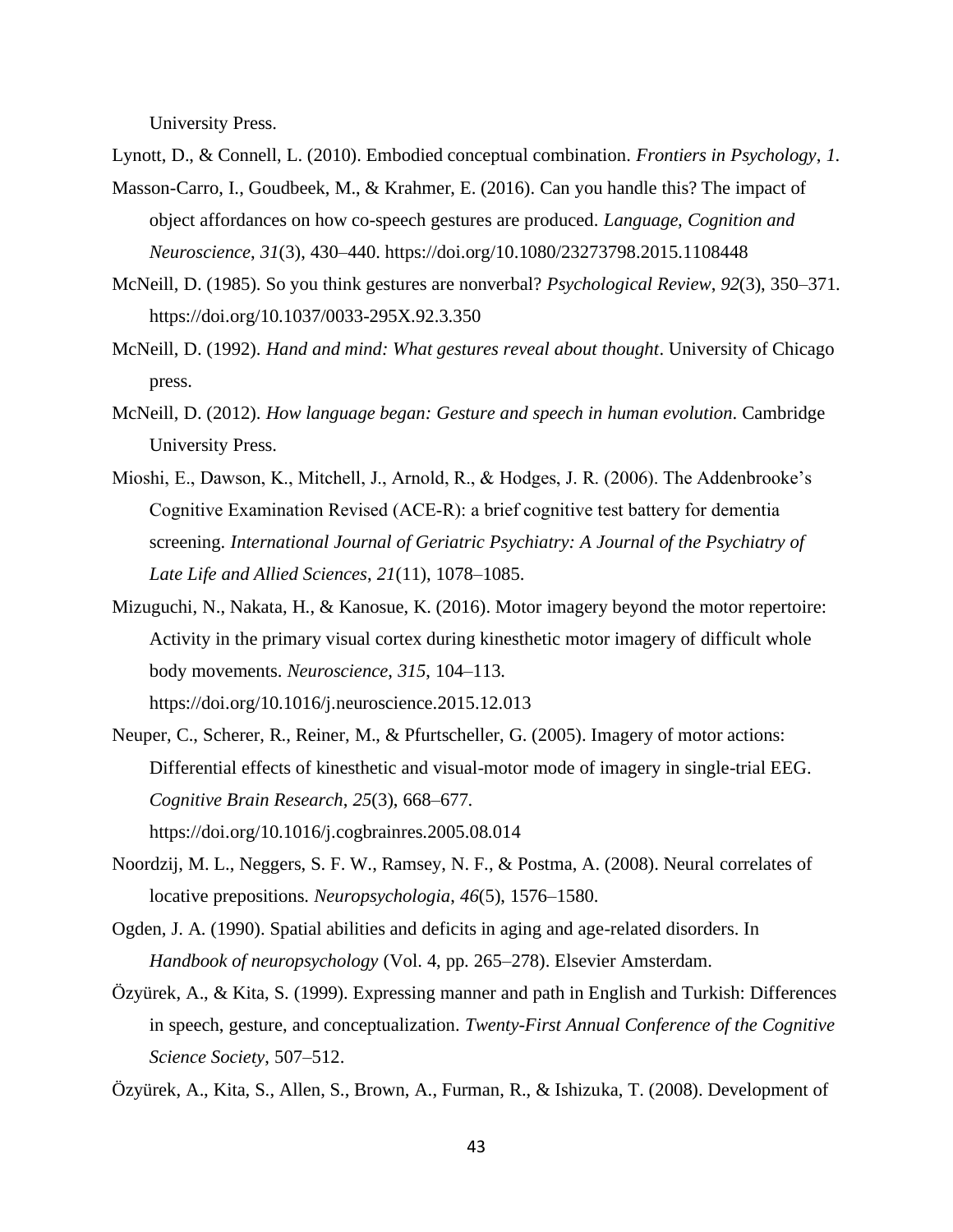University Press.

Lynott, D., & Connell, L. (2010). Embodied conceptual combination. *Frontiers in Psychology*, *1*.

Masson-Carro, I., Goudbeek, M., & Krahmer, E. (2016). Can you handle this? The impact of object affordances on how co-speech gestures are produced. *Language, Cognition and Neuroscience*, *31*(3), 430–440. https://doi.org/10.1080/23273798.2015.1108448

McNeill, D. (1985). So you think gestures are nonverbal? *Psychological Review*, *92*(3), 350–371. https://doi.org/10.1037/0033-295X.92.3.350

McNeill, D. (1992). *Hand and mind: What gestures reveal about thought*. University of Chicago press.

McNeill, D. (2012). *How language began: Gesture and speech in human evolution*. Cambridge University Press.

Mioshi, E., Dawson, K., Mitchell, J., Arnold, R., & Hodges, J. R. (2006). The Addenbrooke's Cognitive Examination Revised (ACE-R): a brief cognitive test battery for dementia screening. *International Journal of Geriatric Psychiatry: A Journal of the Psychiatry of Late Life and Allied Sciences*, *21*(11), 1078–1085.

Mizuguchi, N., Nakata, H., & Kanosue, K. (2016). Motor imagery beyond the motor repertoire: Activity in the primary visual cortex during kinesthetic motor imagery of difficult whole body movements. *Neuroscience*, *315*, 104–113. https://doi.org/10.1016/j.neuroscience.2015.12.013

Neuper, C., Scherer, R., Reiner, M., & Pfurtscheller, G. (2005). Imagery of motor actions: Differential effects of kinesthetic and visual-motor mode of imagery in single-trial EEG. *Cognitive Brain Research*, *25*(3), 668–677. https://doi.org/10.1016/j.cogbrainres.2005.08.014

Noordzij, M. L., Neggers, S. F. W., Ramsey, N. F., & Postma, A. (2008). Neural correlates of locative prepositions. *Neuropsychologia*, *46*(5), 1576–1580.

Ogden, J. A. (1990). Spatial abilities and deficits in aging and age-related disorders. In *Handbook of neuropsychology* (Vol. 4, pp. 265–278). Elsevier Amsterdam.

Özyürek, A., & Kita, S. (1999). Expressing manner and path in English and Turkish: Differences in speech, gesture, and conceptualization. *Twenty-First Annual Conference of the Cognitive Science Society*, 507–512.

Özyürek, A., Kita, S., Allen, S., Brown, A., Furman, R., & Ishizuka, T. (2008). Development of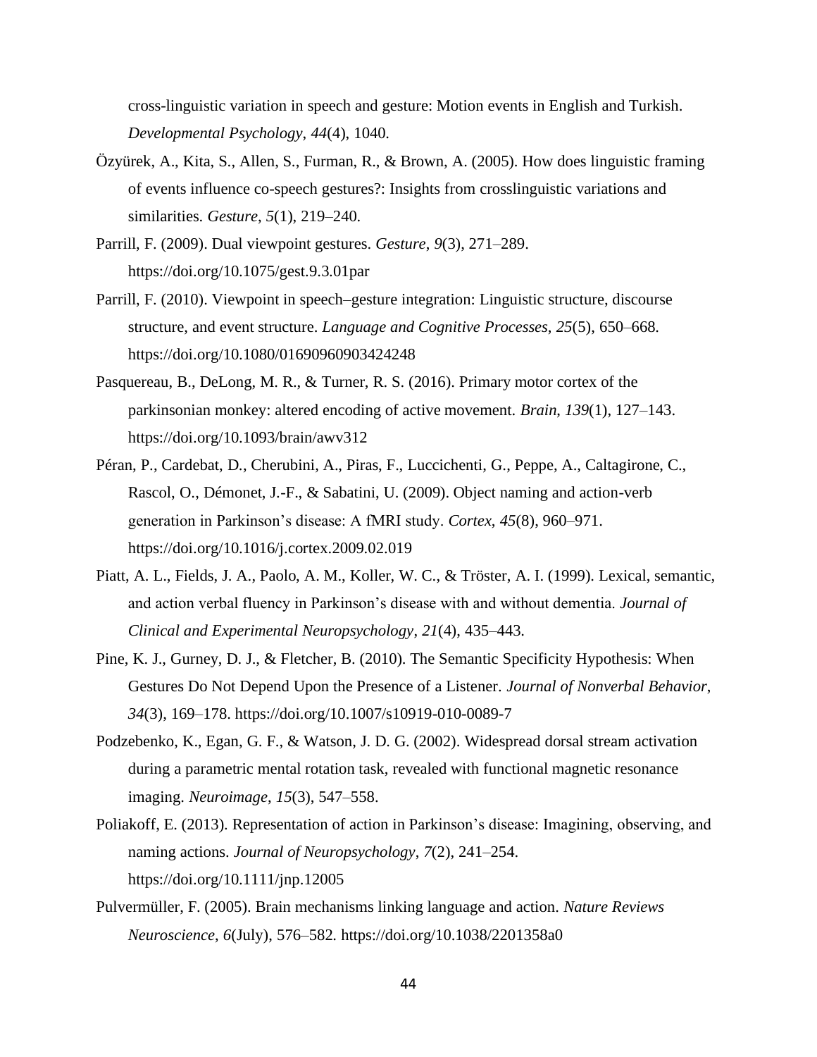cross-linguistic variation in speech and gesture: Motion events in English and Turkish. *Developmental Psychology*, *44*(4), 1040.

Özyürek, A., Kita, S., Allen, S., Furman, R., & Brown, A. (2005). How does linguistic framing of events influence co-speech gestures?: Insights from crosslinguistic variations and similarities. *Gesture*, *5*(1), 219–240.

Parrill, F. (2009). Dual viewpoint gestures. *Gesture*, *9*(3), 271–289. https://doi.org/10.1075/gest.9.3.01par

Parrill, F. (2010). Viewpoint in speech–gesture integration: Linguistic structure, discourse structure, and event structure. *Language and Cognitive Processes*, *25*(5), 650–668. https://doi.org/10.1080/01690960903424248

Pasquereau, B., DeLong, M. R., & Turner, R. S. (2016). Primary motor cortex of the parkinsonian monkey: altered encoding of active movement. *Brain*, *139*(1), 127–143. https://doi.org/10.1093/brain/awv312

Péran, P., Cardebat, D., Cherubini, A., Piras, F., Luccichenti, G., Peppe, A., Caltagirone, C., Rascol, O., Démonet, J.-F., & Sabatini, U. (2009). Object naming and action-verb generation in Parkinson's disease: A fMRI study. *Cortex*, *45*(8), 960–971. https://doi.org/10.1016/j.cortex.2009.02.019

Piatt, A. L., Fields, J. A., Paolo, A. M., Koller, W. C., & Tröster, A. I. (1999). Lexical, semantic, and action verbal fluency in Parkinson's disease with and without dementia. *Journal of Clinical and Experimental Neuropsychology*, *21*(4), 435–443.

Pine, K. J., Gurney, D. J., & Fletcher, B. (2010). The Semantic Specificity Hypothesis: When Gestures Do Not Depend Upon the Presence of a Listener. *Journal of Nonverbal Behavior*, *34*(3), 169–178. https://doi.org/10.1007/s10919-010-0089-7

Podzebenko, K., Egan, G. F., & Watson, J. D. G. (2002). Widespread dorsal stream activation during a parametric mental rotation task, revealed with functional magnetic resonance imaging. *Neuroimage*, *15*(3), 547–558.

Poliakoff, E. (2013). Representation of action in Parkinson's disease: Imagining, observing, and naming actions. *Journal of Neuropsychology*, *7*(2), 241–254. https://doi.org/10.1111/jnp.12005

Pulvermüller, F. (2005). Brain mechanisms linking language and action. *Nature Reviews Neuroscience*, *6*(July), 576–582. https://doi.org/10.1038/2201358a0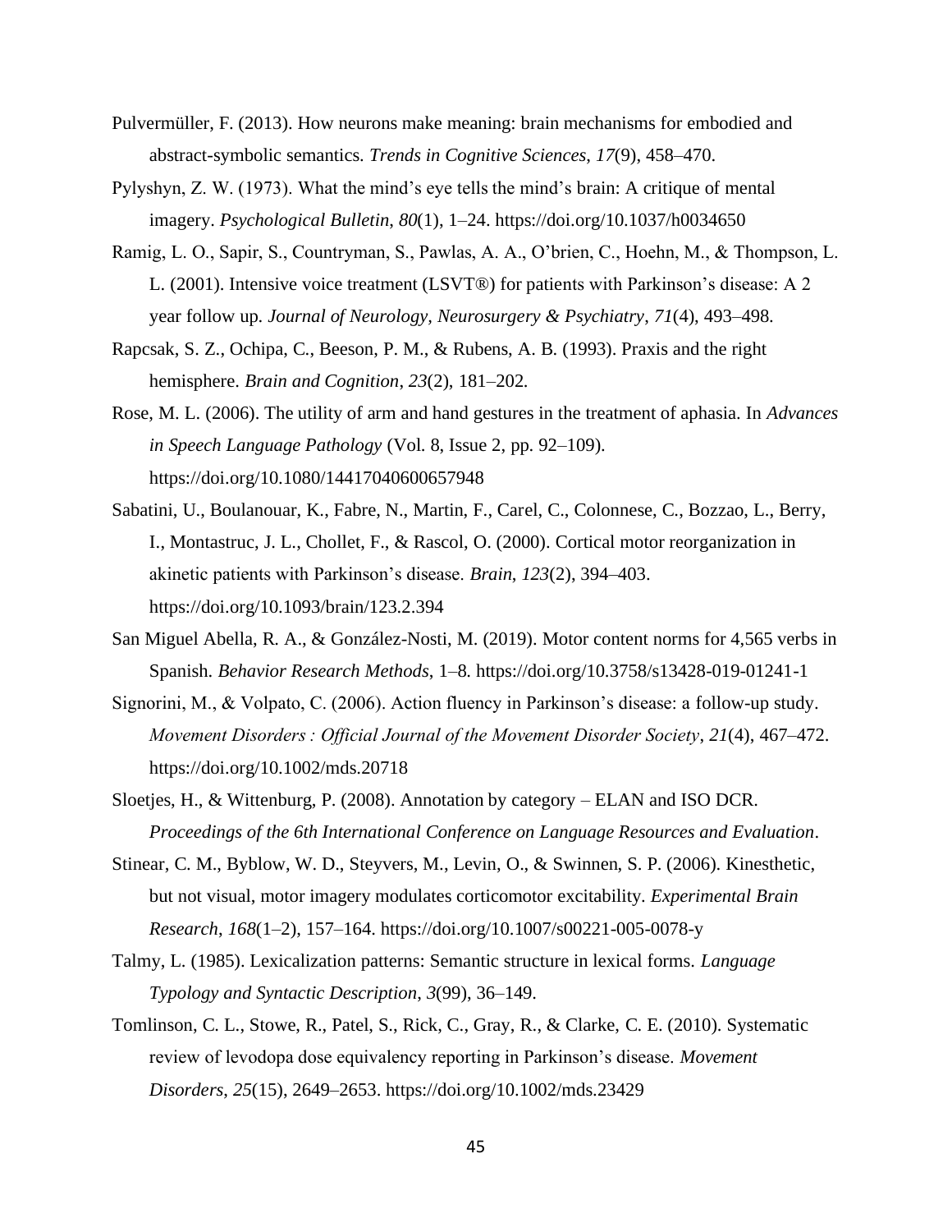Pulvermüller, F. (2013). How neurons make meaning: brain mechanisms for embodied and abstract-symbolic semantics. *Trends in Cognitive Sciences*, *17*(9), 458–470.

Pylyshyn, Z. W. (1973). What the mind's eye tells the mind's brain: A critique of mental imagery. *Psychological Bulletin*, *80*(1), 1–24. https://doi.org/10.1037/h0034650

Ramig, L. O., Sapir, S., Countryman, S., Pawlas, A. A., O'brien, C., Hoehn, M., & Thompson, L. L. (2001). Intensive voice treatment (LSVT®) for patients with Parkinson's disease: A 2 year follow up. *Journal of Neurology, Neurosurgery & Psychiatry*, *71*(4), 493–498.

Rapcsak, S. Z., Ochipa, C., Beeson, P. M., & Rubens, A. B. (1993). Praxis and the right hemisphere. *Brain and Cognition*, *23*(2), 181–202.

Rose, M. L. (2006). The utility of arm and hand gestures in the treatment of aphasia. In *Advances in Speech Language Pathology* (Vol. 8, Issue 2, pp. 92–109). https://doi.org/10.1080/14417040600657948

Sabatini, U., Boulanouar, K., Fabre, N., Martin, F., Carel, C., Colonnese, C., Bozzao, L., Berry, I., Montastruc, J. L., Chollet, F., & Rascol, O. (2000). Cortical motor reorganization in akinetic patients with Parkinson's disease. *Brain*, *123*(2), 394–403. https://doi.org/10.1093/brain/123.2.394

San Miguel Abella, R. A., & González-Nosti, M. (2019). Motor content norms for 4,565 verbs in Spanish. *Behavior Research Methods*, 1–8. https://doi.org/10.3758/s13428-019-01241-1

Signorini, M., & Volpato, C. (2006). Action fluency in Parkinson's disease: a follow-up study. *Movement Disorders : Official Journal of the Movement Disorder Society*, *21*(4), 467–472. https://doi.org/10.1002/mds.20718

Sloetjes, H., & Wittenburg, P. (2008). Annotation by category – ELAN and ISO DCR. *Proceedings of the 6th International Conference on Language Resources and Evaluation*.

Stinear, C. M., Byblow, W. D., Steyvers, M., Levin, O., & Swinnen, S. P. (2006). Kinesthetic, but not visual, motor imagery modulates corticomotor excitability. *Experimental Brain Research*, *168*(1–2), 157–164. https://doi.org/10.1007/s00221-005-0078-y

Talmy, L. (1985). Lexicalization patterns: Semantic structure in lexical forms. *Language Typology and Syntactic Description*, *3*(99), 36–149.

Tomlinson, C. L., Stowe, R., Patel, S., Rick, C., Gray, R., & Clarke, C. E. (2010). Systematic review of levodopa dose equivalency reporting in Parkinson's disease. *Movement Disorders*, *25*(15), 2649–2653. https://doi.org/10.1002/mds.23429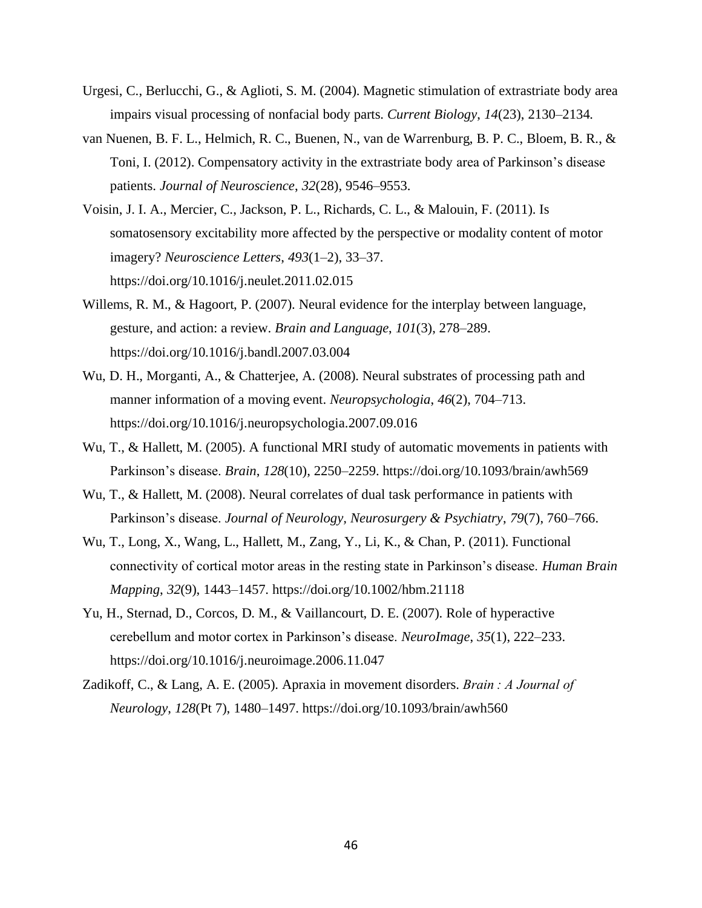Urgesi, C., Berlucchi, G., & Aglioti, S. M. (2004). Magnetic stimulation of extrastriate body area impairs visual processing of nonfacial body parts. *Current Biology*, *14*(23), 2130–2134.

van Nuenen, B. F. L., Helmich, R. C., Buenen, N., van de Warrenburg, B. P. C., Bloem, B. R., & Toni, I. (2012). Compensatory activity in the extrastriate body area of Parkinson's disease patients. *Journal of Neuroscience*, *32*(28), 9546–9553.

Voisin, J. I. A., Mercier, C., Jackson, P. L., Richards, C. L., & Malouin, F. (2011). Is somatosensory excitability more affected by the perspective or modality content of motor imagery? *Neuroscience Letters*, *493*(1–2), 33–37. https://doi.org/10.1016/j.neulet.2011.02.015

Willems, R. M., & Hagoort, P. (2007). Neural evidence for the interplay between language, gesture, and action: a review. *Brain and Language*, *101*(3), 278–289. https://doi.org/10.1016/j.bandl.2007.03.004

Wu, D. H., Morganti, A., & Chatterjee, A. (2008). Neural substrates of processing path and manner information of a moving event. *Neuropsychologia*, *46*(2), 704–713. https://doi.org/10.1016/j.neuropsychologia.2007.09.016

Wu, T., & Hallett, M. (2005). A functional MRI study of automatic movements in patients with Parkinson's disease. *Brain*, *128*(10), 2250–2259. https://doi.org/10.1093/brain/awh569

Wu, T., & Hallett, M. (2008). Neural correlates of dual task performance in patients with Parkinson's disease. *Journal of Neurology, Neurosurgery & Psychiatry*, *79*(7), 760–766.

Wu, T., Long, X., Wang, L., Hallett, M., Zang, Y., Li, K., & Chan, P. (2011). Functional connectivity of cortical motor areas in the resting state in Parkinson's disease. *Human Brain Mapping*, *32*(9), 1443–1457. https://doi.org/10.1002/hbm.21118

Yu, H., Sternad, D., Corcos, D. M., & Vaillancourt, D. E. (2007). Role of hyperactive cerebellum and motor cortex in Parkinson's disease. *NeuroImage*, *35*(1), 222–233. https://doi.org/10.1016/j.neuroimage.2006.11.047

Zadikoff, C., & Lang, A. E. (2005). Apraxia in movement disorders. *Brain : A Journal of Neurology*, *128*(Pt 7), 1480–1497. https://doi.org/10.1093/brain/awh560